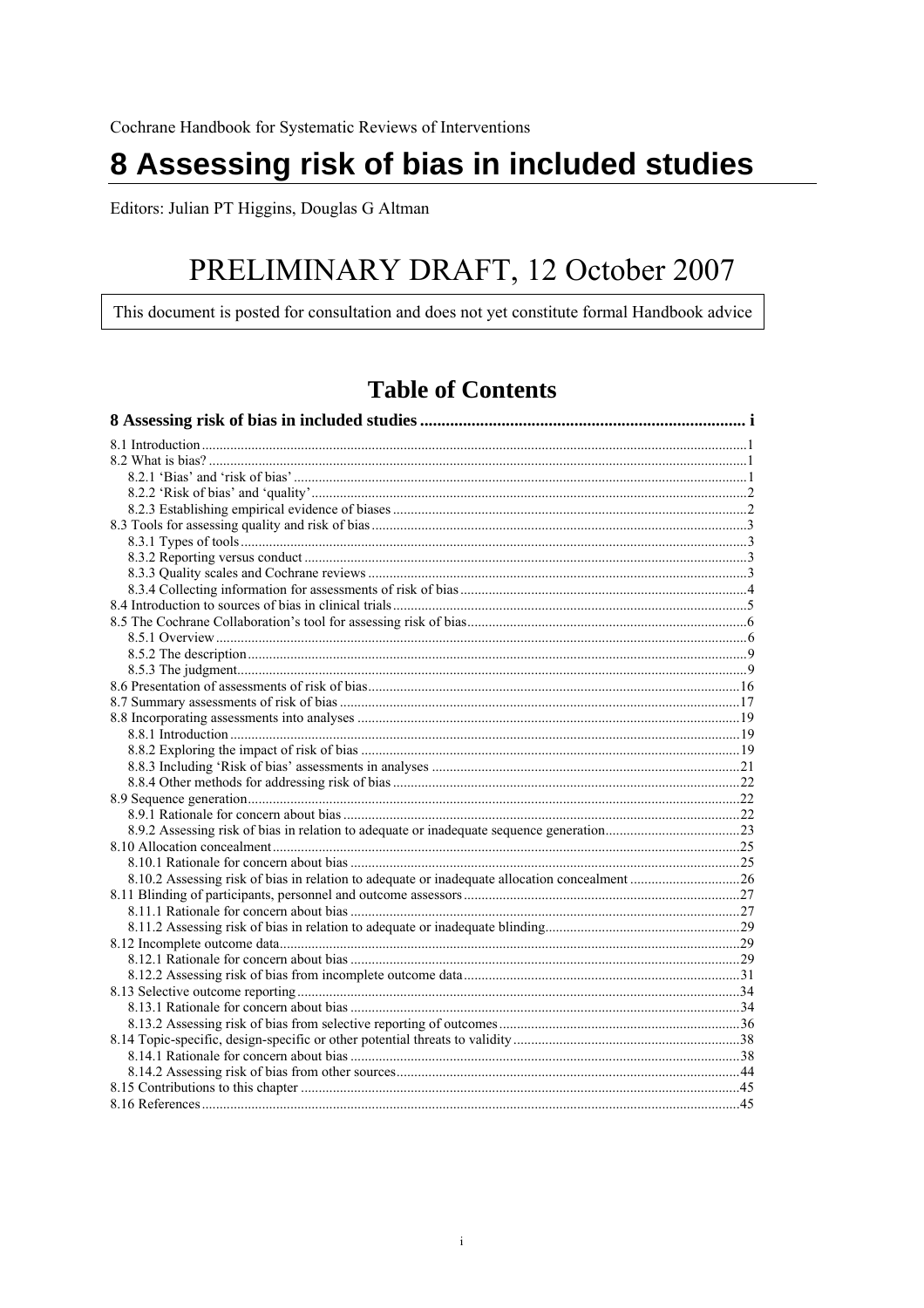Cochrane Handbook for Systematic Reviews of Interventions

# 8 Assessing risk of bias in included studies

Editors: Julian PT Higgins, Douglas G Altman

## PRELIMINARY DRAFT, 12 October 2007

This document is posted for consultation and does not yet constitute formal Handbook advice

## Table of Contents

**8 Assessing risk of bias in included studies ............................................................................ i**

8.1 Introduction ....................................................................................................................1
8.2 What is bias? ..................................................................................................................1
  8.2.1 'Bias' and 'risk of bias' ...............................................................................................1
  8.2.2 'Risk of bias' and 'quality' ...........................................................................................2
  8.2.3 Establishing empirical evidence of biases ...................................................................2
8.3 Tools for assessing quality and risk of bias .........................................................................3
  8.3.1 Types of tools ...........................................................................................................3
  8.3.2 Reporting versus conduct ...........................................................................................3
  8.3.3 Quality scales and Cochrane reviews ..........................................................................3
  8.3.4 Collecting information for assessments of risk of bias ..................................................4
8.4 Introduction to sources of bias in clinical trials ....................................................................5
8.5 The Cochrane Collaboration's tool for assessing risk of bias ................................................6
  8.5.1 Overview ..................................................................................................................6
  8.5.2 The description ..........................................................................................................9
  8.5.3 The judgment.............................................................................................................9
8.6 Presentation of assessments of risk of bias........................................................................16
8.7 Summary assessments of risk of bias ...............................................................................17
8.8 Incorporating assessments into analyses ..........................................................................19
  8.8.1 Introduction .............................................................................................................19
  8.8.2 Exploring the impact of risk of bias ...........................................................................19
  8.8.3 Including 'Risk of bias' assessments in analyses .........................................................21
  8.8.4 Other methods for addressing risk of bias ...................................................................22
8.9 Sequence generation.......................................................................................................22
  8.9.1 Rationale for concern about bias ...............................................................................22
  8.9.2 Assessing risk of bias in relation to adequate or inadequate sequence generation.......................23
8.10 Allocation concealment..................................................................................................25
  8.10.1 Rationale for concern about bias .............................................................................25
  8.10.2 Assessing risk of bias in relation to adequate or inadequate allocation concealment ...............26
8.11 Blinding of participants, personnel and outcome assessors ...............................................27
  8.11.1 Rationale for concern about bias .............................................................................27
  8.11.2 Assessing risk of bias in relation to adequate or inadequate blinding..................................29
8.12 Incomplete outcome data................................................................................................29
  8.12.1 Rationale for concern about bias .............................................................................29
  8.12.2 Assessing risk of bias from incomplete outcome data..................................................31
8.13 Selective outcome reporting............................................................................................34
  8.13.1 Rationale for concern about bias .............................................................................34
  8.13.2 Assessing risk of bias from selective reporting of outcomes ........................................36
8.14 Topic-specific, design-specific or other potential threats to validity ......................................38
  8.14.1 Rationale for concern about bias .............................................................................38
  8.14.2 Assessing risk of bias from other sources..................................................................44
8.15 Contributions to this chapter ..........................................................................................45
8.16 References....................................................................................................................45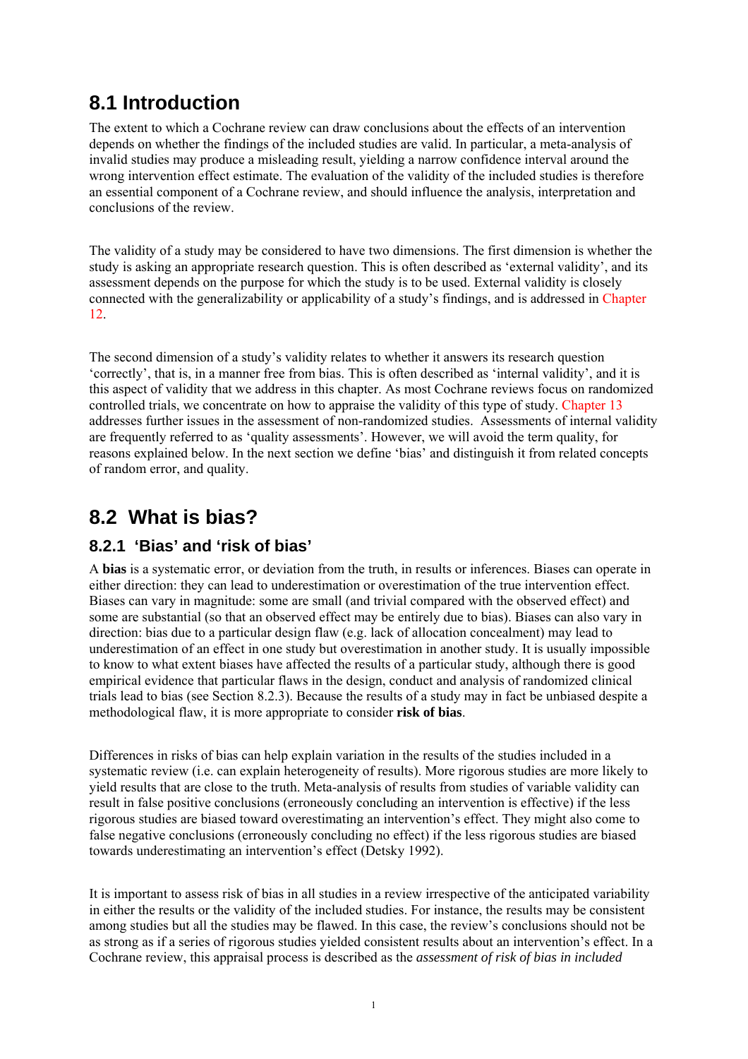## 8.1 Introduction

The extent to which a Cochrane review can draw conclusions about the effects of an intervention depends on whether the findings of the included studies are valid. In particular, a meta-analysis of invalid studies may produce a misleading result, yielding a narrow confidence interval around the wrong intervention effect estimate. The evaluation of the validity of the included studies is therefore an essential component of a Cochrane review, and should influence the analysis, interpretation and conclusions of the review.

The validity of a study may be considered to have two dimensions. The first dimension is whether the study is asking an appropriate research question. This is often described as 'external validity', and its assessment depends on the purpose for which the study is to be used. External validity is closely connected with the generalizability or applicability of a study's findings, and is addressed in Chapter 12.

The second dimension of a study's validity relates to whether it answers its research question 'correctly', that is, in a manner free from bias. This is often described as 'internal validity', and it is this aspect of validity that we address in this chapter. As most Cochrane reviews focus on randomized controlled trials, we concentrate on how to appraise the validity of this type of study. Chapter 13 addresses further issues in the assessment of non-randomized studies. Assessments of internal validity are frequently referred to as 'quality assessments'. However, we will avoid the term quality, for reasons explained below. In the next section we define 'bias' and distinguish it from related concepts of random error, and quality.

## 8.2 What is bias?

### 8.2.1 'Bias' and 'risk of bias'

A **bias** is a systematic error, or deviation from the truth, in results or inferences. Biases can operate in either direction: they can lead to underestimation or overestimation of the true intervention effect. Biases can vary in magnitude: some are small (and trivial compared with the observed effect) and some are substantial (so that an observed effect may be entirely due to bias). Biases can also vary in direction: bias due to a particular design flaw (e.g. lack of allocation concealment) may lead to underestimation of an effect in one study but overestimation in another study. It is usually impossible to know to what extent biases have affected the results of a particular study, although there is good empirical evidence that particular flaws in the design, conduct and analysis of randomized clinical trials lead to bias (see Section 8.2.3). Because the results of a study may in fact be unbiased despite a methodological flaw, it is more appropriate to consider **risk of bias**.

Differences in risks of bias can help explain variation in the results of the studies included in a systematic review (i.e. can explain heterogeneity of results). More rigorous studies are more likely to yield results that are close to the truth. Meta-analysis of results from studies of variable validity can result in false positive conclusions (erroneously concluding an intervention is effective) if the less rigorous studies are biased toward overestimating an intervention's effect. They might also come to false negative conclusions (erroneously concluding no effect) if the less rigorous studies are biased towards underestimating an intervention's effect (Detsky 1992).

It is important to assess risk of bias in all studies in a review irrespective of the anticipated variability in either the results or the validity of the included studies. For instance, the results may be consistent among studies but all the studies may be flawed. In this case, the review's conclusions should not be as strong as if a series of rigorous studies yielded consistent results about an intervention's effect. In a Cochrane review, this appraisal process is described as the *assessment of risk of bias in included*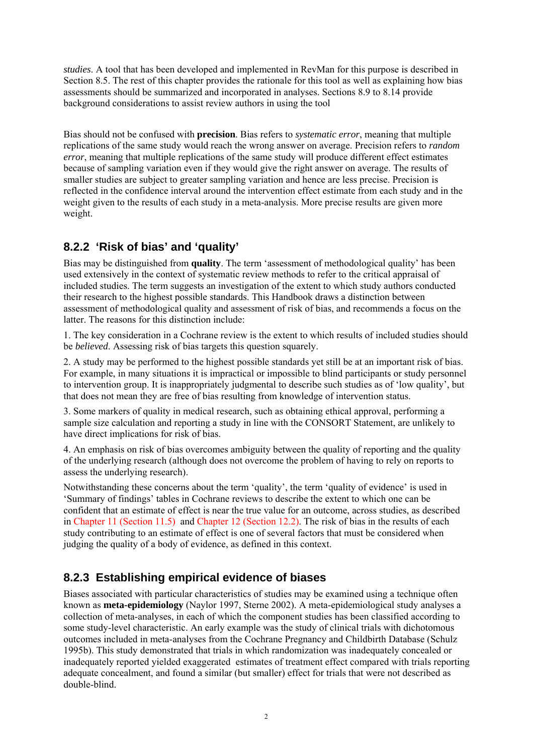*studies*. A tool that has been developed and implemented in RevMan for this purpose is described in Section 8.5. The rest of this chapter provides the rationale for this tool as well as explaining how bias assessments should be summarized and incorporated in analyses. Sections 8.9 to 8.14 provide background considerations to assist review authors in using the tool

Bias should not be confused with **precision**. Bias refers to *systematic error*, meaning that multiple replications of the same study would reach the wrong answer on average. Precision refers to *random error*, meaning that multiple replications of the same study will produce different effect estimates because of sampling variation even if they would give the right answer on average. The results of smaller studies are subject to greater sampling variation and hence are less precise. Precision is reflected in the confidence interval around the intervention effect estimate from each study and in the weight given to the results of each study in a meta-analysis. More precise results are given more weight.

### 8.2.2 'Risk of bias' and 'quality'

Bias may be distinguished from **quality**. The term 'assessment of methodological quality' has been used extensively in the context of systematic review methods to refer to the critical appraisal of included studies. The term suggests an investigation of the extent to which study authors conducted their research to the highest possible standards. This Handbook draws a distinction between assessment of methodological quality and assessment of risk of bias, and recommends a focus on the latter. The reasons for this distinction include:

1. The key consideration in a Cochrane review is the extent to which results of included studies should be *believed*. Assessing risk of bias targets this question squarely.

2. A study may be performed to the highest possible standards yet still be at an important risk of bias. For example, in many situations it is impractical or impossible to blind participants or study personnel to intervention group. It is inappropriately judgmental to describe such studies as of 'low quality', but that does not mean they are free of bias resulting from knowledge of intervention status.

3. Some markers of quality in medical research, such as obtaining ethical approval, performing a sample size calculation and reporting a study in line with the CONSORT Statement, are unlikely to have direct implications for risk of bias.

4. An emphasis on risk of bias overcomes ambiguity between the quality of reporting and the quality of the underlying research (although does not overcome the problem of having to rely on reports to assess the underlying research).

Notwithstanding these concerns about the term 'quality', the term 'quality of evidence' is used in 'Summary of findings' tables in Cochrane reviews to describe the extent to which one can be confident that an estimate of effect is near the true value for an outcome, across studies, as described in Chapter 11 (Section 11.5) and Chapter 12 (Section 12.2). The risk of bias in the results of each study contributing to an estimate of effect is one of several factors that must be considered when judging the quality of a body of evidence, as defined in this context.

### 8.2.3 Establishing empirical evidence of biases

Biases associated with particular characteristics of studies may be examined using a technique often known as **meta-epidemiology** (Naylor 1997, Sterne 2002). A meta-epidemiological study analyses a collection of meta-analyses, in each of which the component studies has been classified according to some study-level characteristic. An early example was the study of clinical trials with dichotomous outcomes included in meta-analyses from the Cochrane Pregnancy and Childbirth Database (Schulz 1995b). This study demonstrated that trials in which randomization was inadequately concealed or inadequately reported yielded exaggerated estimates of treatment effect compared with trials reporting adequate concealment, and found a similar (but smaller) effect for trials that were not described as double-blind.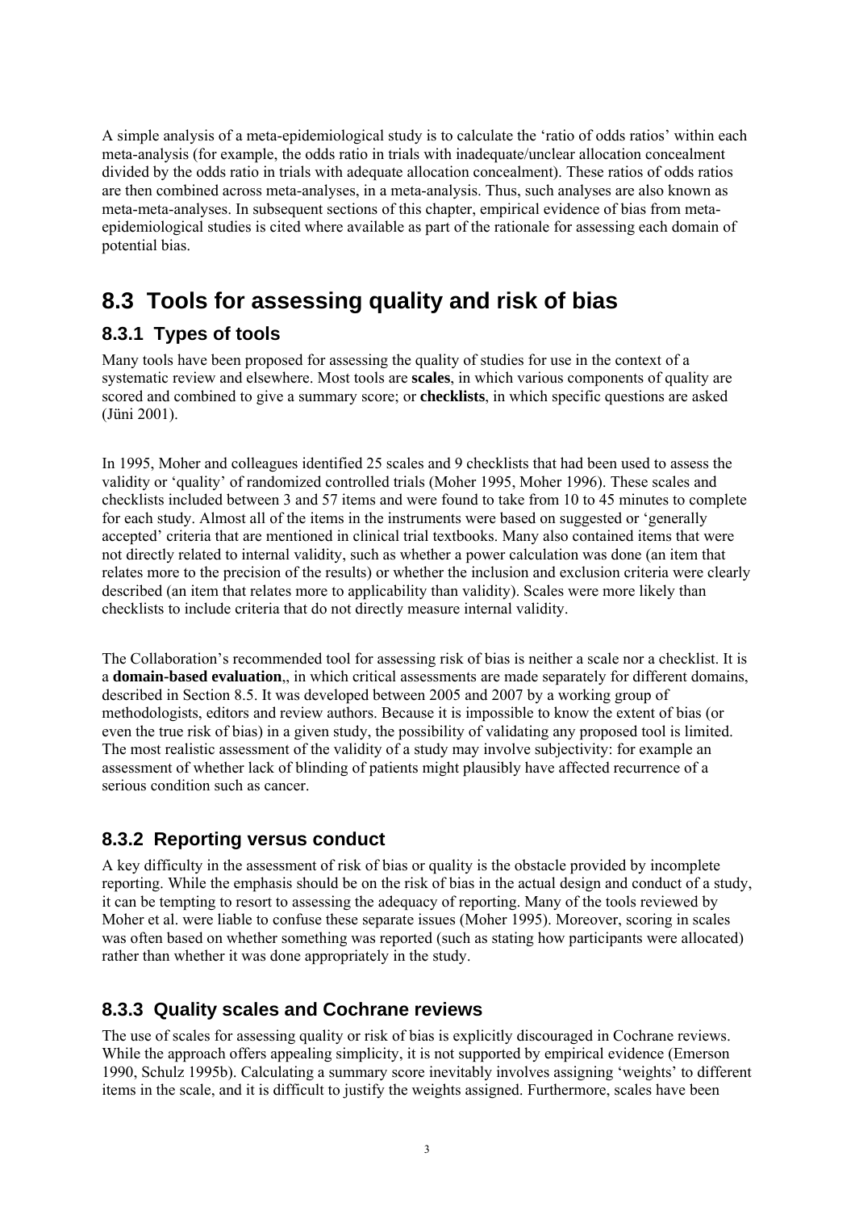A simple analysis of a meta-epidemiological study is to calculate the 'ratio of odds ratios' within each meta-analysis (for example, the odds ratio in trials with inadequate/unclear allocation concealment divided by the odds ratio in trials with adequate allocation concealment). These ratios of odds ratios are then combined across meta-analyses, in a meta-analysis. Thus, such analyses are also known as meta-meta-analyses. In subsequent sections of this chapter, empirical evidence of bias from meta-epidemiological studies is cited where available as part of the rationale for assessing each domain of potential bias.

# 8.3 Tools for assessing quality and risk of bias

## 8.3.1 Types of tools

Many tools have been proposed for assessing the quality of studies for use in the context of a systematic review and elsewhere. Most tools are **scales**, in which various components of quality are scored and combined to give a summary score; or **checklists**, in which specific questions are asked (Jüni 2001).

In 1995, Moher and colleagues identified 25 scales and 9 checklists that had been used to assess the validity or 'quality' of randomized controlled trials (Moher 1995, Moher 1996). These scales and checklists included between 3 and 57 items and were found to take from 10 to 45 minutes to complete for each study. Almost all of the items in the instruments were based on suggested or 'generally accepted' criteria that are mentioned in clinical trial textbooks. Many also contained items that were not directly related to internal validity, such as whether a power calculation was done (an item that relates more to the precision of the results) or whether the inclusion and exclusion criteria were clearly described (an item that relates more to applicability than validity). Scales were more likely than checklists to include criteria that do not directly measure internal validity.

The Collaboration's recommended tool for assessing risk of bias is neither a scale nor a checklist. It is a **domain-based evaluation**,, in which critical assessments are made separately for different domains, described in Section 8.5. It was developed between 2005 and 2007 by a working group of methodologists, editors and review authors. Because it is impossible to know the extent of bias (or even the true risk of bias) in a given study, the possibility of validating any proposed tool is limited. The most realistic assessment of the validity of a study may involve subjectivity: for example an assessment of whether lack of blinding of patients might plausibly have affected recurrence of a serious condition such as cancer.

## 8.3.2 Reporting versus conduct

A key difficulty in the assessment of risk of bias or quality is the obstacle provided by incomplete reporting. While the emphasis should be on the risk of bias in the actual design and conduct of a study, it can be tempting to resort to assessing the adequacy of reporting. Many of the tools reviewed by Moher et al. were liable to confuse these separate issues (Moher 1995). Moreover, scoring in scales was often based on whether something was reported (such as stating how participants were allocated) rather than whether it was done appropriately in the study.

## 8.3.3 Quality scales and Cochrane reviews

The use of scales for assessing quality or risk of bias is explicitly discouraged in Cochrane reviews. While the approach offers appealing simplicity, it is not supported by empirical evidence (Emerson 1990, Schulz 1995b). Calculating a summary score inevitably involves assigning 'weights' to different items in the scale, and it is difficult to justify the weights assigned. Furthermore, scales have been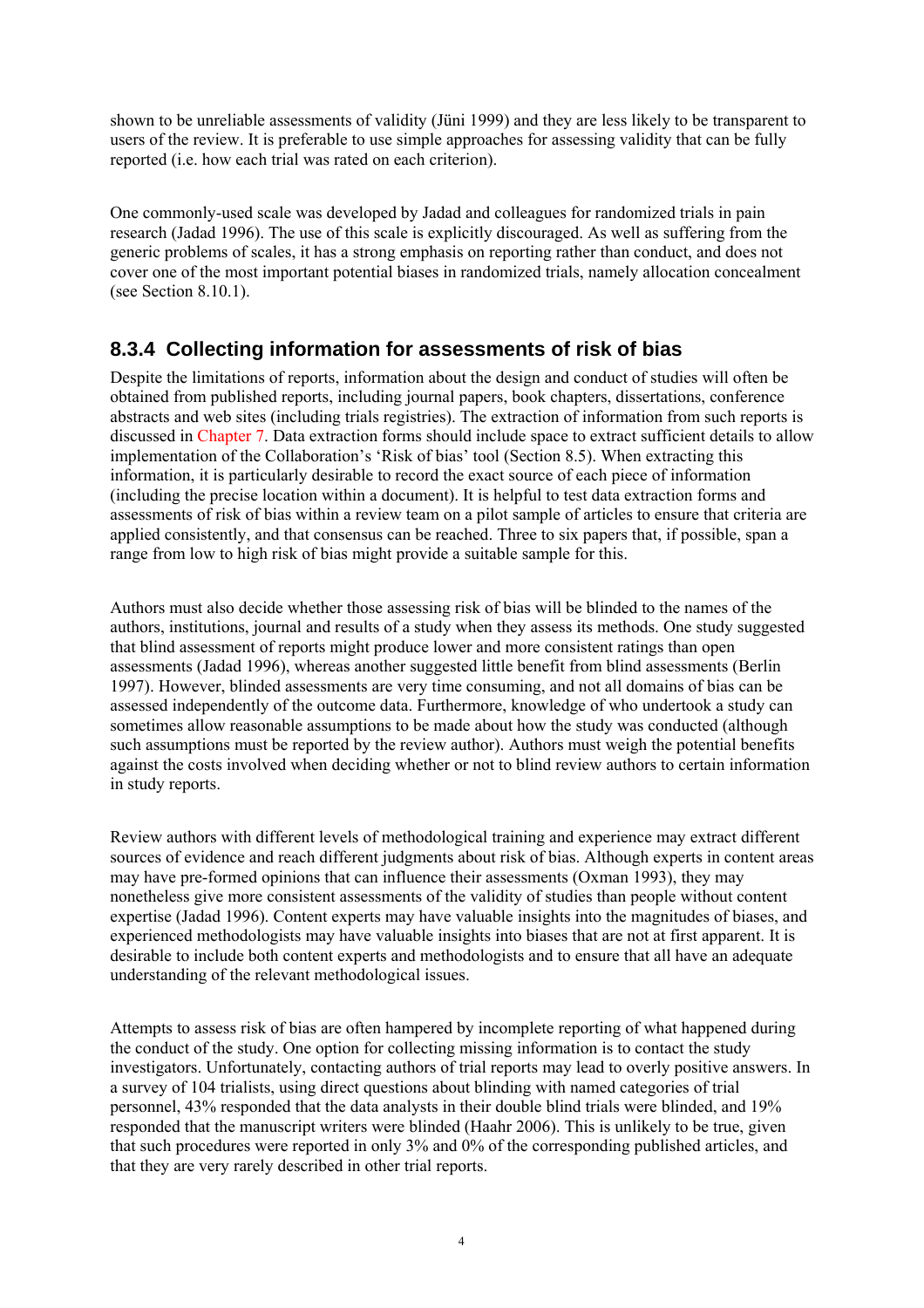shown to be unreliable assessments of validity (Jüni 1999) and they are less likely to be transparent to users of the review. It is preferable to use simple approaches for assessing validity that can be fully reported (i.e. how each trial was rated on each criterion).

One commonly-used scale was developed by Jadad and colleagues for randomized trials in pain research (Jadad 1996). The use of this scale is explicitly discouraged. As well as suffering from the generic problems of scales, it has a strong emphasis on reporting rather than conduct, and does not cover one of the most important potential biases in randomized trials, namely allocation concealment (see Section 8.10.1).

### 8.3.4 Collecting information for assessments of risk of bias

Despite the limitations of reports, information about the design and conduct of studies will often be obtained from published reports, including journal papers, book chapters, dissertations, conference abstracts and web sites (including trials registries). The extraction of information from such reports is discussed in Chapter 7. Data extraction forms should include space to extract sufficient details to allow implementation of the Collaboration's 'Risk of bias' tool (Section 8.5). When extracting this information, it is particularly desirable to record the exact source of each piece of information (including the precise location within a document). It is helpful to test data extraction forms and assessments of risk of bias within a review team on a pilot sample of articles to ensure that criteria are applied consistently, and that consensus can be reached. Three to six papers that, if possible, span a range from low to high risk of bias might provide a suitable sample for this.

Authors must also decide whether those assessing risk of bias will be blinded to the names of the authors, institutions, journal and results of a study when they assess its methods. One study suggested that blind assessment of reports might produce lower and more consistent ratings than open assessments (Jadad 1996), whereas another suggested little benefit from blind assessments (Berlin 1997). However, blinded assessments are very time consuming, and not all domains of bias can be assessed independently of the outcome data. Furthermore, knowledge of who undertook a study can sometimes allow reasonable assumptions to be made about how the study was conducted (although such assumptions must be reported by the review author). Authors must weigh the potential benefits against the costs involved when deciding whether or not to blind review authors to certain information in study reports.

Review authors with different levels of methodological training and experience may extract different sources of evidence and reach different judgments about risk of bias. Although experts in content areas may have pre-formed opinions that can influence their assessments (Oxman 1993), they may nonetheless give more consistent assessments of the validity of studies than people without content expertise (Jadad 1996). Content experts may have valuable insights into the magnitudes of biases, and experienced methodologists may have valuable insights into biases that are not at first apparent. It is desirable to include both content experts and methodologists and to ensure that all have an adequate understanding of the relevant methodological issues.

Attempts to assess risk of bias are often hampered by incomplete reporting of what happened during the conduct of the study. One option for collecting missing information is to contact the study investigators. Unfortunately, contacting authors of trial reports may lead to overly positive answers. In a survey of 104 trialists, using direct questions about blinding with named categories of trial personnel, 43% responded that the data analysts in their double blind trials were blinded, and 19% responded that the manuscript writers were blinded (Haahr 2006). This is unlikely to be true, given that such procedures were reported in only 3% and 0% of the corresponding published articles, and that they are very rarely described in other trial reports.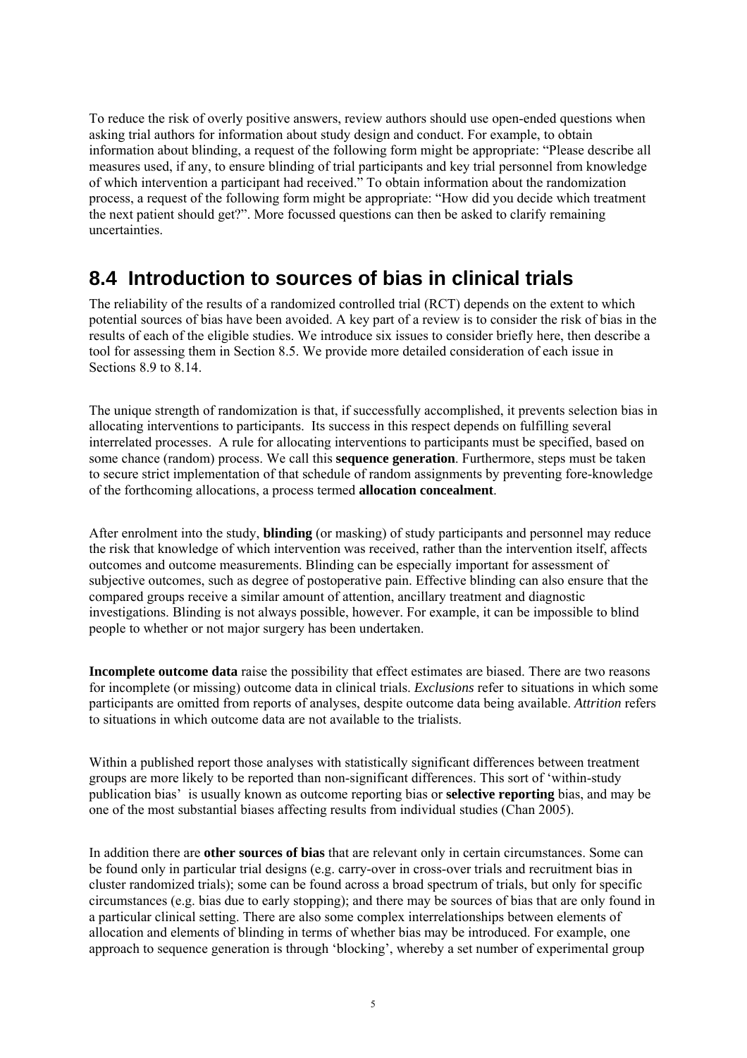To reduce the risk of overly positive answers, review authors should use open-ended questions when asking trial authors for information about study design and conduct. For example, to obtain information about blinding, a request of the following form might be appropriate: "Please describe all measures used, if any, to ensure blinding of trial participants and key trial personnel from knowledge of which intervention a participant had received." To obtain information about the randomization process, a request of the following form might be appropriate: "How did you decide which treatment the next patient should get?". More focussed questions can then be asked to clarify remaining uncertainties.

## 8.4 Introduction to sources of bias in clinical trials

The reliability of the results of a randomized controlled trial (RCT) depends on the extent to which potential sources of bias have been avoided. A key part of a review is to consider the risk of bias in the results of each of the eligible studies. We introduce six issues to consider briefly here, then describe a tool for assessing them in Section 8.5. We provide more detailed consideration of each issue in Sections 8.9 to 8.14.

The unique strength of randomization is that, if successfully accomplished, it prevents selection bias in allocating interventions to participants. Its success in this respect depends on fulfilling several interrelated processes. A rule for allocating interventions to participants must be specified, based on some chance (random) process. We call this **sequence generation**. Furthermore, steps must be taken to secure strict implementation of that schedule of random assignments by preventing fore-knowledge of the forthcoming allocations, a process termed **allocation concealment**.

After enrolment into the study, **blinding** (or masking) of study participants and personnel may reduce the risk that knowledge of which intervention was received, rather than the intervention itself, affects outcomes and outcome measurements. Blinding can be especially important for assessment of subjective outcomes, such as degree of postoperative pain. Effective blinding can also ensure that the compared groups receive a similar amount of attention, ancillary treatment and diagnostic investigations. Blinding is not always possible, however. For example, it can be impossible to blind people to whether or not major surgery has been undertaken.

**Incomplete outcome data** raise the possibility that effect estimates are biased. There are two reasons for incomplete (or missing) outcome data in clinical trials. *Exclusions* refer to situations in which some participants are omitted from reports of analyses, despite outcome data being available. *Attrition* refers to situations in which outcome data are not available to the trialists.

Within a published report those analyses with statistically significant differences between treatment groups are more likely to be reported than non-significant differences. This sort of 'within-study publication bias' is usually known as outcome reporting bias or **selective reporting** bias, and may be one of the most substantial biases affecting results from individual studies (Chan 2005).

In addition there are **other sources of bias** that are relevant only in certain circumstances. Some can be found only in particular trial designs (e.g. carry-over in cross-over trials and recruitment bias in cluster randomized trials); some can be found across a broad spectrum of trials, but only for specific circumstances (e.g. bias due to early stopping); and there may be sources of bias that are only found in a particular clinical setting. There are also some complex interrelationships between elements of allocation and elements of blinding in terms of whether bias may be introduced. For example, one approach to sequence generation is through 'blocking', whereby a set number of experimental group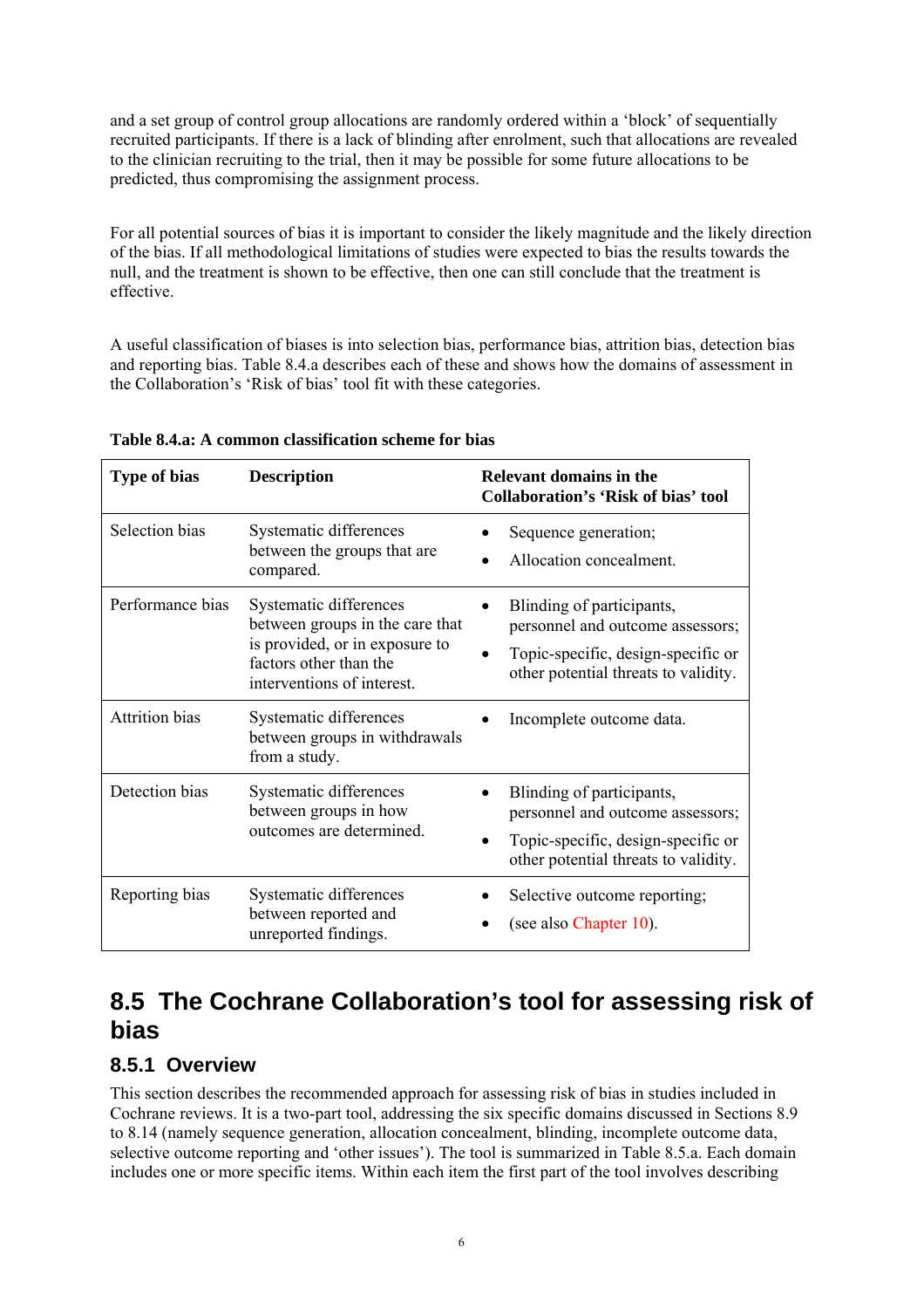and a set group of control group allocations are randomly ordered within a 'block' of sequentially recruited participants. If there is a lack of blinding after enrolment, such that allocations are revealed to the clinician recruiting to the trial, then it may be possible for some future allocations to be predicted, thus compromising the assignment process.

For all potential sources of bias it is important to consider the likely magnitude and the likely direction of the bias. If all methodological limitations of studies were expected to bias the results towards the null, and the treatment is shown to be effective, then one can still conclude that the treatment is effective.

A useful classification of biases is into selection bias, performance bias, attrition bias, detection bias and reporting bias. Table 8.4.a describes each of these and shows how the domains of assessment in the Collaboration's 'Risk of bias' tool fit with these categories.

**Table 8.4.a: A common classification scheme for bias**

| Type of bias | Description | Relevant domains in the Collaboration's 'Risk of bias' tool |
|---|---|---|
| Selection bias | Systematic differences between the groups that are compared. | • Sequence generation;<br>• Allocation concealment. |
| Performance bias | Systematic differences between groups in the care that is provided, or in exposure to factors other than the interventions of interest. | • Blinding of participants, personnel and outcome assessors;<br>• Topic-specific, design-specific or other potential threats to validity. |
| Attrition bias | Systematic differences between groups in withdrawals from a study. | • Incomplete outcome data. |
| Detection bias | Systematic differences between groups in how outcomes are determined. | • Blinding of participants, personnel and outcome assessors;<br>• Topic-specific, design-specific or other potential threats to validity. |
| Reporting bias | Systematic differences between reported and unreported findings. | • Selective outcome reporting;<br>• (see also Chapter 10). |

# 8.5 The Cochrane Collaboration's tool for assessing risk of bias

## 8.5.1 Overview

This section describes the recommended approach for assessing risk of bias in studies included in Cochrane reviews. It is a two-part tool, addressing the six specific domains discussed in Sections 8.9 to 8.14 (namely sequence generation, allocation concealment, blinding, incomplete outcome data, selective outcome reporting and 'other issues'). The tool is summarized in Table 8.5.a. Each domain includes one or more specific items. Within each item the first part of the tool involves describing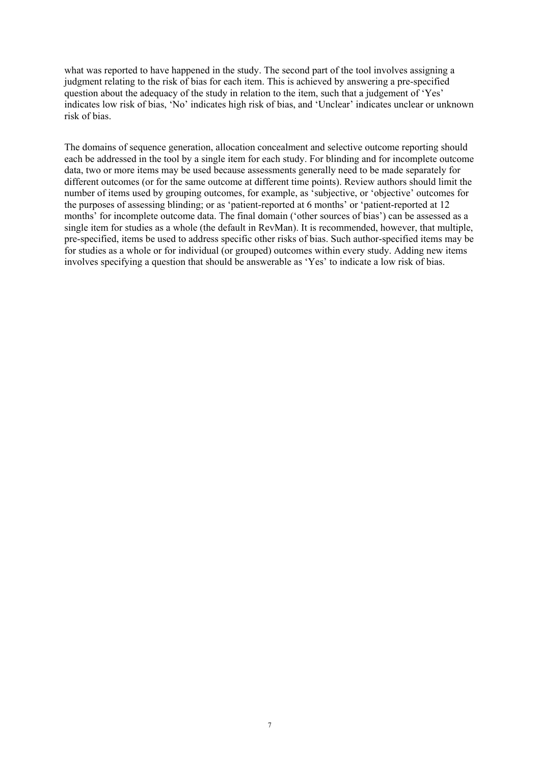what was reported to have happened in the study. The second part of the tool involves assigning a judgment relating to the risk of bias for each item. This is achieved by answering a pre-specified question about the adequacy of the study in relation to the item, such that a judgement of 'Yes' indicates low risk of bias, 'No' indicates high risk of bias, and 'Unclear' indicates unclear or unknown risk of bias.

The domains of sequence generation, allocation concealment and selective outcome reporting should each be addressed in the tool by a single item for each study. For blinding and for incomplete outcome data, two or more items may be used because assessments generally need to be made separately for different outcomes (or for the same outcome at different time points). Review authors should limit the number of items used by grouping outcomes, for example, as 'subjective, or 'objective' outcomes for the purposes of assessing blinding; or as 'patient-reported at 6 months' or 'patient-reported at 12 months' for incomplete outcome data. The final domain ('other sources of bias') can be assessed as a single item for studies as a whole (the default in RevMan). It is recommended, however, that multiple, pre-specified, items be used to address specific other risks of bias. Such author-specified items may be for studies as a whole or for individual (or grouped) outcomes within every study. Adding new items involves specifying a question that should be answerable as 'Yes' to indicate a low risk of bias.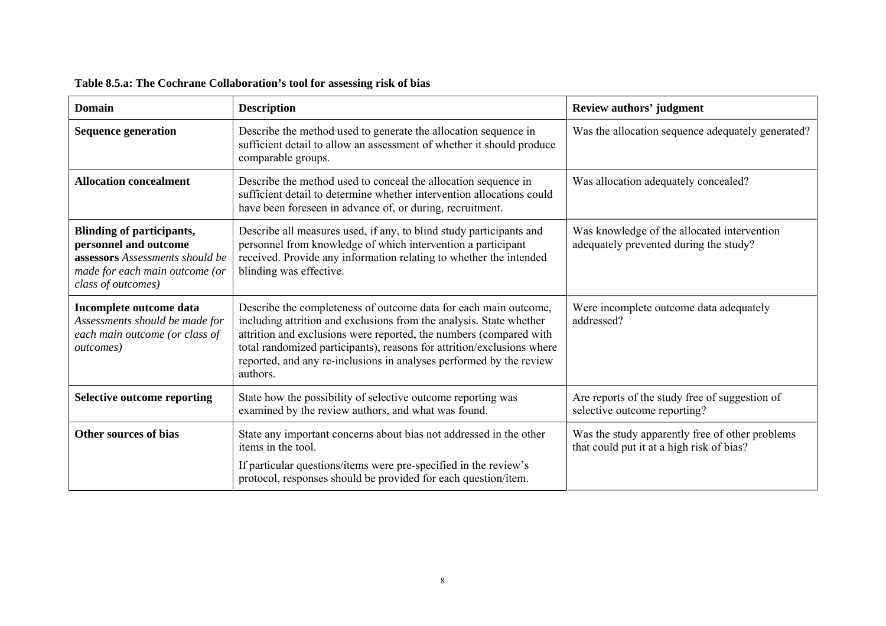**Table 8.5.a: The Cochrane Collaboration's tool for assessing risk of bias**

| Domain | Description | Review authors' judgment |
|---|---|---|
| **Sequence generation** | Describe the method used to generate the allocation sequence in sufficient detail to allow an assessment of whether it should produce comparable groups. | Was the allocation sequence adequately generated? |
| **Allocation concealment** | Describe the method used to conceal the allocation sequence in sufficient detail to determine whether intervention allocations could have been foreseen in advance of, or during, recruitment. | Was allocation adequately concealed? |
| **Blinding of participants, personnel and outcome assessors** *Assessments should be made for each main outcome (or class of outcomes)* | Describe all measures used, if any, to blind study participants and personnel from knowledge of which intervention a participant received. Provide any information relating to whether the intended blinding was effective. | Was knowledge of the allocated intervention adequately prevented during the study? |
| **Incomplete outcome data** *Assessments should be made for each main outcome (or class of outcomes)* | Describe the completeness of outcome data for each main outcome, including attrition and exclusions from the analysis. State whether attrition and exclusions were reported, the numbers (compared with total randomized participants), reasons for attrition/exclusions where reported, and any re-inclusions in analyses performed by the review authors. | Were incomplete outcome data adequately addressed? |
| **Selective outcome reporting** | State how the possibility of selective outcome reporting was examined by the review authors, and what was found. | Are reports of the study free of suggestion of selective outcome reporting? |
| **Other sources of bias** | State any important concerns about bias not addressed in the other items in the tool. If particular questions/items were pre-specified in the review's protocol, responses should be provided for each question/item. | Was the study apparently free of other problems that could put it at a high risk of bias? |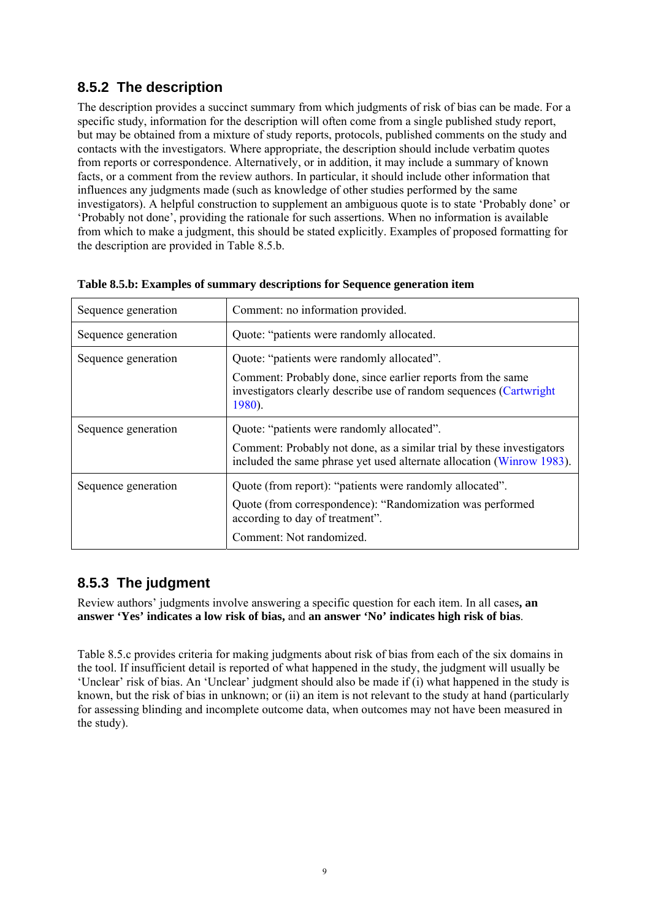### 8.5.2 The description

The description provides a succinct summary from which judgments of risk of bias can be made. For a specific study, information for the description will often come from a single published study report, but may be obtained from a mixture of study reports, protocols, published comments on the study and contacts with the investigators. Where appropriate, the description should include verbatim quotes from reports or correspondence. Alternatively, or in addition, it may include a summary of known facts, or a comment from the review authors. In particular, it should include other information that influences any judgments made (such as knowledge of other studies performed by the same investigators). A helpful construction to supplement an ambiguous quote is to state 'Probably done' or 'Probably not done', providing the rationale for such assertions. When no information is available from which to make a judgment, this should be stated explicitly. Examples of proposed formatting for the description are provided in Table 8.5.b.

**Table 8.5.b: Examples of summary descriptions for Sequence generation item**

| | |
|---|---|
| Sequence generation | Comment: no information provided. |
| Sequence generation | Quote: "patients were randomly allocated. |
| Sequence generation | Quote: "patients were randomly allocated".<br><br>Comment: Probably done, since earlier reports from the same investigators clearly describe use of random sequences (Cartwright 1980). |
| Sequence generation | Quote: "patients were randomly allocated".<br><br>Comment: Probably not done, as a similar trial by these investigators included the same phrase yet used alternate allocation (Winrow 1983). |
| Sequence generation | Quote (from report): "patients were randomly allocated".<br><br>Quote (from correspondence): "Randomization was performed according to day of treatment".<br><br>Comment: Not randomized. |

### 8.5.3 The judgment

Review authors' judgments involve answering a specific question for each item. In all cases**, an answer 'Yes' indicates a low risk of bias,** and **an answer 'No' indicates high risk of bias**.

Table 8.5.c provides criteria for making judgments about risk of bias from each of the six domains in the tool. If insufficient detail is reported of what happened in the study, the judgment will usually be 'Unclear' risk of bias. An 'Unclear' judgment should also be made if (i) what happened in the study is known, but the risk of bias in unknown; or (ii) an item is not relevant to the study at hand (particularly for assessing blinding and incomplete outcome data, when outcomes may not have been measured in the study).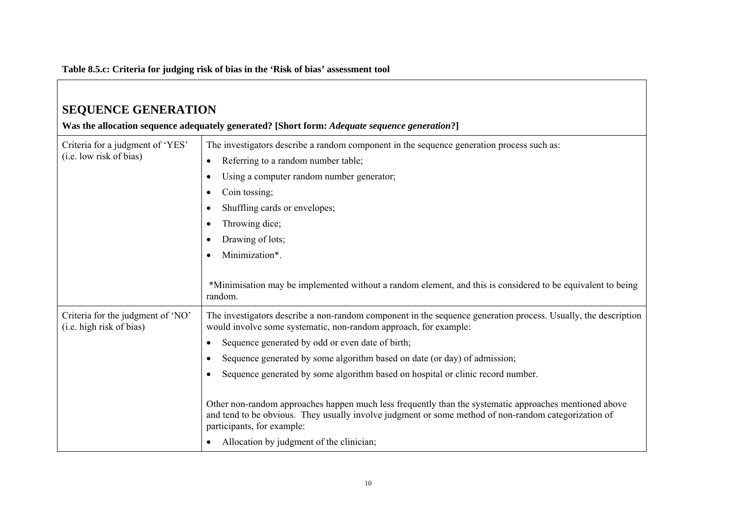**Table 8.5.c: Criteria for judging risk of bias in the 'Risk of bias' assessment tool**

## SEQUENCE GENERATION

**Was the allocation sequence adequately generated? [Short form: *Adequate sequence generation*?]**

| | |
|---|---|
| Criteria for a judgment of 'YES' (i.e. low risk of bias) | The investigators describe a random component in the sequence generation process such as:<br>• Referring to a random number table;<br>• Using a computer random number generator;<br>• Coin tossing;<br>• Shuffling cards or envelopes;<br>• Throwing dice;<br>• Drawing of lots;<br>• Minimization*.<br><br>*Minimisation may be implemented without a random element, and this is considered to be equivalent to being random. |
| Criteria for the judgment of 'NO' (i.e. high risk of bias) | The investigators describe a non-random component in the sequence generation process. Usually, the description would involve some systematic, non-random approach, for example:<br>• Sequence generated by odd or even date of birth;<br>• Sequence generated by some algorithm based on date (or day) of admission;<br>• Sequence generated by some algorithm based on hospital or clinic record number.<br><br>Other non-random approaches happen much less frequently than the systematic approaches mentioned above and tend to be obvious. They usually involve judgment or some method of non-random categorization of participants, for example:<br>• Allocation by judgment of the clinician; |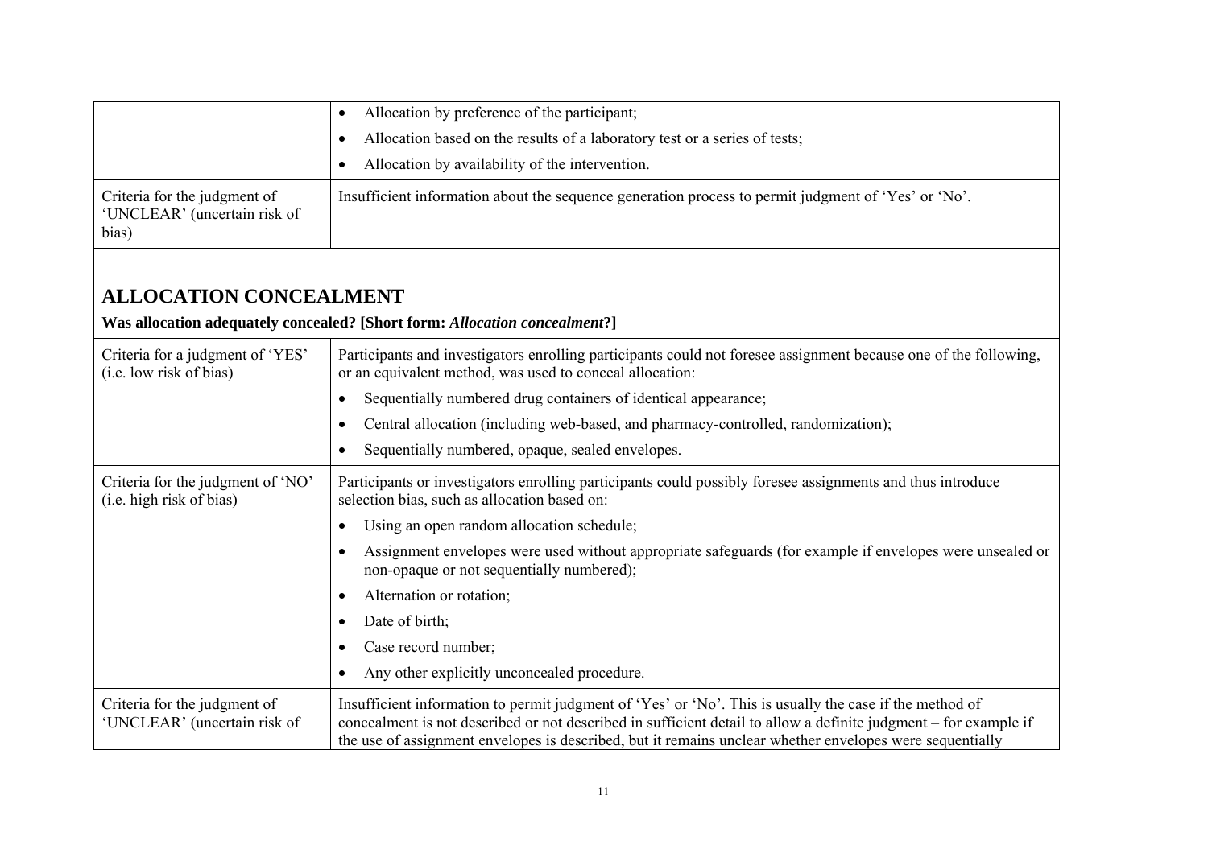| | |
|---|---|
| | • Allocation by preference of the participant;<br>• Allocation based on the results of a laboratory test or a series of tests;<br>• Allocation by availability of the intervention. |
| Criteria for the judgment of 'UNCLEAR' (uncertain risk of bias) | Insufficient information about the sequence generation process to permit judgment of 'Yes' or 'No'. |

## ALLOCATION CONCEALMENT

**Was allocation adequately concealed? [Short form: *Allocation concealment*?]**

| | |
|---|---|
| Criteria for a judgment of 'YES' (i.e. low risk of bias) | Participants and investigators enrolling participants could not foresee assignment because one of the following, or an equivalent method, was used to conceal allocation:<br>• Sequentially numbered drug containers of identical appearance;<br>• Central allocation (including web-based, and pharmacy-controlled, randomization);<br>• Sequentially numbered, opaque, sealed envelopes. |
| Criteria for the judgment of 'NO' (i.e. high risk of bias) | Participants or investigators enrolling participants could possibly foresee assignments and thus introduce selection bias, such as allocation based on:<br>• Using an open random allocation schedule;<br>• Assignment envelopes were used without appropriate safeguards (for example if envelopes were unsealed or non-opaque or not sequentially numbered);<br>• Alternation or rotation;<br>• Date of birth;<br>• Case record number;<br>• Any other explicitly unconcealed procedure. |
| Criteria for the judgment of 'UNCLEAR' (uncertain risk of | Insufficient information to permit judgment of 'Yes' or 'No'. This is usually the case if the method of concealment is not described or not described in sufficient detail to allow a definite judgment – for example if the use of assignment envelopes is described, but it remains unclear whether envelopes were sequentially |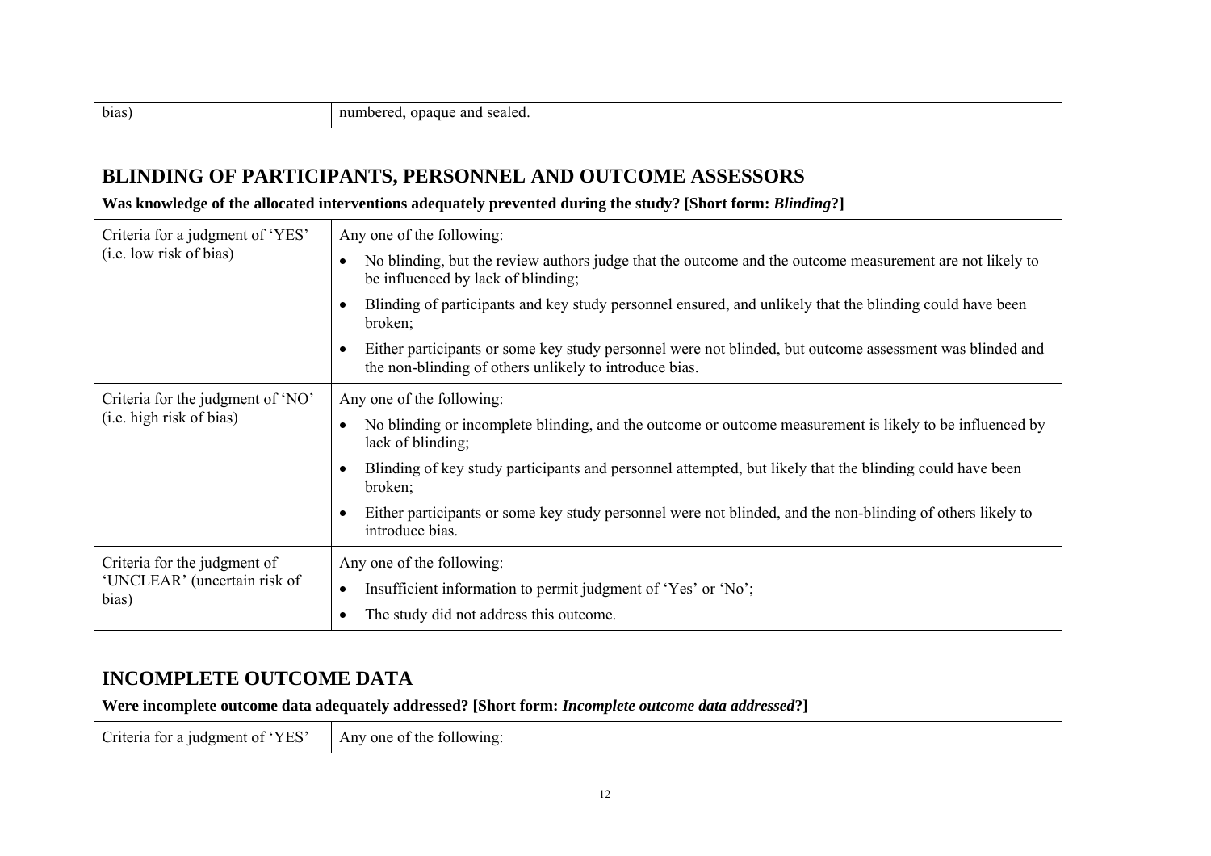| bias) | numbered, opaque and sealed. |
|---|---|

## BLINDING OF PARTICIPANTS, PERSONNEL AND OUTCOME ASSESSORS

**Was knowledge of the allocated interventions adequately prevented during the study? [Short form: *Blinding*?]**

| Criteria for a judgment of 'YES' (i.e. low risk of bias) | Any one of the following:<br>• No blinding, but the review authors judge that the outcome and the outcome measurement are not likely to be influenced by lack of blinding;<br>• Blinding of participants and key study personnel ensured, and unlikely that the blinding could have been broken;<br>• Either participants or some key study personnel were not blinded, but outcome assessment was blinded and the non-blinding of others unlikely to introduce bias. |
|---|---|
| Criteria for the judgment of 'NO' (i.e. high risk of bias) | Any one of the following:<br>• No blinding or incomplete blinding, and the outcome or outcome measurement is likely to be influenced by lack of blinding;<br>• Blinding of key study participants and personnel attempted, but likely that the blinding could have been broken;<br>• Either participants or some key study personnel were not blinded, and the non-blinding of others likely to introduce bias. |
| Criteria for the judgment of 'UNCLEAR' (uncertain risk of bias) | Any one of the following:<br>• Insufficient information to permit judgment of 'Yes' or 'No';<br>• The study did not address this outcome. |

## INCOMPLETE OUTCOME DATA

**Were incomplete outcome data adequately addressed? [Short form: *Incomplete outcome data addressed*?]**

| Criteria for a judgment of 'YES' | Any one of the following: |
|---|---|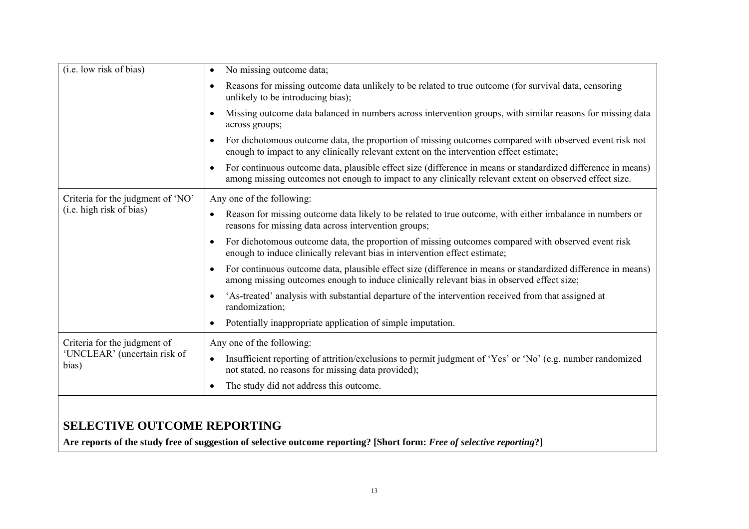| (i.e. low risk of bias) | • No missing outcome data;<br>• Reasons for missing outcome data unlikely to be related to true outcome (for survival data, censoring unlikely to be introducing bias);<br>• Missing outcome data balanced in numbers across intervention groups, with similar reasons for missing data across groups;<br>• For dichotomous outcome data, the proportion of missing outcomes compared with observed event risk not enough to impact to any clinically relevant extent on the intervention effect estimate;<br>• For continuous outcome data, plausible effect size (difference in means or standardized difference in means) among missing outcomes not enough to impact to any clinically relevant extent on observed effect size. |
|---|---|
| Criteria for the judgment of 'NO' (i.e. high risk of bias) | Any one of the following:<br>• Reason for missing outcome data likely to be related to true outcome, with either imbalance in numbers or reasons for missing data across intervention groups;<br>• For dichotomous outcome data, the proportion of missing outcomes compared with observed event risk enough to induce clinically relevant bias in intervention effect estimate;<br>• For continuous outcome data, plausible effect size (difference in means or standardized difference in means) among missing outcomes enough to induce clinically relevant bias in observed effect size;<br>• 'As-treated' analysis with substantial departure of the intervention received from that assigned at randomization;<br>• Potentially inappropriate application of simple imputation. |
| Criteria for the judgment of 'UNCLEAR' (uncertain risk of bias) | Any one of the following:<br>• Insufficient reporting of attrition/exclusions to permit judgment of 'Yes' or 'No' (e.g. number randomized not stated, no reasons for missing data provided);<br>• The study did not address this outcome. |

## SELECTIVE OUTCOME REPORTING

**Are reports of the study free of suggestion of selective outcome reporting? [Short form: *Free of selective reporting*?]**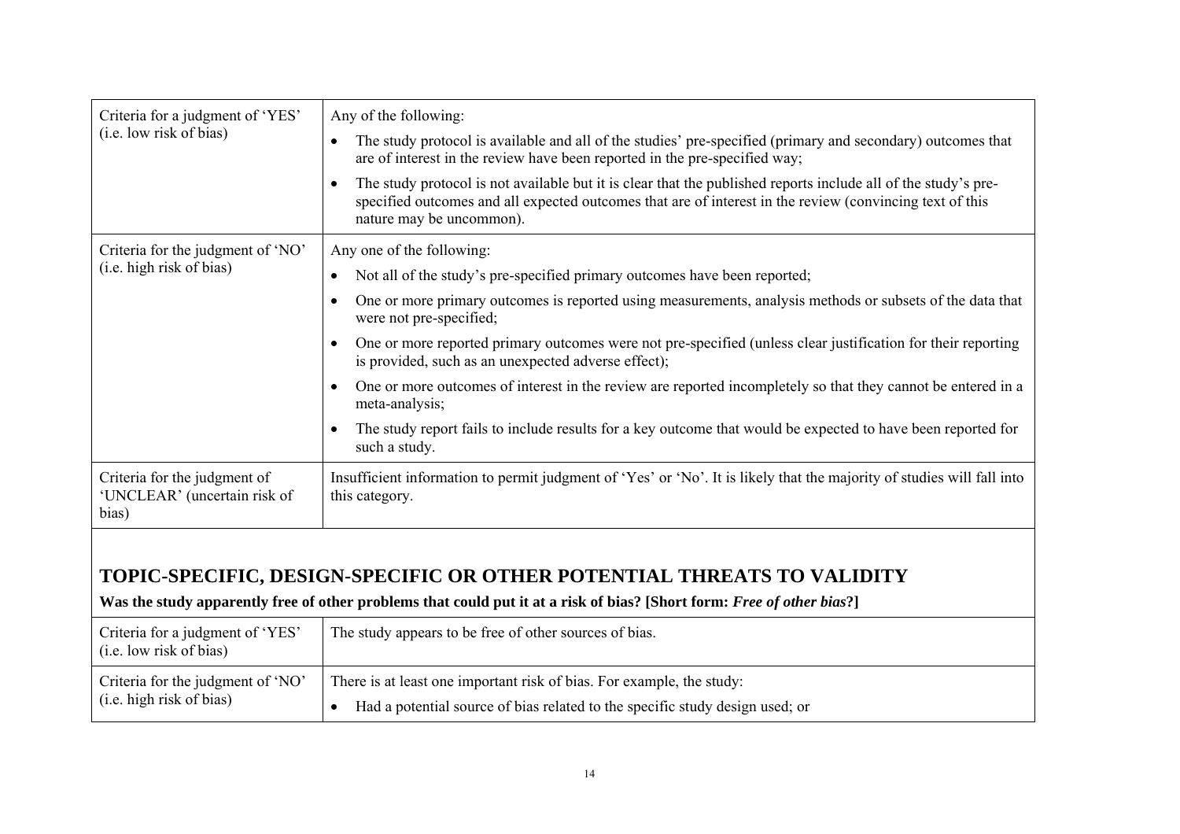| Criteria for a judgment of 'YES' (i.e. low risk of bias) | Any of the following:<br>• The study protocol is available and all of the studies' pre-specified (primary and secondary) outcomes that are of interest in the review have been reported in the pre-specified way;<br>• The study protocol is not available but it is clear that the published reports include all of the study's pre-specified outcomes and all expected outcomes that are of interest in the review (convincing text of this nature may be uncommon). |
|---|---|
| Criteria for the judgment of 'NO' (i.e. high risk of bias) | Any one of the following:<br>• Not all of the study's pre-specified primary outcomes have been reported;<br>• One or more primary outcomes is reported using measurements, analysis methods or subsets of the data that were not pre-specified;<br>• One or more reported primary outcomes were not pre-specified (unless clear justification for their reporting is provided, such as an unexpected adverse effect);<br>• One or more outcomes of interest in the review are reported incompletely so that they cannot be entered in a meta-analysis;<br>• The study report fails to include results for a key outcome that would be expected to have been reported for such a study. |
| Criteria for the judgment of 'UNCLEAR' (uncertain risk of bias) | Insufficient information to permit judgment of 'Yes' or 'No'. It is likely that the majority of studies will fall into this category. |

## TOPIC-SPECIFIC, DESIGN-SPECIFIC OR OTHER POTENTIAL THREATS TO VALIDITY

**Was the study apparently free of other problems that could put it at a risk of bias? [Short form: *Free of other bias*?]**

| Criteria for a judgment of 'YES' (i.e. low risk of bias) | The study appears to be free of other sources of bias. |
|---|---|
| Criteria for the judgment of 'NO' (i.e. high risk of bias) | There is at least one important risk of bias. For example, the study:<br>• Had a potential source of bias related to the specific study design used; or |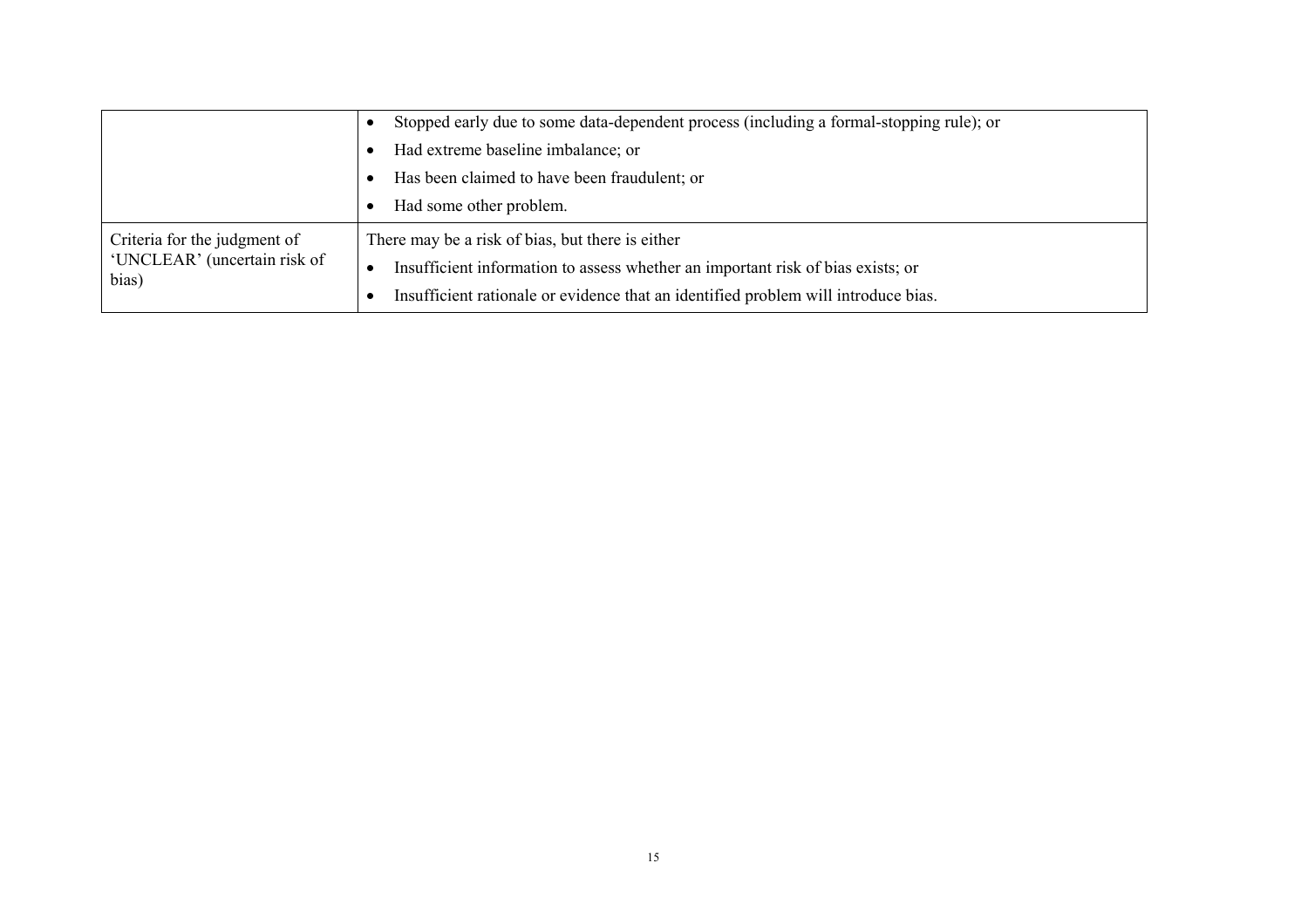| | |
|---|---|
| | • Stopped early due to some data-dependent process (including a formal-stopping rule); or<br>• Had extreme baseline imbalance; or<br>• Has been claimed to have been fraudulent; or<br>• Had some other problem. |
| Criteria for the judgment of 'UNCLEAR' (uncertain risk of bias) | There may be a risk of bias, but there is either<br>• Insufficient information to assess whether an important risk of bias exists; or<br>• Insufficient rationale or evidence that an identified problem will introduce bias. |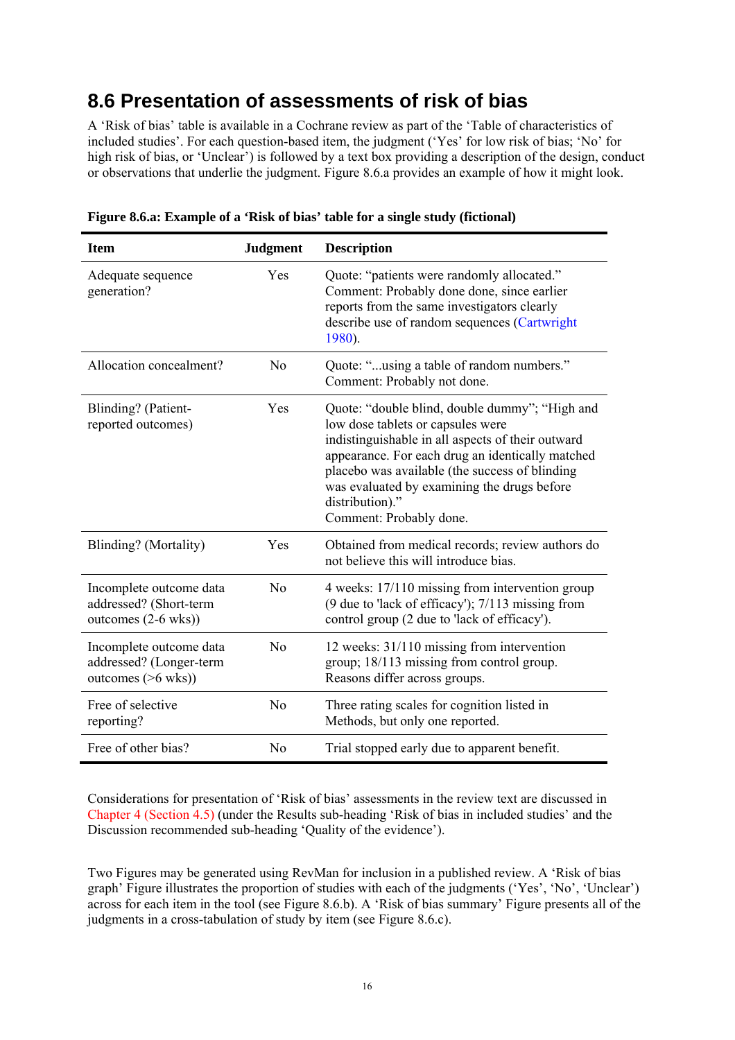## 8.6 Presentation of assessments of risk of bias

A 'Risk of bias' table is available in a Cochrane review as part of the 'Table of characteristics of included studies'. For each question-based item, the judgment ('Yes' for low risk of bias; 'No' for high risk of bias, or 'Unclear') is followed by a text box providing a description of the design, conduct or observations that underlie the judgment. Figure 8.6.a provides an example of how it might look.

**Figure 8.6.a: Example of a 'Risk of bias' table for a single study (fictional)**

| Item | Judgment | Description |
|---|---|---|
| Adequate sequence generation? | Yes | Quote: "patients were randomly allocated." Comment: Probably done done, since earlier reports from the same investigators clearly describe use of random sequences (Cartwright 1980). |
| Allocation concealment? | No | Quote: "...using a table of random numbers." Comment: Probably not done. |
| Blinding? (Patient-reported outcomes) | Yes | Quote: "double blind, double dummy"; "High and low dose tablets or capsules were indistinguishable in all aspects of their outward appearance. For each drug an identically matched placebo was available (the success of blinding was evaluated by examining the drugs before distribution)." Comment: Probably done. |
| Blinding? (Mortality) | Yes | Obtained from medical records; review authors do not believe this will introduce bias. |
| Incomplete outcome data addressed? (Short-term outcomes (2-6 wks)) | No | 4 weeks: 17/110 missing from intervention group (9 due to 'lack of efficacy'); 7/113 missing from control group (2 due to 'lack of efficacy'). |
| Incomplete outcome data addressed? (Longer-term outcomes (>6 wks)) | No | 12 weeks: 31/110 missing from intervention group; 18/113 missing from control group. Reasons differ across groups. |
| Free of selective reporting? | No | Three rating scales for cognition listed in Methods, but only one reported. |
| Free of other bias? | No | Trial stopped early due to apparent benefit. |

Considerations for presentation of 'Risk of bias' assessments in the review text are discussed in Chapter 4 (Section 4.5) (under the Results sub-heading 'Risk of bias in included studies' and the Discussion recommended sub-heading 'Quality of the evidence').

Two Figures may be generated using RevMan for inclusion in a published review. A 'Risk of bias graph' Figure illustrates the proportion of studies with each of the judgments ('Yes', 'No', 'Unclear') across for each item in the tool (see Figure 8.6.b). A 'Risk of bias summary' Figure presents all of the judgments in a cross-tabulation of study by item (see Figure 8.6.c).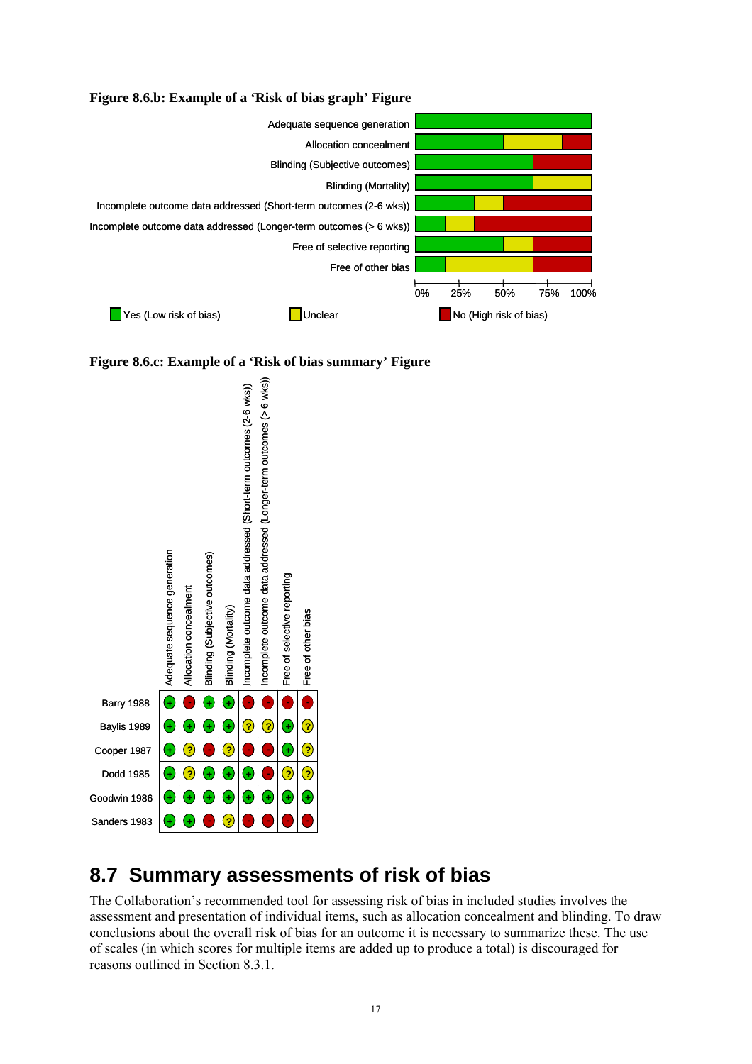**Figure 8.6.b: Example of a 'Risk of bias graph' Figure**

| | Yes (Low risk of bias) | Unclear | No (High risk of bias) |
|---|---|---|---|
| Adequate sequence generation | 100% | | |
| Allocation concealment | 50% | 33% | 17% |
| Blinding (Subjective outcomes) | 67% | | 33% |
| Blinding (Mortality) | 67% | 33% | |
| Incomplete outcome data addressed (Short-term outcomes (2-6 wks)) | 33% | 17% | 50% |
| Incomplete outcome data addressed (Longer-term outcomes (> 6 wks)) | 17% | 17% | 67% |
| Free of selective reporting | 50% | 17% | 33% |
| Free of other bias | 17% | 50% | 33% |

**Figure 8.6.c: Example of a 'Risk of bias summary' Figure**

| | Adequate sequence generation | Allocation concealment | Blinding (Subjective outcomes) | Blinding (Mortality) | Incomplete outcome data addressed (Short-term outcomes (2-6 wks)) | Incomplete outcome data addressed (Longer-term outcomes (> 6 wks)) | Free of selective reporting | Free of other bias |
|---|---|---|---|---|---|---|---|---|
| Barry 1988 | + | - | + | + | - | - | - | - |
| Baylis 1989 | + | + | + | + | ? | ? | + | ? |
| Cooper 1987 | + | ? | - | ? | - | - | + | ? |
| Dodd 1985 | + | ? | + | + | + | - | ? | ? |
| Goodwin 1986 | + | + | + | + | + | + | + | + |
| Sanders 1983 | + | + | - | ? | - | - | - | - |

## 8.7 Summary assessments of risk of bias

The Collaboration's recommended tool for assessing risk of bias in included studies involves the assessment and presentation of individual items, such as allocation concealment and blinding. To draw conclusions about the overall risk of bias for an outcome it is necessary to summarize these. The use of scales (in which scores for multiple items are added up to produce a total) is discouraged for reasons outlined in Section 8.3.1.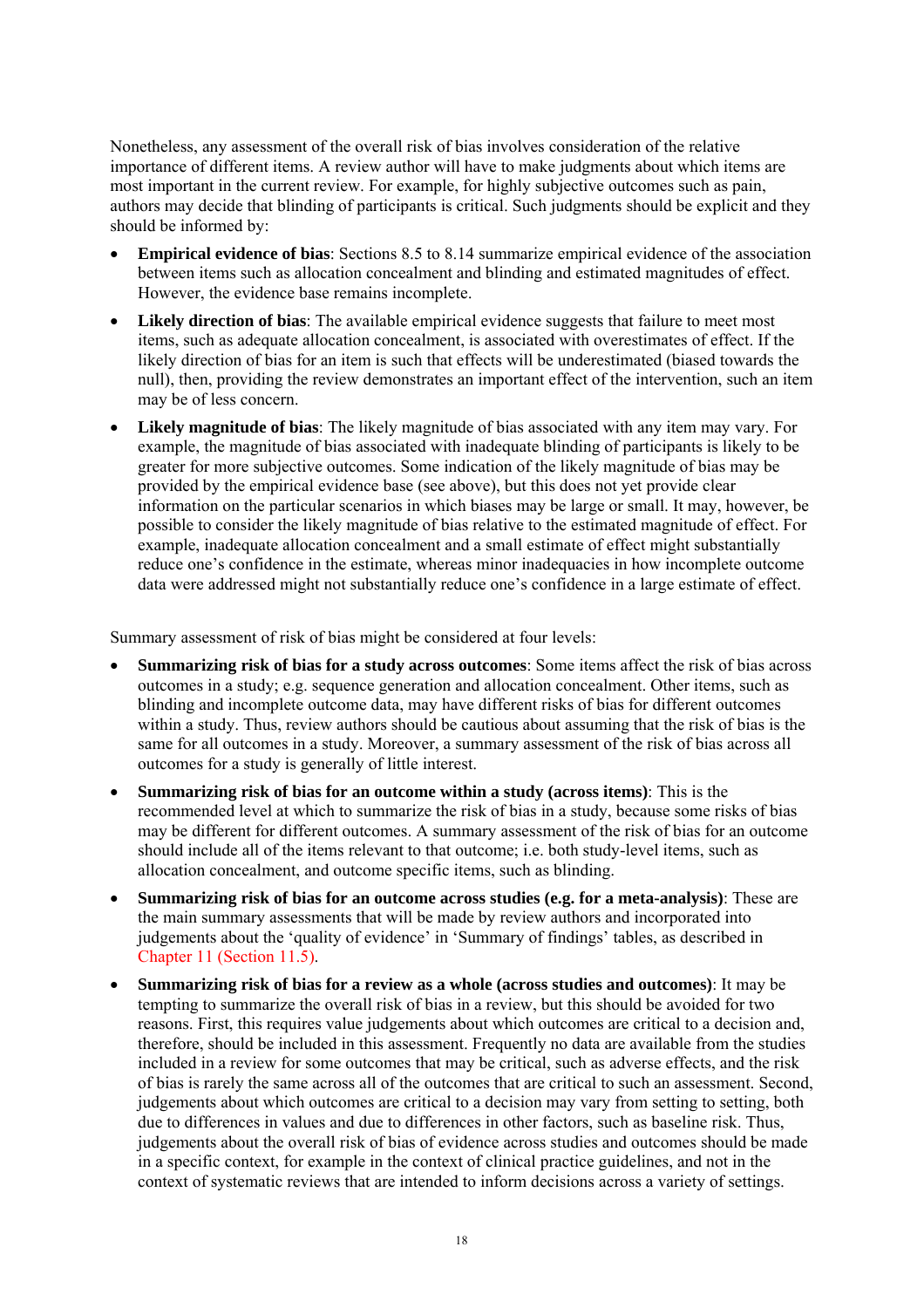Nonetheless, any assessment of the overall risk of bias involves consideration of the relative importance of different items. A review author will have to make judgments about which items are most important in the current review. For example, for highly subjective outcomes such as pain, authors may decide that blinding of participants is critical. Such judgments should be explicit and they should be informed by:

- **Empirical evidence of bias**: Sections 8.5 to 8.14 summarize empirical evidence of the association between items such as allocation concealment and blinding and estimated magnitudes of effect. However, the evidence base remains incomplete.
- **Likely direction of bias**: The available empirical evidence suggests that failure to meet most items, such as adequate allocation concealment, is associated with overestimates of effect. If the likely direction of bias for an item is such that effects will be underestimated (biased towards the null), then, providing the review demonstrates an important effect of the intervention, such an item may be of less concern.
- **Likely magnitude of bias**: The likely magnitude of bias associated with any item may vary. For example, the magnitude of bias associated with inadequate blinding of participants is likely to be greater for more subjective outcomes. Some indication of the likely magnitude of bias may be provided by the empirical evidence base (see above), but this does not yet provide clear information on the particular scenarios in which biases may be large or small. It may, however, be possible to consider the likely magnitude of bias relative to the estimated magnitude of effect. For example, inadequate allocation concealment and a small estimate of effect might substantially reduce one's confidence in the estimate, whereas minor inadequacies in how incomplete outcome data were addressed might not substantially reduce one's confidence in a large estimate of effect.

Summary assessment of risk of bias might be considered at four levels:

- **Summarizing risk of bias for a study across outcomes**: Some items affect the risk of bias across outcomes in a study; e.g. sequence generation and allocation concealment. Other items, such as blinding and incomplete outcome data, may have different risks of bias for different outcomes within a study. Thus, review authors should be cautious about assuming that the risk of bias is the same for all outcomes in a study. Moreover, a summary assessment of the risk of bias across all outcomes for a study is generally of little interest.
- **Summarizing risk of bias for an outcome within a study (across items)**: This is the recommended level at which to summarize the risk of bias in a study, because some risks of bias may be different for different outcomes. A summary assessment of the risk of bias for an outcome should include all of the items relevant to that outcome; i.e. both study-level items, such as allocation concealment, and outcome specific items, such as blinding.
- **Summarizing risk of bias for an outcome across studies (e.g. for a meta-analysis)**: These are the main summary assessments that will be made by review authors and incorporated into judgements about the 'quality of evidence' in 'Summary of findings' tables, as described in Chapter 11 (Section 11.5).
- **Summarizing risk of bias for a review as a whole (across studies and outcomes)**: It may be tempting to summarize the overall risk of bias in a review, but this should be avoided for two reasons. First, this requires value judgements about which outcomes are critical to a decision and, therefore, should be included in this assessment. Frequently no data are available from the studies included in a review for some outcomes that may be critical, such as adverse effects, and the risk of bias is rarely the same across all of the outcomes that are critical to such an assessment. Second, judgements about which outcomes are critical to a decision may vary from setting to setting, both due to differences in values and due to differences in other factors, such as baseline risk. Thus, judgements about the overall risk of bias of evidence across studies and outcomes should be made in a specific context, for example in the context of clinical practice guidelines, and not in the context of systematic reviews that are intended to inform decisions across a variety of settings.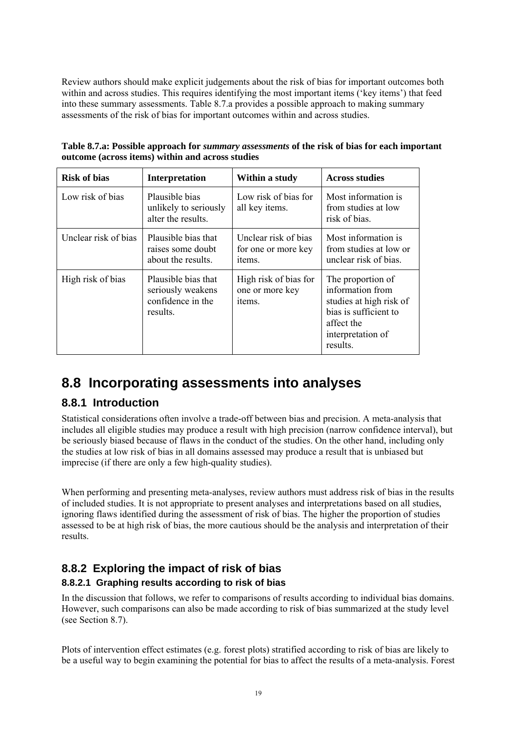Review authors should make explicit judgements about the risk of bias for important outcomes both within and across studies. This requires identifying the most important items ('key items') that feed into these summary assessments. Table 8.7.a provides a possible approach to making summary assessments of the risk of bias for important outcomes within and across studies.

**Table 8.7.a: Possible approach for *summary assessments* of the risk of bias for each important outcome (across items) within and across studies**

| Risk of bias | Interpretation | Within a study | Across studies |
|---|---|---|---|
| Low risk of bias | Plausible bias unlikely to seriously alter the results. | Low risk of bias for all key items. | Most information is from studies at low risk of bias. |
| Unclear risk of bias | Plausible bias that raises some doubt about the results. | Unclear risk of bias for one or more key items. | Most information is from studies at low or unclear risk of bias. |
| High risk of bias | Plausible bias that seriously weakens confidence in the results. | High risk of bias for one or more key items. | The proportion of information from studies at high risk of bias is sufficient to affect the interpretation of results. |

# 8.8 Incorporating assessments into analyses

## 8.8.1 Introduction

Statistical considerations often involve a trade-off between bias and precision. A meta-analysis that includes all eligible studies may produce a result with high precision (narrow confidence interval), but be seriously biased because of flaws in the conduct of the studies. On the other hand, including only the studies at low risk of bias in all domains assessed may produce a result that is unbiased but imprecise (if there are only a few high-quality studies).

When performing and presenting meta-analyses, review authors must address risk of bias in the results of included studies. It is not appropriate to present analyses and interpretations based on all studies, ignoring flaws identified during the assessment of risk of bias. The higher the proportion of studies assessed to be at high risk of bias, the more cautious should be the analysis and interpretation of their results.

## 8.8.2 Exploring the impact of risk of bias

### 8.8.2.1 Graphing results according to risk of bias

In the discussion that follows, we refer to comparisons of results according to individual bias domains. However, such comparisons can also be made according to risk of bias summarized at the study level (see Section 8.7).

Plots of intervention effect estimates (e.g. forest plots) stratified according to risk of bias are likely to be a useful way to begin examining the potential for bias to affect the results of a meta-analysis. Forest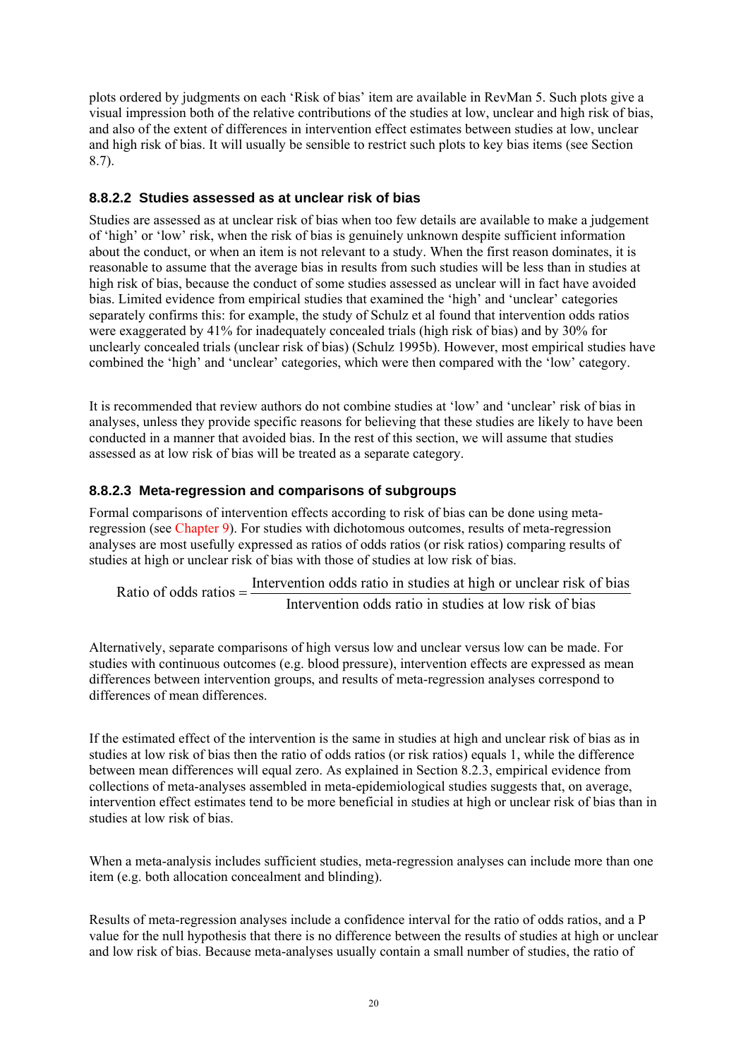plots ordered by judgments on each 'Risk of bias' item are available in RevMan 5. Such plots give a visual impression both of the relative contributions of the studies at low, unclear and high risk of bias, and also of the extent of differences in intervention effect estimates between studies at low, unclear and high risk of bias. It will usually be sensible to restrict such plots to key bias items (see Section 8.7).

#### 8.8.2.2 Studies assessed as at unclear risk of bias

Studies are assessed as at unclear risk of bias when too few details are available to make a judgement of 'high' or 'low' risk, when the risk of bias is genuinely unknown despite sufficient information about the conduct, or when an item is not relevant to a study. When the first reason dominates, it is reasonable to assume that the average bias in results from such studies will be less than in studies at high risk of bias, because the conduct of some studies assessed as unclear will in fact have avoided bias. Limited evidence from empirical studies that examined the 'high' and 'unclear' categories separately confirms this: for example, the study of Schulz et al found that intervention odds ratios were exaggerated by 41% for inadequately concealed trials (high risk of bias) and by 30% for unclearly concealed trials (unclear risk of bias) (Schulz 1995b). However, most empirical studies have combined the 'high' and 'unclear' categories, which were then compared with the 'low' category.

It is recommended that review authors do not combine studies at 'low' and 'unclear' risk of bias in analyses, unless they provide specific reasons for believing that these studies are likely to have been conducted in a manner that avoided bias. In the rest of this section, we will assume that studies assessed as at low risk of bias will be treated as a separate category.

#### 8.8.2.3 Meta-regression and comparisons of subgroups

Formal comparisons of intervention effects according to risk of bias can be done using meta-regression (see Chapter 9). For studies with dichotomous outcomes, results of meta-regression analyses are most usefully expressed as ratios of odds ratios (or risk ratios) comparing results of studies at high or unclear risk of bias with those of studies at low risk of bias.

$$\text{Ratio of odds ratios} = \frac{\text{Intervention odds ratio in studies at high or unclear risk of bias}}{\text{Intervention odds ratio in studies at low risk of bias}}$$

Alternatively, separate comparisons of high versus low and unclear versus low can be made. For studies with continuous outcomes (e.g. blood pressure), intervention effects are expressed as mean differences between intervention groups, and results of meta-regression analyses correspond to differences of mean differences.

If the estimated effect of the intervention is the same in studies at high and unclear risk of bias as in studies at low risk of bias then the ratio of odds ratios (or risk ratios) equals 1, while the difference between mean differences will equal zero. As explained in Section 8.2.3, empirical evidence from collections of meta-analyses assembled in meta-epidemiological studies suggests that, on average, intervention effect estimates tend to be more beneficial in studies at high or unclear risk of bias than in studies at low risk of bias.

When a meta-analysis includes sufficient studies, meta-regression analyses can include more than one item (e.g. both allocation concealment and blinding).

Results of meta-regression analyses include a confidence interval for the ratio of odds ratios, and a P value for the null hypothesis that there is no difference between the results of studies at high or unclear and low risk of bias. Because meta-analyses usually contain a small number of studies, the ratio of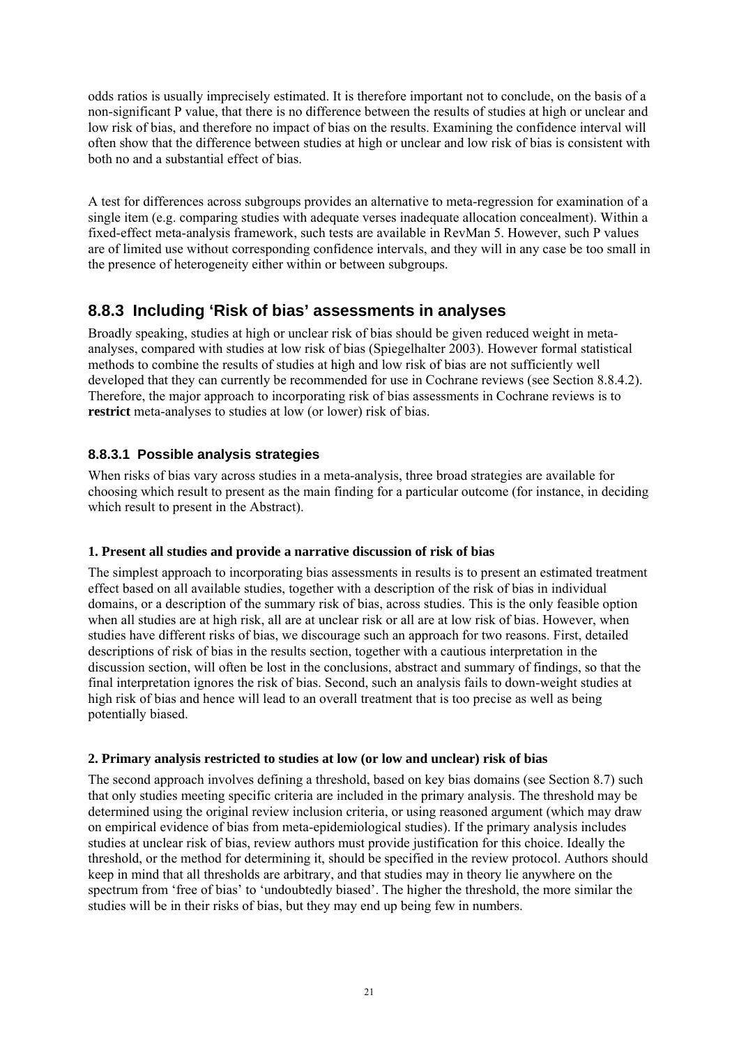odds ratios is usually imprecisely estimated. It is therefore important not to conclude, on the basis of a non-significant P value, that there is no difference between the results of studies at high or unclear and low risk of bias, and therefore no impact of bias on the results. Examining the confidence interval will often show that the difference between studies at high or unclear and low risk of bias is consistent with both no and a substantial effect of bias.

A test for differences across subgroups provides an alternative to meta-regression for examination of a single item (e.g. comparing studies with adequate verses inadequate allocation concealment). Within a fixed-effect meta-analysis framework, such tests are available in RevMan 5. However, such P values are of limited use without corresponding confidence intervals, and they will in any case be too small in the presence of heterogeneity either within or between subgroups.

## 8.8.3 Including 'Risk of bias' assessments in analyses

Broadly speaking, studies at high or unclear risk of bias should be given reduced weight in meta-analyses, compared with studies at low risk of bias (Spiegelhalter 2003). However formal statistical methods to combine the results of studies at high and low risk of bias are not sufficiently well developed that they can currently be recommended for use in Cochrane reviews (see Section 8.8.4.2). Therefore, the major approach to incorporating risk of bias assessments in Cochrane reviews is to **restrict** meta-analyses to studies at low (or lower) risk of bias.

### 8.8.3.1 Possible analysis strategies

When risks of bias vary across studies in a meta-analysis, three broad strategies are available for choosing which result to present as the main finding for a particular outcome (for instance, in deciding which result to present in the Abstract).

**1. Present all studies and provide a narrative discussion of risk of bias**

The simplest approach to incorporating bias assessments in results is to present an estimated treatment effect based on all available studies, together with a description of the risk of bias in individual domains, or a description of the summary risk of bias, across studies. This is the only feasible option when all studies are at high risk, all are at unclear risk or all are at low risk of bias. However, when studies have different risks of bias, we discourage such an approach for two reasons. First, detailed descriptions of risk of bias in the results section, together with a cautious interpretation in the discussion section, will often be lost in the conclusions, abstract and summary of findings, so that the final interpretation ignores the risk of bias. Second, such an analysis fails to down-weight studies at high risk of bias and hence will lead to an overall treatment that is too precise as well as being potentially biased.

**2. Primary analysis restricted to studies at low (or low and unclear) risk of bias**

The second approach involves defining a threshold, based on key bias domains (see Section 8.7) such that only studies meeting specific criteria are included in the primary analysis. The threshold may be determined using the original review inclusion criteria, or using reasoned argument (which may draw on empirical evidence of bias from meta-epidemiological studies). If the primary analysis includes studies at unclear risk of bias, review authors must provide justification for this choice. Ideally the threshold, or the method for determining it, should be specified in the review protocol. Authors should keep in mind that all thresholds are arbitrary, and that studies may in theory lie anywhere on the spectrum from 'free of bias' to 'undoubtedly biased'. The higher the threshold, the more similar the studies will be in their risks of bias, but they may end up being few in numbers.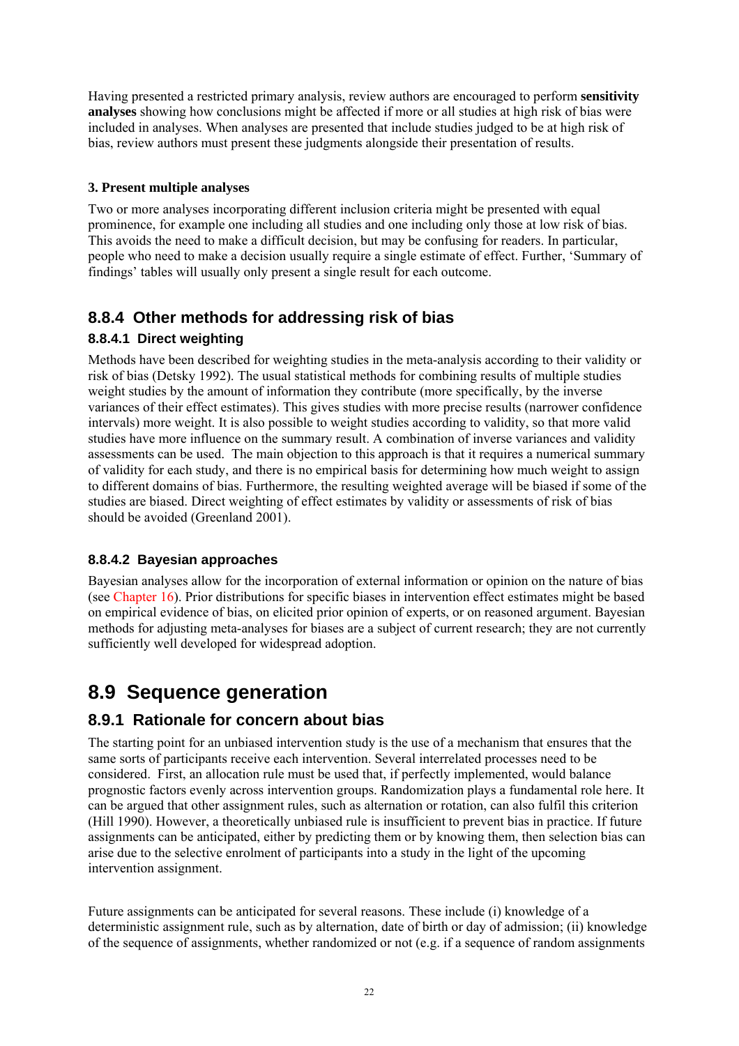Having presented a restricted primary analysis, review authors are encouraged to perform **sensitivity analyses** showing how conclusions might be affected if more or all studies at high risk of bias were included in analyses. When analyses are presented that include studies judged to be at high risk of bias, review authors must present these judgments alongside their presentation of results.

**3. Present multiple analyses**

Two or more analyses incorporating different inclusion criteria might be presented with equal prominence, for example one including all studies and one including only those at low risk of bias. This avoids the need to make a difficult decision, but may be confusing for readers. In particular, people who need to make a decision usually require a single estimate of effect. Further, 'Summary of findings' tables will usually only present a single result for each outcome.

### 8.8.4 Other methods for addressing risk of bias

#### 8.8.4.1 Direct weighting

Methods have been described for weighting studies in the meta-analysis according to their validity or risk of bias (Detsky 1992). The usual statistical methods for combining results of multiple studies weight studies by the amount of information they contribute (more specifically, by the inverse variances of their effect estimates). This gives studies with more precise results (narrower confidence intervals) more weight. It is also possible to weight studies according to validity, so that more valid studies have more influence on the summary result. A combination of inverse variances and validity assessments can be used. The main objection to this approach is that it requires a numerical summary of validity for each study, and there is no empirical basis for determining how much weight to assign to different domains of bias. Furthermore, the resulting weighted average will be biased if some of the studies are biased. Direct weighting of effect estimates by validity or assessments of risk of bias should be avoided (Greenland 2001).

#### 8.8.4.2 Bayesian approaches

Bayesian analyses allow for the incorporation of external information or opinion on the nature of bias (see Chapter 16). Prior distributions for specific biases in intervention effect estimates might be based on empirical evidence of bias, on elicited prior opinion of experts, or on reasoned argument. Bayesian methods for adjusting meta-analyses for biases are a subject of current research; they are not currently sufficiently well developed for widespread adoption.

## 8.9 Sequence generation

### 8.9.1 Rationale for concern about bias

The starting point for an unbiased intervention study is the use of a mechanism that ensures that the same sorts of participants receive each intervention. Several interrelated processes need to be considered. First, an allocation rule must be used that, if perfectly implemented, would balance prognostic factors evenly across intervention groups. Randomization plays a fundamental role here. It can be argued that other assignment rules, such as alternation or rotation, can also fulfil this criterion (Hill 1990). However, a theoretically unbiased rule is insufficient to prevent bias in practice. If future assignments can be anticipated, either by predicting them or by knowing them, then selection bias can arise due to the selective enrolment of participants into a study in the light of the upcoming intervention assignment.

Future assignments can be anticipated for several reasons. These include (i) knowledge of a deterministic assignment rule, such as by alternation, date of birth or day of admission; (ii) knowledge of the sequence of assignments, whether randomized or not (e.g. if a sequence of random assignments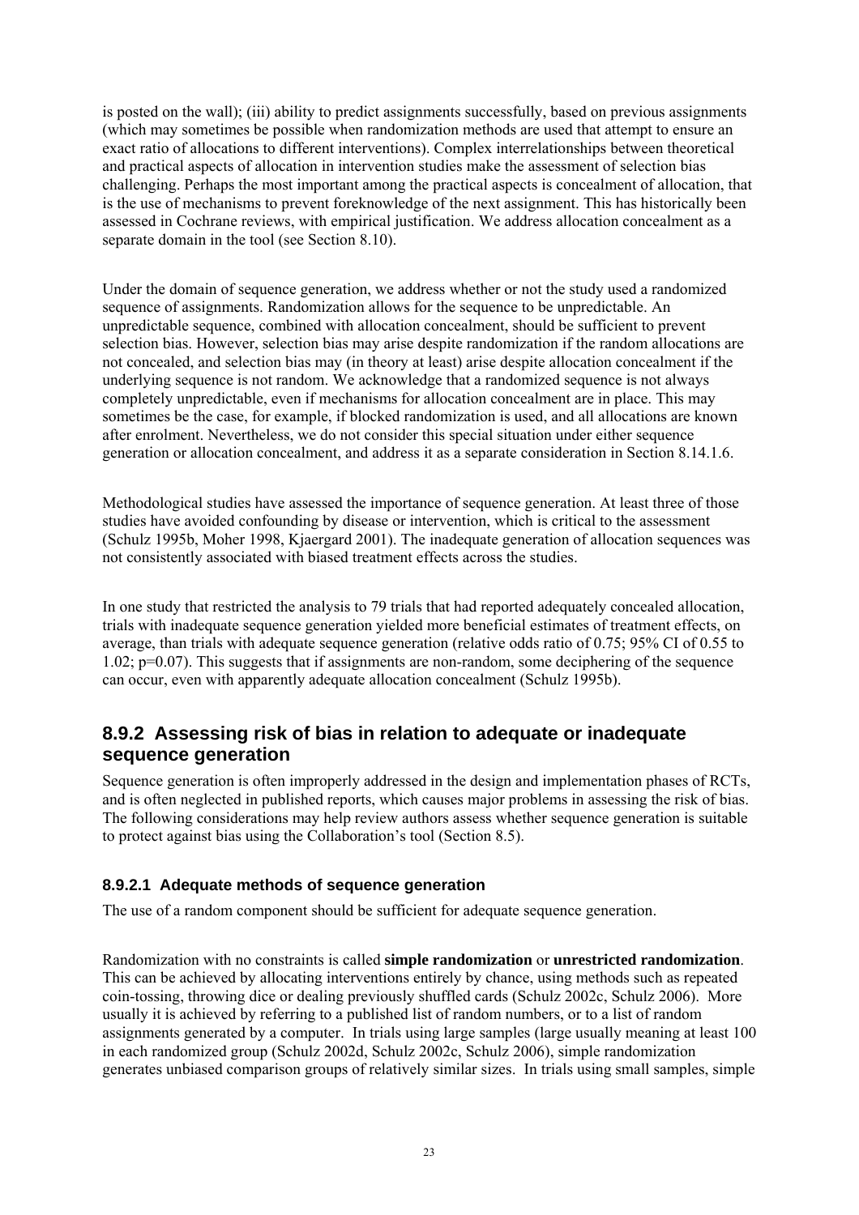is posted on the wall); (iii) ability to predict assignments successfully, based on previous assignments (which may sometimes be possible when randomization methods are used that attempt to ensure an exact ratio of allocations to different interventions). Complex interrelationships between theoretical and practical aspects of allocation in intervention studies make the assessment of selection bias challenging. Perhaps the most important among the practical aspects is concealment of allocation, that is the use of mechanisms to prevent foreknowledge of the next assignment. This has historically been assessed in Cochrane reviews, with empirical justification. We address allocation concealment as a separate domain in the tool (see Section 8.10).

Under the domain of sequence generation, we address whether or not the study used a randomized sequence of assignments. Randomization allows for the sequence to be unpredictable. An unpredictable sequence, combined with allocation concealment, should be sufficient to prevent selection bias. However, selection bias may arise despite randomization if the random allocations are not concealed, and selection bias may (in theory at least) arise despite allocation concealment if the underlying sequence is not random. We acknowledge that a randomized sequence is not always completely unpredictable, even if mechanisms for allocation concealment are in place. This may sometimes be the case, for example, if blocked randomization is used, and all allocations are known after enrolment. Nevertheless, we do not consider this special situation under either sequence generation or allocation concealment, and address it as a separate consideration in Section 8.14.1.6.

Methodological studies have assessed the importance of sequence generation. At least three of those studies have avoided confounding by disease or intervention, which is critical to the assessment (Schulz 1995b, Moher 1998, Kjaergard 2001). The inadequate generation of allocation sequences was not consistently associated with biased treatment effects across the studies.

In one study that restricted the analysis to 79 trials that had reported adequately concealed allocation, trials with inadequate sequence generation yielded more beneficial estimates of treatment effects, on average, than trials with adequate sequence generation (relative odds ratio of 0.75; 95% CI of 0.55 to 1.02; p=0.07). This suggests that if assignments are non-random, some deciphering of the sequence can occur, even with apparently adequate allocation concealment (Schulz 1995b).

## 8.9.2 Assessing risk of bias in relation to adequate or inadequate sequence generation

Sequence generation is often improperly addressed in the design and implementation phases of RCTs, and is often neglected in published reports, which causes major problems in assessing the risk of bias. The following considerations may help review authors assess whether sequence generation is suitable to protect against bias using the Collaboration's tool (Section 8.5).

### 8.9.2.1 Adequate methods of sequence generation

The use of a random component should be sufficient for adequate sequence generation.

Randomization with no constraints is called **simple randomization** or **unrestricted randomization**. This can be achieved by allocating interventions entirely by chance, using methods such as repeated coin-tossing, throwing dice or dealing previously shuffled cards (Schulz 2002c, Schulz 2006). More usually it is achieved by referring to a published list of random numbers, or to a list of random assignments generated by a computer. In trials using large samples (large usually meaning at least 100 in each randomized group (Schulz 2002d, Schulz 2002c, Schulz 2006), simple randomization generates unbiased comparison groups of relatively similar sizes. In trials using small samples, simple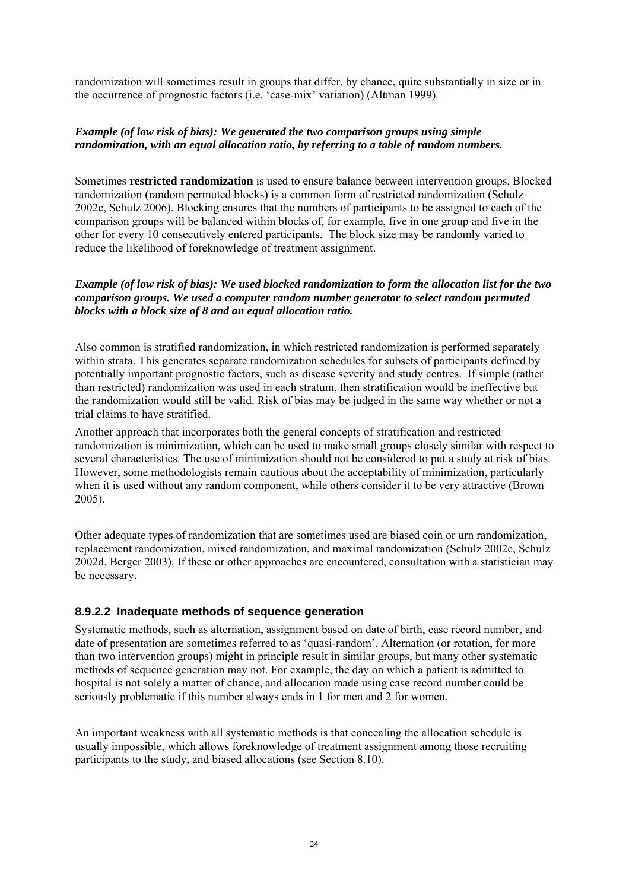randomization will sometimes result in groups that differ, by chance, quite substantially in size or in the occurrence of prognostic factors (i.e. 'case-mix' variation) (Altman 1999).

***Example (of low risk of bias): We generated the two comparison groups using simple randomization, with an equal allocation ratio, by referring to a table of random numbers.***

Sometimes **restricted randomization** is used to ensure balance between intervention groups. Blocked randomization (random permuted blocks) is a common form of restricted randomization (Schulz 2002c, Schulz 2006). Blocking ensures that the numbers of participants to be assigned to each of the comparison groups will be balanced within blocks of, for example, five in one group and five in the other for every 10 consecutively entered participants. The block size may be randomly varied to reduce the likelihood of foreknowledge of treatment assignment.

***Example (of low risk of bias): We used blocked randomization to form the allocation list for the two comparison groups. We used a computer random number generator to select random permuted blocks with a block size of 8 and an equal allocation ratio.***

Also common is stratified randomization, in which restricted randomization is performed separately within strata. This generates separate randomization schedules for subsets of participants defined by potentially important prognostic factors, such as disease severity and study centres. If simple (rather than restricted) randomization was used in each stratum, then stratification would be ineffective but the randomization would still be valid. Risk of bias may be judged in the same way whether or not a trial claims to have stratified.

Another approach that incorporates both the general concepts of stratification and restricted randomization is minimization, which can be used to make small groups closely similar with respect to several characteristics. The use of minimization should not be considered to put a study at risk of bias. However, some methodologists remain cautious about the acceptability of minimization, particularly when it is used without any random component, while others consider it to be very attractive (Brown 2005).

Other adequate types of randomization that are sometimes used are biased coin or urn randomization, replacement randomization, mixed randomization, and maximal randomization (Schulz 2002c, Schulz 2002d, Berger 2003). If these or other approaches are encountered, consultation with a statistician may be necessary.

### 8.9.2.2 Inadequate methods of sequence generation

Systematic methods, such as alternation, assignment based on date of birth, case record number, and date of presentation are sometimes referred to as 'quasi-random'. Alternation (or rotation, for more than two intervention groups) might in principle result in similar groups, but many other systematic methods of sequence generation may not. For example, the day on which a patient is admitted to hospital is not solely a matter of chance, and allocation made using case record number could be seriously problematic if this number always ends in 1 for men and 2 for women.

An important weakness with all systematic methods is that concealing the allocation schedule is usually impossible, which allows foreknowledge of treatment assignment among those recruiting participants to the study, and biased allocations (see Section 8.10).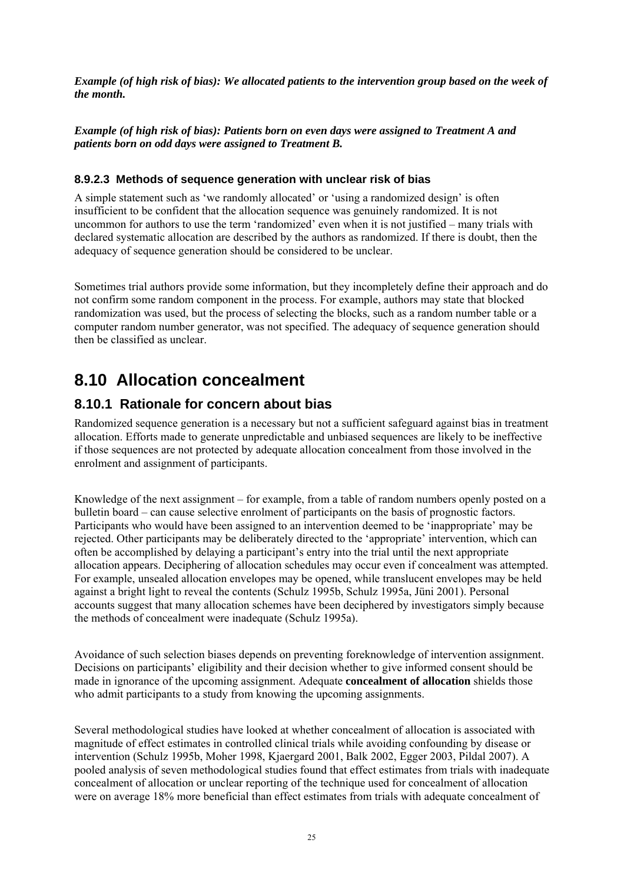***Example (of high risk of bias): We allocated patients to the intervention group based on the week of the month.***

***Example (of high risk of bias): Patients born on even days were assigned to Treatment A and patients born on odd days were assigned to Treatment B.***

### 8.9.2.3 Methods of sequence generation with unclear risk of bias

A simple statement such as 'we randomly allocated' or 'using a randomized design' is often insufficient to be confident that the allocation sequence was genuinely randomized. It is not uncommon for authors to use the term 'randomized' even when it is not justified – many trials with declared systematic allocation are described by the authors as randomized. If there is doubt, then the adequacy of sequence generation should be considered to be unclear.

Sometimes trial authors provide some information, but they incompletely define their approach and do not confirm some random component in the process. For example, authors may state that blocked randomization was used, but the process of selecting the blocks, such as a random number table or a computer random number generator, was not specified. The adequacy of sequence generation should then be classified as unclear.

# 8.10 Allocation concealment

## 8.10.1 Rationale for concern about bias

Randomized sequence generation is a necessary but not a sufficient safeguard against bias in treatment allocation. Efforts made to generate unpredictable and unbiased sequences are likely to be ineffective if those sequences are not protected by adequate allocation concealment from those involved in the enrolment and assignment of participants.

Knowledge of the next assignment – for example, from a table of random numbers openly posted on a bulletin board – can cause selective enrolment of participants on the basis of prognostic factors. Participants who would have been assigned to an intervention deemed to be 'inappropriate' may be rejected. Other participants may be deliberately directed to the 'appropriate' intervention, which can often be accomplished by delaying a participant's entry into the trial until the next appropriate allocation appears. Deciphering of allocation schedules may occur even if concealment was attempted. For example, unsealed allocation envelopes may be opened, while translucent envelopes may be held against a bright light to reveal the contents (Schulz 1995b, Schulz 1995a, Jüni 2001). Personal accounts suggest that many allocation schemes have been deciphered by investigators simply because the methods of concealment were inadequate (Schulz 1995a).

Avoidance of such selection biases depends on preventing foreknowledge of intervention assignment. Decisions on participants' eligibility and their decision whether to give informed consent should be made in ignorance of the upcoming assignment. Adequate **concealment of allocation** shields those who admit participants to a study from knowing the upcoming assignments.

Several methodological studies have looked at whether concealment of allocation is associated with magnitude of effect estimates in controlled clinical trials while avoiding confounding by disease or intervention (Schulz 1995b, Moher 1998, Kjaergard 2001, Balk 2002, Egger 2003, Pildal 2007). A pooled analysis of seven methodological studies found that effect estimates from trials with inadequate concealment of allocation or unclear reporting of the technique used for concealment of allocation were on average 18% more beneficial than effect estimates from trials with adequate concealment of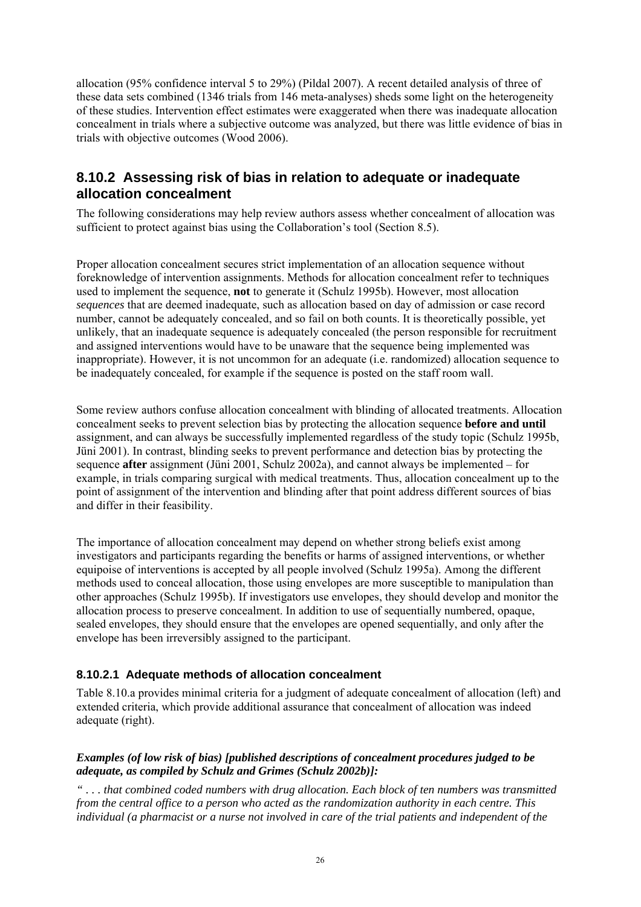allocation (95% confidence interval 5 to 29%) (Pildal 2007). A recent detailed analysis of three of these data sets combined (1346 trials from 146 meta-analyses) sheds some light on the heterogeneity of these studies. Intervention effect estimates were exaggerated when there was inadequate allocation concealment in trials where a subjective outcome was analyzed, but there was little evidence of bias in trials with objective outcomes (Wood 2006).

## 8.10.2 Assessing risk of bias in relation to adequate or inadequate allocation concealment

The following considerations may help review authors assess whether concealment of allocation was sufficient to protect against bias using the Collaboration's tool (Section 8.5).

Proper allocation concealment secures strict implementation of an allocation sequence without foreknowledge of intervention assignments. Methods for allocation concealment refer to techniques used to implement the sequence, **not** to generate it (Schulz 1995b). However, most allocation *sequences* that are deemed inadequate, such as allocation based on day of admission or case record number, cannot be adequately concealed, and so fail on both counts. It is theoretically possible, yet unlikely, that an inadequate sequence is adequately concealed (the person responsible for recruitment and assigned interventions would have to be unaware that the sequence being implemented was inappropriate). However, it is not uncommon for an adequate (i.e. randomized) allocation sequence to be inadequately concealed, for example if the sequence is posted on the staff room wall.

Some review authors confuse allocation concealment with blinding of allocated treatments. Allocation concealment seeks to prevent selection bias by protecting the allocation sequence **before and until** assignment, and can always be successfully implemented regardless of the study topic (Schulz 1995b, Jüni 2001). In contrast, blinding seeks to prevent performance and detection bias by protecting the sequence **after** assignment (Jüni 2001, Schulz 2002a), and cannot always be implemented – for example, in trials comparing surgical with medical treatments. Thus, allocation concealment up to the point of assignment of the intervention and blinding after that point address different sources of bias and differ in their feasibility.

The importance of allocation concealment may depend on whether strong beliefs exist among investigators and participants regarding the benefits or harms of assigned interventions, or whether equipoise of interventions is accepted by all people involved (Schulz 1995a). Among the different methods used to conceal allocation, those using envelopes are more susceptible to manipulation than other approaches (Schulz 1995b). If investigators use envelopes, they should develop and monitor the allocation process to preserve concealment. In addition to use of sequentially numbered, opaque, sealed envelopes, they should ensure that the envelopes are opened sequentially, and only after the envelope has been irreversibly assigned to the participant.

### 8.10.2.1 Adequate methods of allocation concealment

Table 8.10.a provides minimal criteria for a judgment of adequate concealment of allocation (left) and extended criteria, which provide additional assurance that concealment of allocation was indeed adequate (right).

***Examples (of low risk of bias) [published descriptions of concealment procedures judged to be adequate, as compiled by Schulz and Grimes (Schulz 2002b)]:***

*" . . . that combined coded numbers with drug allocation. Each block of ten numbers was transmitted from the central office to a person who acted as the randomization authority in each centre. This individual (a pharmacist or a nurse not involved in care of the trial patients and independent of the*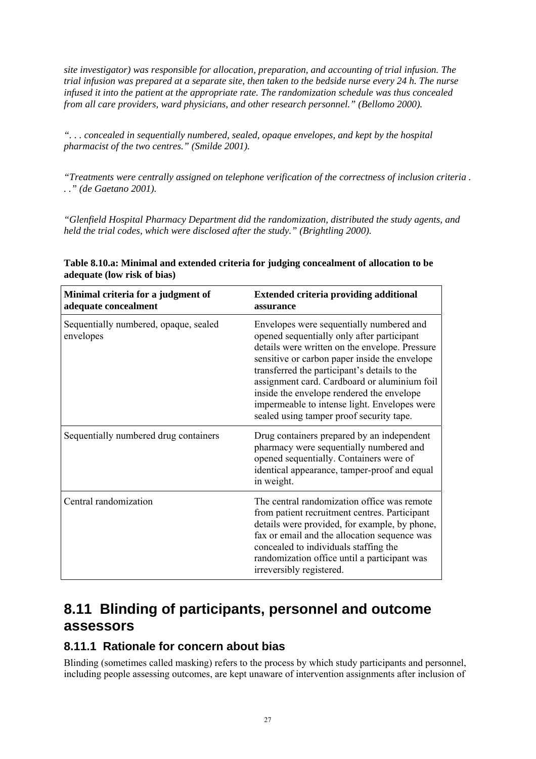*site investigator) was responsible for allocation, preparation, and accounting of trial infusion. The trial infusion was prepared at a separate site, then taken to the bedside nurse every 24 h. The nurse infused it into the patient at the appropriate rate. The randomization schedule was thus concealed from all care providers, ward physicians, and other research personnel." (Bellomo 2000).*

*". . . concealed in sequentially numbered, sealed, opaque envelopes, and kept by the hospital pharmacist of the two centres." (Smilde 2001).*

*"Treatments were centrally assigned on telephone verification of the correctness of inclusion criteria . . ." (de Gaetano 2001).*

*"Glenfield Hospital Pharmacy Department did the randomization, distributed the study agents, and held the trial codes, which were disclosed after the study." (Brightling 2000).*

**Table 8.10.a: Minimal and extended criteria for judging concealment of allocation to be adequate (low risk of bias)**

| Minimal criteria for a judgment of adequate concealment | Extended criteria providing additional assurance |
|---|---|
| Sequentially numbered, opaque, sealed envelopes | Envelopes were sequentially numbered and opened sequentially only after participant details were written on the envelope. Pressure sensitive or carbon paper inside the envelope transferred the participant's details to the assignment card. Cardboard or aluminium foil inside the envelope rendered the envelope impermeable to intense light. Envelopes were sealed using tamper proof security tape. |
| Sequentially numbered drug containers | Drug containers prepared by an independent pharmacy were sequentially numbered and opened sequentially. Containers were of identical appearance, tamper-proof and equal in weight. |
| Central randomization | The central randomization office was remote from patient recruitment centres. Participant details were provided, for example, by phone, fax or email and the allocation sequence was concealed to individuals staffing the randomization office until a participant was irreversibly registered. |

## 8.11 Blinding of participants, personnel and outcome assessors

### 8.11.1 Rationale for concern about bias

Blinding (sometimes called masking) refers to the process by which study participants and personnel, including people assessing outcomes, are kept unaware of intervention assignments after inclusion of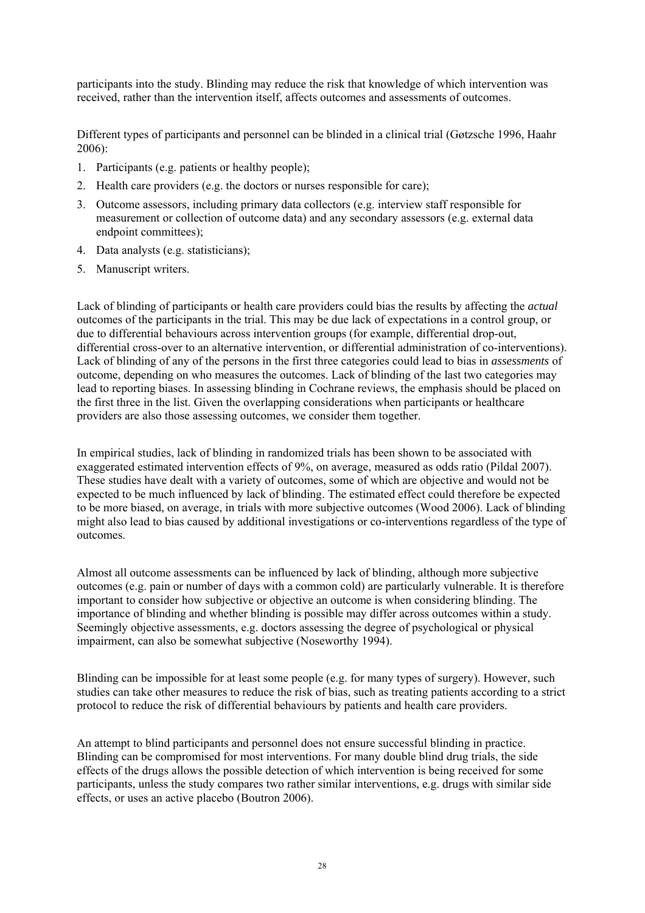participants into the study. Blinding may reduce the risk that knowledge of which intervention was received, rather than the intervention itself, affects outcomes and assessments of outcomes.

Different types of participants and personnel can be blinded in a clinical trial (Gøtzsche 1996, Haahr 2006):

1. Participants (e.g. patients or healthy people);
2. Health care providers (e.g. the doctors or nurses responsible for care);
3. Outcome assessors, including primary data collectors (e.g. interview staff responsible for measurement or collection of outcome data) and any secondary assessors (e.g. external data endpoint committees);
4. Data analysts (e.g. statisticians);
5. Manuscript writers.

Lack of blinding of participants or health care providers could bias the results by affecting the *actual* outcomes of the participants in the trial. This may be due lack of expectations in a control group, or due to differential behaviours across intervention groups (for example, differential drop-out, differential cross-over to an alternative intervention, or differential administration of co-interventions). Lack of blinding of any of the persons in the first three categories could lead to bias in *assessments* of outcome, depending on who measures the outcomes. Lack of blinding of the last two categories may lead to reporting biases. In assessing blinding in Cochrane reviews, the emphasis should be placed on the first three in the list. Given the overlapping considerations when participants or healthcare providers are also those assessing outcomes, we consider them together.

In empirical studies, lack of blinding in randomized trials has been shown to be associated with exaggerated estimated intervention effects of 9%, on average, measured as odds ratio (Pildal 2007). These studies have dealt with a variety of outcomes, some of which are objective and would not be expected to be much influenced by lack of blinding. The estimated effect could therefore be expected to be more biased, on average, in trials with more subjective outcomes (Wood 2006). Lack of blinding might also lead to bias caused by additional investigations or co-interventions regardless of the type of outcomes.

Almost all outcome assessments can be influenced by lack of blinding, although more subjective outcomes (e.g. pain or number of days with a common cold) are particularly vulnerable. It is therefore important to consider how subjective or objective an outcome is when considering blinding. The importance of blinding and whether blinding is possible may differ across outcomes within a study. Seemingly objective assessments, e.g. doctors assessing the degree of psychological or physical impairment, can also be somewhat subjective (Noseworthy 1994).

Blinding can be impossible for at least some people (e.g. for many types of surgery). However, such studies can take other measures to reduce the risk of bias, such as treating patients according to a strict protocol to reduce the risk of differential behaviours by patients and health care providers.

An attempt to blind participants and personnel does not ensure successful blinding in practice. Blinding can be compromised for most interventions. For many double blind drug trials, the side effects of the drugs allows the possible detection of which intervention is being received for some participants, unless the study compares two rather similar interventions, e.g. drugs with similar side effects, or uses an active placebo (Boutron 2006).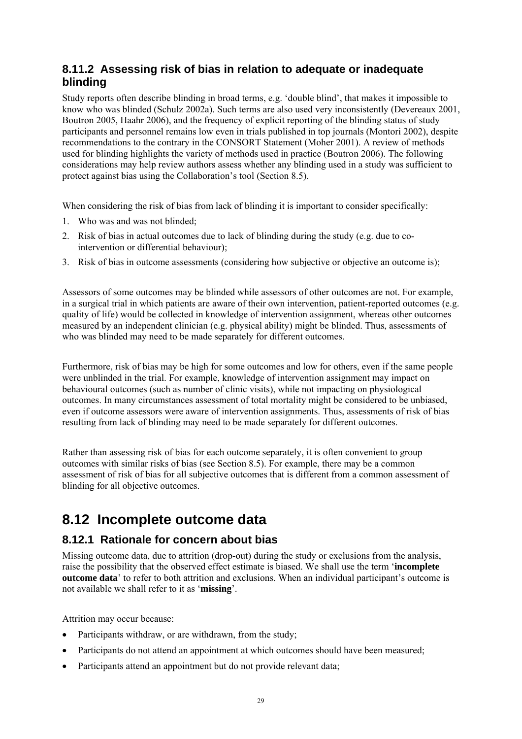### 8.11.2 Assessing risk of bias in relation to adequate or inadequate blinding

Study reports often describe blinding in broad terms, e.g. 'double blind', that makes it impossible to know who was blinded (Schulz 2002a). Such terms are also used very inconsistently (Devereaux 2001, Boutron 2005, Haahr 2006), and the frequency of explicit reporting of the blinding status of study participants and personnel remains low even in trials published in top journals (Montori 2002), despite recommendations to the contrary in the CONSORT Statement (Moher 2001). A review of methods used for blinding highlights the variety of methods used in practice (Boutron 2006). The following considerations may help review authors assess whether any blinding used in a study was sufficient to protect against bias using the Collaboration's tool (Section 8.5).

When considering the risk of bias from lack of blinding it is important to consider specifically:

1. Who was and was not blinded;
2. Risk of bias in actual outcomes due to lack of blinding during the study (e.g. due to co-intervention or differential behaviour);
3. Risk of bias in outcome assessments (considering how subjective or objective an outcome is);

Assessors of some outcomes may be blinded while assessors of other outcomes are not. For example, in a surgical trial in which patients are aware of their own intervention, patient-reported outcomes (e.g. quality of life) would be collected in knowledge of intervention assignment, whereas other outcomes measured by an independent clinician (e.g. physical ability) might be blinded. Thus, assessments of who was blinded may need to be made separately for different outcomes.

Furthermore, risk of bias may be high for some outcomes and low for others, even if the same people were unblinded in the trial. For example, knowledge of intervention assignment may impact on behavioural outcomes (such as number of clinic visits), while not impacting on physiological outcomes. In many circumstances assessment of total mortality might be considered to be unbiased, even if outcome assessors were aware of intervention assignments. Thus, assessments of risk of bias resulting from lack of blinding may need to be made separately for different outcomes.

Rather than assessing risk of bias for each outcome separately, it is often convenient to group outcomes with similar risks of bias (see Section 8.5). For example, there may be a common assessment of risk of bias for all subjective outcomes that is different from a common assessment of blinding for all objective outcomes.

## 8.12 Incomplete outcome data

### 8.12.1 Rationale for concern about bias

Missing outcome data, due to attrition (drop-out) during the study or exclusions from the analysis, raise the possibility that the observed effect estimate is biased. We shall use the term '**incomplete outcome data**' to refer to both attrition and exclusions. When an individual participant's outcome is not available we shall refer to it as '**missing**'.

Attrition may occur because:

- Participants withdraw, or are withdrawn, from the study;
- Participants do not attend an appointment at which outcomes should have been measured;
- Participants attend an appointment but do not provide relevant data;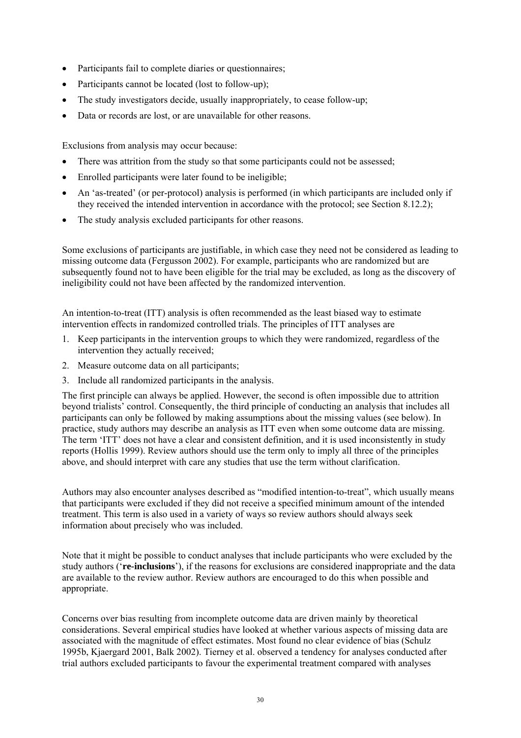- Participants fail to complete diaries or questionnaires;
- Participants cannot be located (lost to follow-up);
- The study investigators decide, usually inappropriately, to cease follow-up;
- Data or records are lost, or are unavailable for other reasons.

Exclusions from analysis may occur because:

- There was attrition from the study so that some participants could not be assessed;
- Enrolled participants were later found to be ineligible;
- An 'as-treated' (or per-protocol) analysis is performed (in which participants are included only if they received the intended intervention in accordance with the protocol; see Section 8.12.2);
- The study analysis excluded participants for other reasons.

Some exclusions of participants are justifiable, in which case they need not be considered as leading to missing outcome data (Fergusson 2002). For example, participants who are randomized but are subsequently found not to have been eligible for the trial may be excluded, as long as the discovery of ineligibility could not have been affected by the randomized intervention.

An intention-to-treat (ITT) analysis is often recommended as the least biased way to estimate intervention effects in randomized controlled trials. The principles of ITT analyses are

1. Keep participants in the intervention groups to which they were randomized, regardless of the intervention they actually received;
2. Measure outcome data on all participants;
3. Include all randomized participants in the analysis.

The first principle can always be applied. However, the second is often impossible due to attrition beyond trialists' control. Consequently, the third principle of conducting an analysis that includes all participants can only be followed by making assumptions about the missing values (see below). In practice, study authors may describe an analysis as ITT even when some outcome data are missing. The term 'ITT' does not have a clear and consistent definition, and it is used inconsistently in study reports (Hollis 1999). Review authors should use the term only to imply all three of the principles above, and should interpret with care any studies that use the term without clarification.

Authors may also encounter analyses described as "modified intention-to-treat", which usually means that participants were excluded if they did not receive a specified minimum amount of the intended treatment. This term is also used in a variety of ways so review authors should always seek information about precisely who was included.

Note that it might be possible to conduct analyses that include participants who were excluded by the study authors ('**re-inclusions**'), if the reasons for exclusions are considered inappropriate and the data are available to the review author. Review authors are encouraged to do this when possible and appropriate.

Concerns over bias resulting from incomplete outcome data are driven mainly by theoretical considerations. Several empirical studies have looked at whether various aspects of missing data are associated with the magnitude of effect estimates. Most found no clear evidence of bias (Schulz 1995b, Kjaergard 2001, Balk 2002). Tierney et al. observed a tendency for analyses conducted after trial authors excluded participants to favour the experimental treatment compared with analyses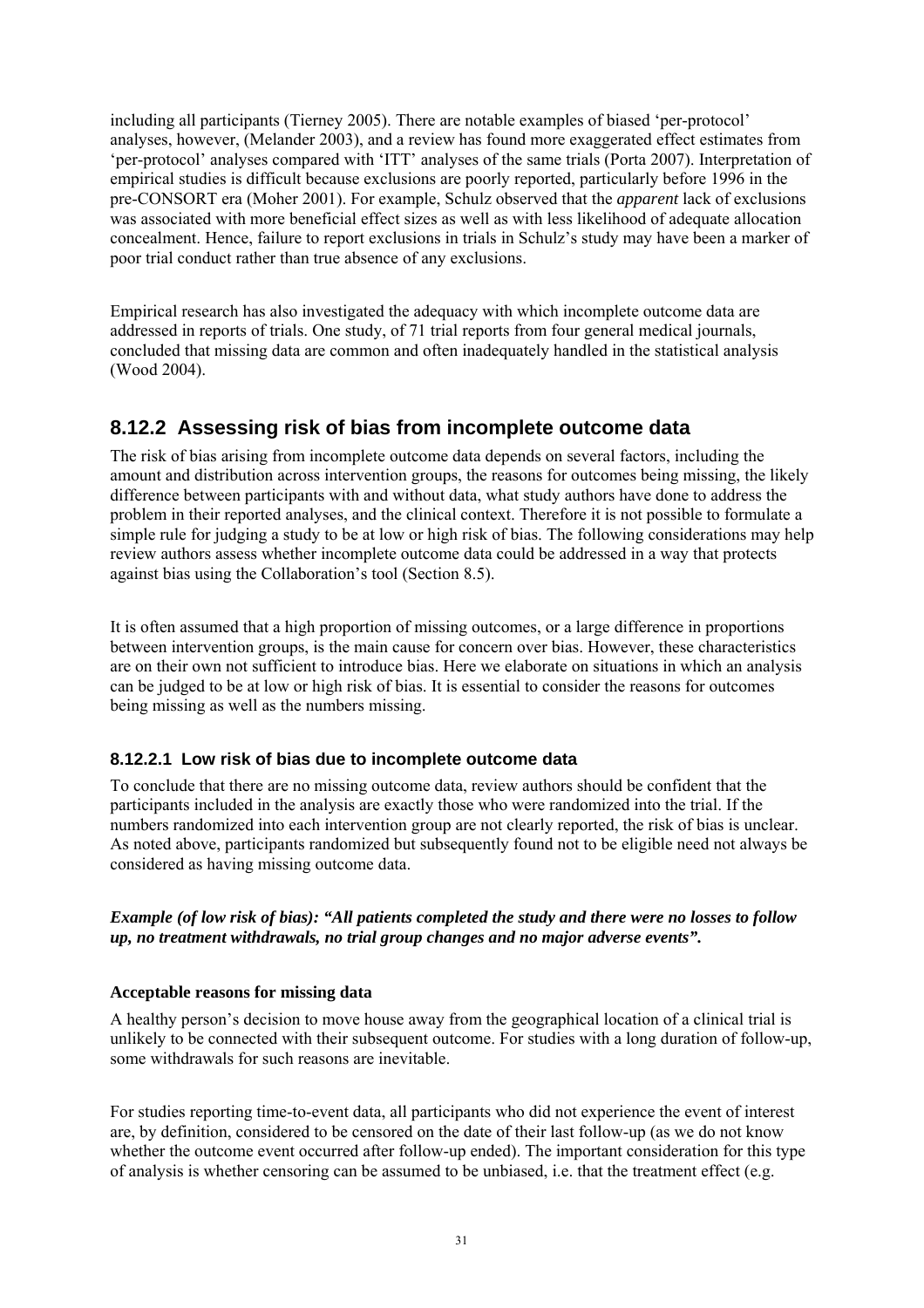including all participants (Tierney 2005). There are notable examples of biased 'per-protocol' analyses, however, (Melander 2003), and a review has found more exaggerated effect estimates from 'per-protocol' analyses compared with 'ITT' analyses of the same trials (Porta 2007). Interpretation of empirical studies is difficult because exclusions are poorly reported, particularly before 1996 in the pre-CONSORT era (Moher 2001). For example, Schulz observed that the *apparent* lack of exclusions was associated with more beneficial effect sizes as well as with less likelihood of adequate allocation concealment. Hence, failure to report exclusions in trials in Schulz's study may have been a marker of poor trial conduct rather than true absence of any exclusions.

Empirical research has also investigated the adequacy with which incomplete outcome data are addressed in reports of trials. One study, of 71 trial reports from four general medical journals, concluded that missing data are common and often inadequately handled in the statistical analysis (Wood 2004).

## 8.12.2 Assessing risk of bias from incomplete outcome data

The risk of bias arising from incomplete outcome data depends on several factors, including the amount and distribution across intervention groups, the reasons for outcomes being missing, the likely difference between participants with and without data, what study authors have done to address the problem in their reported analyses, and the clinical context. Therefore it is not possible to formulate a simple rule for judging a study to be at low or high risk of bias. The following considerations may help review authors assess whether incomplete outcome data could be addressed in a way that protects against bias using the Collaboration's tool (Section 8.5).

It is often assumed that a high proportion of missing outcomes, or a large difference in proportions between intervention groups, is the main cause for concern over bias. However, these characteristics are on their own not sufficient to introduce bias. Here we elaborate on situations in which an analysis can be judged to be at low or high risk of bias. It is essential to consider the reasons for outcomes being missing as well as the numbers missing.

### 8.12.2.1 Low risk of bias due to incomplete outcome data

To conclude that there are no missing outcome data, review authors should be confident that the participants included in the analysis are exactly those who were randomized into the trial. If the numbers randomized into each intervention group are not clearly reported, the risk of bias is unclear. As noted above, participants randomized but subsequently found not to be eligible need not always be considered as having missing outcome data.

***Example (of low risk of bias): "All patients completed the study and there were no losses to follow up, no treatment withdrawals, no trial group changes and no major adverse events".***

**Acceptable reasons for missing data**

A healthy person's decision to move house away from the geographical location of a clinical trial is unlikely to be connected with their subsequent outcome. For studies with a long duration of follow-up, some withdrawals for such reasons are inevitable.

For studies reporting time-to-event data, all participants who did not experience the event of interest are, by definition, considered to be censored on the date of their last follow-up (as we do not know whether the outcome event occurred after follow-up ended). The important consideration for this type of analysis is whether censoring can be assumed to be unbiased, i.e. that the treatment effect (e.g.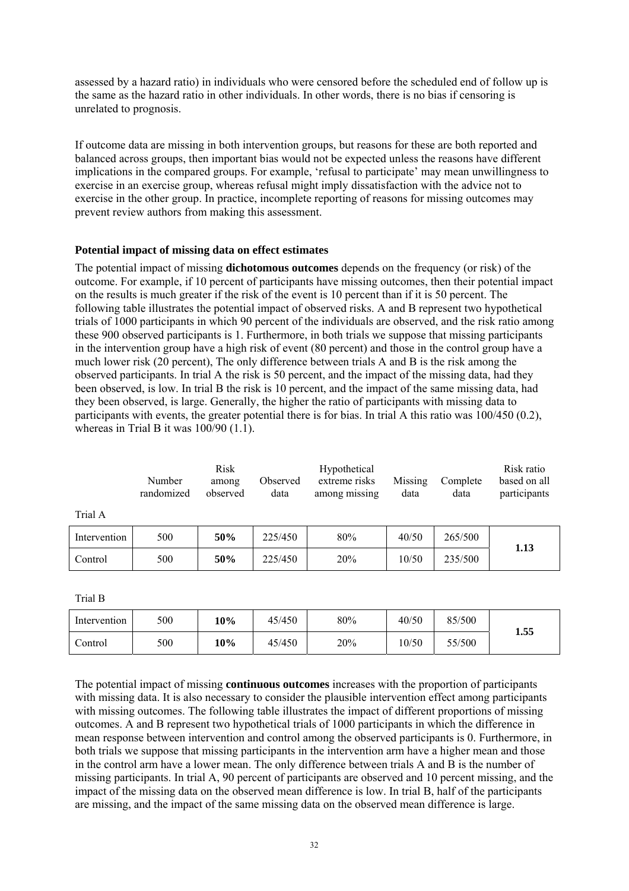assessed by a hazard ratio) in individuals who were censored before the scheduled end of follow up is the same as the hazard ratio in other individuals. In other words, there is no bias if censoring is unrelated to prognosis.

If outcome data are missing in both intervention groups, but reasons for these are both reported and balanced across groups, then important bias would not be expected unless the reasons have different implications in the compared groups. For example, 'refusal to participate' may mean unwillingness to exercise in an exercise group, whereas refusal might imply dissatisfaction with the advice not to exercise in the other group. In practice, incomplete reporting of reasons for missing outcomes may prevent review authors from making this assessment.

### Potential impact of missing data on effect estimates

The potential impact of missing **dichotomous outcomes** depends on the frequency (or risk) of the outcome. For example, if 10 percent of participants have missing outcomes, then their potential impact on the results is much greater if the risk of the event is 10 percent than if it is 50 percent. The following table illustrates the potential impact of observed risks. A and B represent two hypothetical trials of 1000 participants in which 90 percent of the individuals are observed, and the risk ratio among these 900 observed participants is 1. Furthermore, in both trials we suppose that missing participants in the intervention group have a high risk of event (80 percent) and those in the control group have a much lower risk (20 percent), The only difference between trials A and B is the risk among the observed participants. In trial A the risk is 50 percent, and the impact of the missing data, had they been observed, is low. In trial B the risk is 10 percent, and the impact of the same missing data, had they been observed, is large. Generally, the higher the ratio of participants with missing data to participants with events, the greater potential there is for bias. In trial A this ratio was 100/450 (0.2), whereas in Trial B it was 100/90 (1.1).

| | Number randomized | Risk among observed | Observed data | Hypothetical extreme risks among missing | Missing data | Complete data | Risk ratio based on all participants |
|---|---|---|---|---|---|---|---|
| Trial A | | | | | | | |
| Intervention | 500 | **50%** | 225/450 | 80% | 40/50 | 265/500 | **1.13** |
| Control | 500 | **50%** | 225/450 | 20% | 10/50 | 235/500 | |
| Trial B | | | | | | | |
| Intervention | 500 | **10%** | 45/450 | 80% | 40/50 | 85/500 | **1.55** |
| Control | 500 | **10%** | 45/450 | 20% | 10/50 | 55/500 | |

The potential impact of missing **continuous outcomes** increases with the proportion of participants with missing data. It is also necessary to consider the plausible intervention effect among participants with missing outcomes. The following table illustrates the impact of different proportions of missing outcomes. A and B represent two hypothetical trials of 1000 participants in which the difference in mean response between intervention and control among the observed participants is 0. Furthermore, in both trials we suppose that missing participants in the intervention arm have a higher mean and those in the control arm have a lower mean. The only difference between trials A and B is the number of missing participants. In trial A, 90 percent of participants are observed and 10 percent missing, and the impact of the missing data on the observed mean difference is low. In trial B, half of the participants are missing, and the impact of the same missing data on the observed mean difference is large.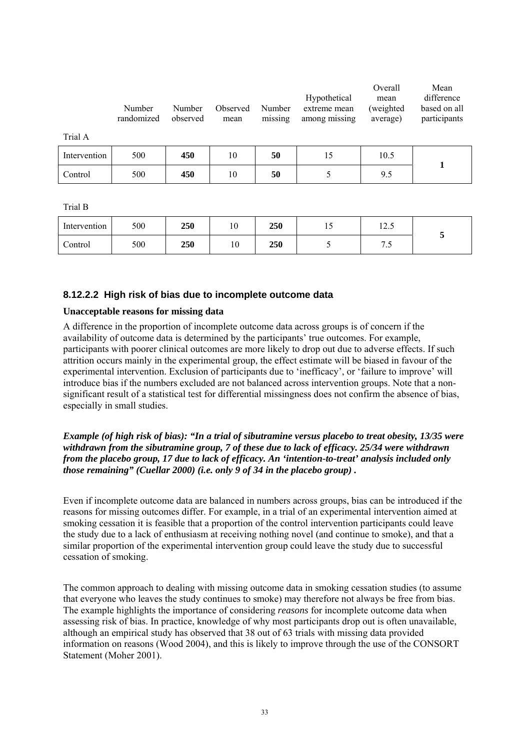| | Number randomized | Number observed | Observed mean | Number missing | Hypothetical extreme mean among missing | Overall mean (weighted average) | Mean difference based on all participants |
|---|---|---|---|---|---|---|---|
| Trial A | | | | | | | |
| Intervention | 500 | **450** | 10 | **50** | 15 | 10.5 | **1** |
| Control | 500 | **450** | 10 | **50** | 5 | 9.5 | |
| Trial B | | | | | | | |
| Intervention | 500 | **250** | 10 | **250** | 15 | 12.5 | **5** |
| Control | 500 | **250** | 10 | **250** | 5 | 7.5 | |

### 8.12.2.2 High risk of bias due to incomplete outcome data

**Unacceptable reasons for missing data**

A difference in the proportion of incomplete outcome data across groups is of concern if the availability of outcome data is determined by the participants' true outcomes. For example, participants with poorer clinical outcomes are more likely to drop out due to adverse effects. If such attrition occurs mainly in the experimental group, the effect estimate will be biased in favour of the experimental intervention. Exclusion of participants due to 'inefficacy', or 'failure to improve' will introduce bias if the numbers excluded are not balanced across intervention groups. Note that a non-significant result of a statistical test for differential missingness does not confirm the absence of bias, especially in small studies.

***Example (of high risk of bias): "In a trial of sibutramine versus placebo to treat obesity, 13/35 were withdrawn from the sibutramine group, 7 of these due to lack of efficacy. 25/34 were withdrawn from the placebo group, 17 due to lack of efficacy. An 'intention-to-treat' analysis included only those remaining" (Cuellar 2000) (i.e. only 9 of 34 in the placebo group) .***

Even if incomplete outcome data are balanced in numbers across groups, bias can be introduced if the reasons for missing outcomes differ. For example, in a trial of an experimental intervention aimed at smoking cessation it is feasible that a proportion of the control intervention participants could leave the study due to a lack of enthusiasm at receiving nothing novel (and continue to smoke), and that a similar proportion of the experimental intervention group could leave the study due to successful cessation of smoking.

The common approach to dealing with missing outcome data in smoking cessation studies (to assume that everyone who leaves the study continues to smoke) may therefore not always be free from bias. The example highlights the importance of considering *reasons* for incomplete outcome data when assessing risk of bias. In practice, knowledge of why most participants drop out is often unavailable, although an empirical study has observed that 38 out of 63 trials with missing data provided information on reasons (Wood 2004), and this is likely to improve through the use of the CONSORT Statement (Moher 2001).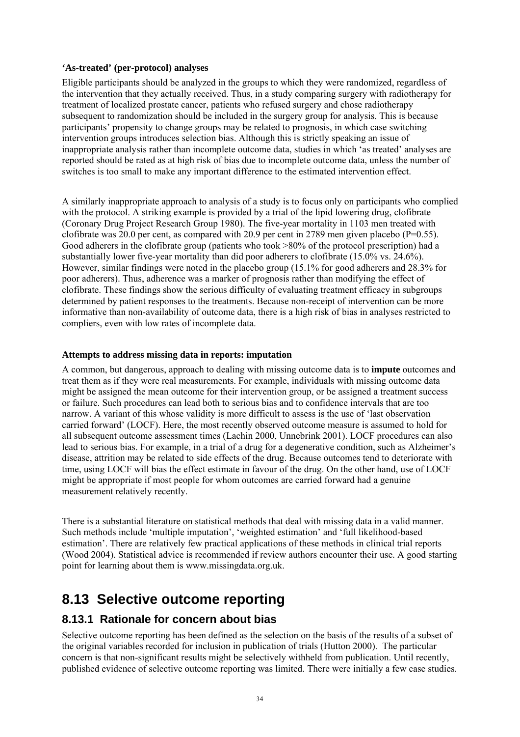**‘As-treated’ (per-protocol) analyses**

Eligible participants should be analyzed in the groups to which they were randomized, regardless of the intervention that they actually received. Thus, in a study comparing surgery with radiotherapy for treatment of localized prostate cancer, patients who refused surgery and chose radiotherapy subsequent to randomization should be included in the surgery group for analysis. This is because participants’ propensity to change groups may be related to prognosis, in which case switching intervention groups introduces selection bias. Although this is strictly speaking an issue of inappropriate analysis rather than incomplete outcome data, studies in which ‘as treated’ analyses are reported should be rated as at high risk of bias due to incomplete outcome data, unless the number of switches is too small to make any important difference to the estimated intervention effect.

A similarly inappropriate approach to analysis of a study is to focus only on participants who complied with the protocol. A striking example is provided by a trial of the lipid lowering drug, clofibrate (Coronary Drug Project Research Group 1980). The five-year mortality in 1103 men treated with clofibrate was 20.0 per cent, as compared with 20.9 per cent in 2789 men given placebo (P=0.55). Good adherers in the clofibrate group (patients who took >80% of the protocol prescription) had a substantially lower five-year mortality than did poor adherers to clofibrate (15.0% vs. 24.6%). However, similar findings were noted in the placebo group (15.1% for good adherers and 28.3% for poor adherers). Thus, adherence was a marker of prognosis rather than modifying the effect of clofibrate. These findings show the serious difficulty of evaluating treatment efficacy in subgroups determined by patient responses to the treatments. Because non-receipt of intervention can be more informative than non-availability of outcome data, there is a high risk of bias in analyses restricted to compliers, even with low rates of incomplete data.

**Attempts to address missing data in reports: imputation**

A common, but dangerous, approach to dealing with missing outcome data is to **impute** outcomes and treat them as if they were real measurements. For example, individuals with missing outcome data might be assigned the mean outcome for their intervention group, or be assigned a treatment success or failure. Such procedures can lead both to serious bias and to confidence intervals that are too narrow. A variant of this whose validity is more difficult to assess is the use of ‘last observation carried forward’ (LOCF). Here, the most recently observed outcome measure is assumed to hold for all subsequent outcome assessment times (Lachin 2000, Unnebrink 2001). LOCF procedures can also lead to serious bias. For example, in a trial of a drug for a degenerative condition, such as Alzheimer’s disease, attrition may be related to side effects of the drug. Because outcomes tend to deteriorate with time, using LOCF will bias the effect estimate in favour of the drug. On the other hand, use of LOCF might be appropriate if most people for whom outcomes are carried forward had a genuine measurement relatively recently.

There is a substantial literature on statistical methods that deal with missing data in a valid manner. Such methods include ‘multiple imputation’, ‘weighted estimation’ and ‘full likelihood-based estimation’. There are relatively few practical applications of these methods in clinical trial reports (Wood 2004). Statistical advice is recommended if review authors encounter their use. A good starting point for learning about them is www.missingdata.org.uk.

# 8.13 Selective outcome reporting

## 8.13.1 Rationale for concern about bias

Selective outcome reporting has been defined as the selection on the basis of the results of a subset of the original variables recorded for inclusion in publication of trials (Hutton 2000). The particular concern is that non-significant results might be selectively withheld from publication. Until recently, published evidence of selective outcome reporting was limited. There were initially a few case studies.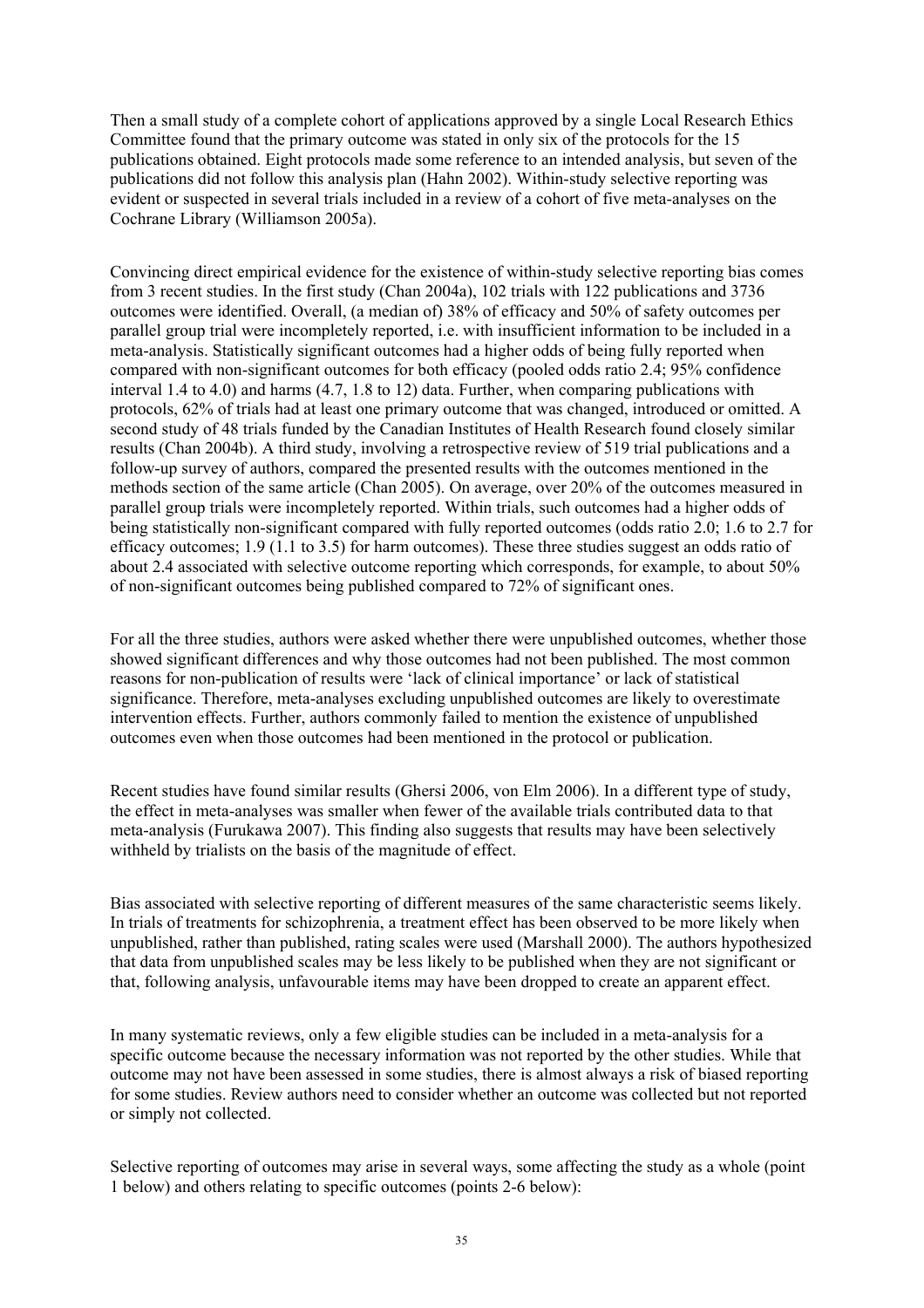Then a small study of a complete cohort of applications approved by a single Local Research Ethics Committee found that the primary outcome was stated in only six of the protocols for the 15 publications obtained. Eight protocols made some reference to an intended analysis, but seven of the publications did not follow this analysis plan (Hahn 2002). Within-study selective reporting was evident or suspected in several trials included in a review of a cohort of five meta-analyses on the Cochrane Library (Williamson 2005a).

Convincing direct empirical evidence for the existence of within-study selective reporting bias comes from 3 recent studies. In the first study (Chan 2004a), 102 trials with 122 publications and 3736 outcomes were identified. Overall, (a median of) 38% of efficacy and 50% of safety outcomes per parallel group trial were incompletely reported, i.e. with insufficient information to be included in a meta-analysis. Statistically significant outcomes had a higher odds of being fully reported when compared with non-significant outcomes for both efficacy (pooled odds ratio 2.4; 95% confidence interval 1.4 to 4.0) and harms (4.7, 1.8 to 12) data. Further, when comparing publications with protocols, 62% of trials had at least one primary outcome that was changed, introduced or omitted. A second study of 48 trials funded by the Canadian Institutes of Health Research found closely similar results (Chan 2004b). A third study, involving a retrospective review of 519 trial publications and a follow-up survey of authors, compared the presented results with the outcomes mentioned in the methods section of the same article (Chan 2005). On average, over 20% of the outcomes measured in parallel group trials were incompletely reported. Within trials, such outcomes had a higher odds of being statistically non-significant compared with fully reported outcomes (odds ratio 2.0; 1.6 to 2.7 for efficacy outcomes; 1.9 (1.1 to 3.5) for harm outcomes). These three studies suggest an odds ratio of about 2.4 associated with selective outcome reporting which corresponds, for example, to about 50% of non-significant outcomes being published compared to 72% of significant ones.

For all the three studies, authors were asked whether there were unpublished outcomes, whether those showed significant differences and why those outcomes had not been published. The most common reasons for non-publication of results were 'lack of clinical importance' or lack of statistical significance. Therefore, meta-analyses excluding unpublished outcomes are likely to overestimate intervention effects. Further, authors commonly failed to mention the existence of unpublished outcomes even when those outcomes had been mentioned in the protocol or publication.

Recent studies have found similar results (Ghersi 2006, von Elm 2006). In a different type of study, the effect in meta-analyses was smaller when fewer of the available trials contributed data to that meta-analysis (Furukawa 2007). This finding also suggests that results may have been selectively withheld by trialists on the basis of the magnitude of effect.

Bias associated with selective reporting of different measures of the same characteristic seems likely. In trials of treatments for schizophrenia, a treatment effect has been observed to be more likely when unpublished, rather than published, rating scales were used (Marshall 2000). The authors hypothesized that data from unpublished scales may be less likely to be published when they are not significant or that, following analysis, unfavourable items may have been dropped to create an apparent effect.

In many systematic reviews, only a few eligible studies can be included in a meta-analysis for a specific outcome because the necessary information was not reported by the other studies. While that outcome may not have been assessed in some studies, there is almost always a risk of biased reporting for some studies. Review authors need to consider whether an outcome was collected but not reported or simply not collected.

Selective reporting of outcomes may arise in several ways, some affecting the study as a whole (point 1 below) and others relating to specific outcomes (points 2-6 below):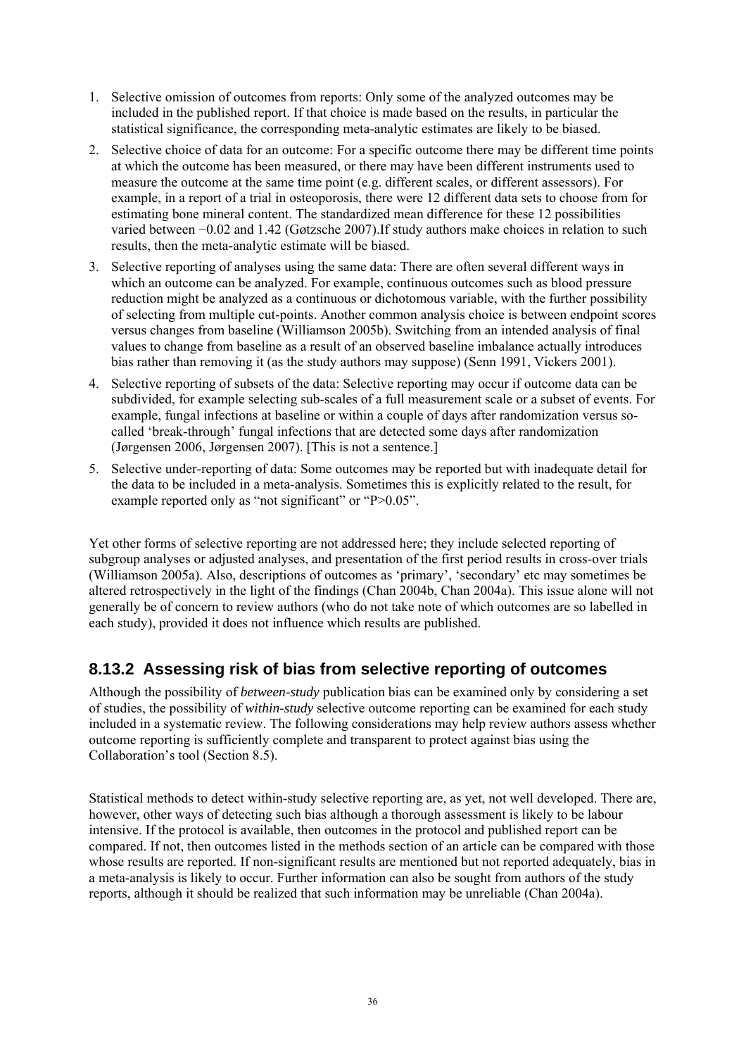1. Selective omission of outcomes from reports: Only some of the analyzed outcomes may be included in the published report. If that choice is made based on the results, in particular the statistical significance, the corresponding meta-analytic estimates are likely to be biased.
2. Selective choice of data for an outcome: For a specific outcome there may be different time points at which the outcome has been measured, or there may have been different instruments used to measure the outcome at the same time point (e.g. different scales, or different assessors). For example, in a report of a trial in osteoporosis, there were 12 different data sets to choose from for estimating bone mineral content. The standardized mean difference for these 12 possibilities varied between −0.02 and 1.42 (Gøtzsche 2007).If study authors make choices in relation to such results, then the meta-analytic estimate will be biased.
3. Selective reporting of analyses using the same data: There are often several different ways in which an outcome can be analyzed. For example, continuous outcomes such as blood pressure reduction might be analyzed as a continuous or dichotomous variable, with the further possibility of selecting from multiple cut-points. Another common analysis choice is between endpoint scores versus changes from baseline (Williamson 2005b). Switching from an intended analysis of final values to change from baseline as a result of an observed baseline imbalance actually introduces bias rather than removing it (as the study authors may suppose) (Senn 1991, Vickers 2001).
4. Selective reporting of subsets of the data: Selective reporting may occur if outcome data can be subdivided, for example selecting sub-scales of a full measurement scale or a subset of events. For example, fungal infections at baseline or within a couple of days after randomization versus so-called 'break-through' fungal infections that are detected some days after randomization (Jørgensen 2006, Jørgensen 2007). [This is not a sentence.]
5. Selective under-reporting of data: Some outcomes may be reported but with inadequate detail for the data to be included in a meta-analysis. Sometimes this is explicitly related to the result, for example reported only as "not significant" or "P>0.05".

Yet other forms of selective reporting are not addressed here; they include selected reporting of subgroup analyses or adjusted analyses, and presentation of the first period results in cross-over trials (Williamson 2005a). Also, descriptions of outcomes as 'primary', 'secondary' etc may sometimes be altered retrospectively in the light of the findings (Chan 2004b, Chan 2004a). This issue alone will not generally be of concern to review authors (who do not take note of which outcomes are so labelled in each study), provided it does not influence which results are published.

## 8.13.2 Assessing risk of bias from selective reporting of outcomes

Although the possibility of *between-study* publication bias can be examined only by considering a set of studies, the possibility of *within-study* selective outcome reporting can be examined for each study included in a systematic review. The following considerations may help review authors assess whether outcome reporting is sufficiently complete and transparent to protect against bias using the Collaboration's tool (Section 8.5).

Statistical methods to detect within-study selective reporting are, as yet, not well developed. There are, however, other ways of detecting such bias although a thorough assessment is likely to be labour intensive. If the protocol is available, then outcomes in the protocol and published report can be compared. If not, then outcomes listed in the methods section of an article can be compared with those whose results are reported. If non-significant results are mentioned but not reported adequately, bias in a meta-analysis is likely to occur. Further information can also be sought from authors of the study reports, although it should be realized that such information may be unreliable (Chan 2004a).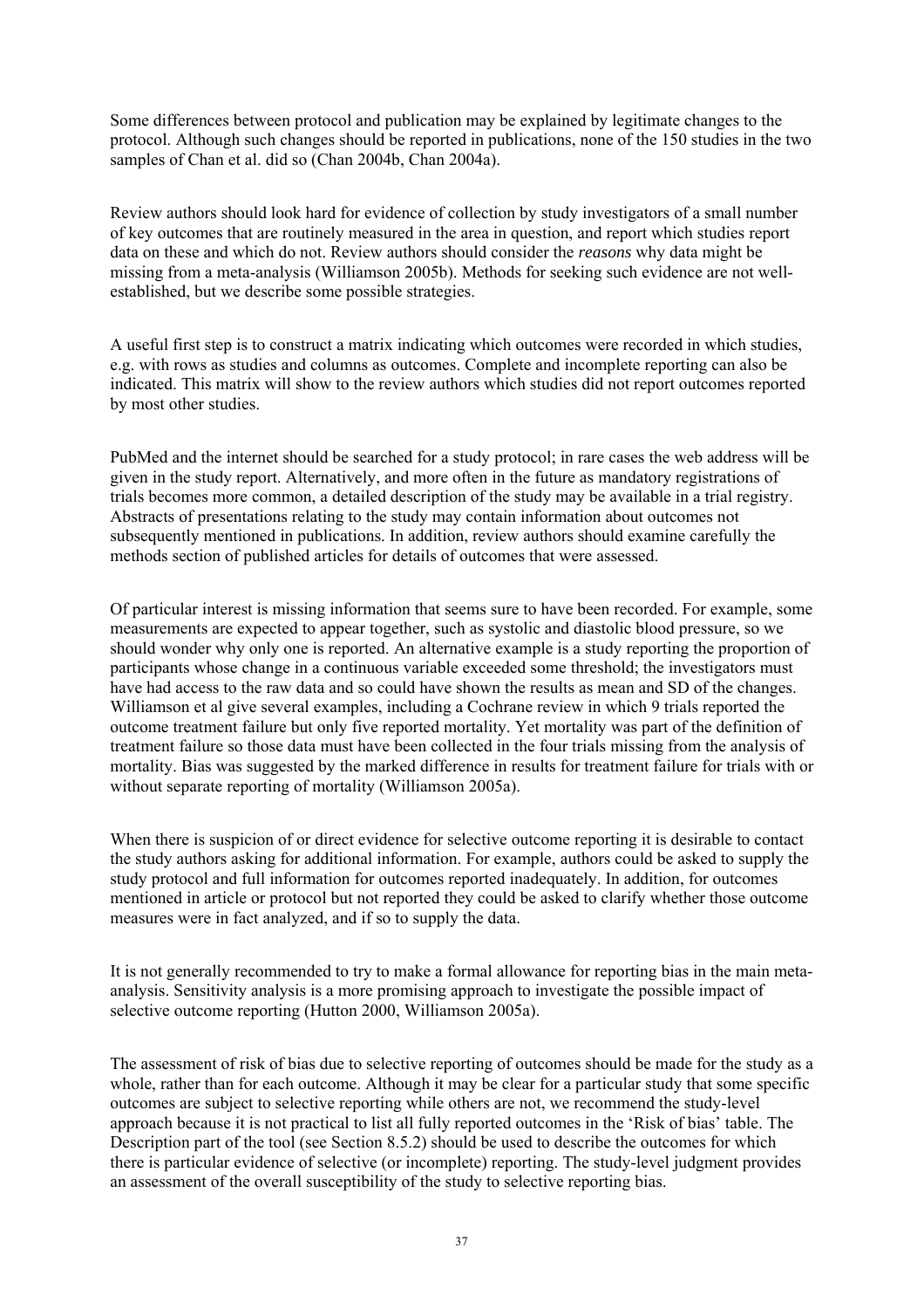Some differences between protocol and publication may be explained by legitimate changes to the protocol. Although such changes should be reported in publications, none of the 150 studies in the two samples of Chan et al. did so (Chan 2004b, Chan 2004a).

Review authors should look hard for evidence of collection by study investigators of a small number of key outcomes that are routinely measured in the area in question, and report which studies report data on these and which do not. Review authors should consider the *reasons* why data might be missing from a meta-analysis (Williamson 2005b). Methods for seeking such evidence are not well-established, but we describe some possible strategies.

A useful first step is to construct a matrix indicating which outcomes were recorded in which studies, e.g. with rows as studies and columns as outcomes. Complete and incomplete reporting can also be indicated. This matrix will show to the review authors which studies did not report outcomes reported by most other studies.

PubMed and the internet should be searched for a study protocol; in rare cases the web address will be given in the study report. Alternatively, and more often in the future as mandatory registrations of trials becomes more common, a detailed description of the study may be available in a trial registry. Abstracts of presentations relating to the study may contain information about outcomes not subsequently mentioned in publications. In addition, review authors should examine carefully the methods section of published articles for details of outcomes that were assessed.

Of particular interest is missing information that seems sure to have been recorded. For example, some measurements are expected to appear together, such as systolic and diastolic blood pressure, so we should wonder why only one is reported. An alternative example is a study reporting the proportion of participants whose change in a continuous variable exceeded some threshold; the investigators must have had access to the raw data and so could have shown the results as mean and SD of the changes. Williamson et al give several examples, including a Cochrane review in which 9 trials reported the outcome treatment failure but only five reported mortality. Yet mortality was part of the definition of treatment failure so those data must have been collected in the four trials missing from the analysis of mortality. Bias was suggested by the marked difference in results for treatment failure for trials with or without separate reporting of mortality (Williamson 2005a).

When there is suspicion of or direct evidence for selective outcome reporting it is desirable to contact the study authors asking for additional information. For example, authors could be asked to supply the study protocol and full information for outcomes reported inadequately. In addition, for outcomes mentioned in article or protocol but not reported they could be asked to clarify whether those outcome measures were in fact analyzed, and if so to supply the data.

It is not generally recommended to try to make a formal allowance for reporting bias in the main meta-analysis. Sensitivity analysis is a more promising approach to investigate the possible impact of selective outcome reporting (Hutton 2000, Williamson 2005a).

The assessment of risk of bias due to selective reporting of outcomes should be made for the study as a whole, rather than for each outcome. Although it may be clear for a particular study that some specific outcomes are subject to selective reporting while others are not, we recommend the study-level approach because it is not practical to list all fully reported outcomes in the 'Risk of bias' table. The Description part of the tool (see Section 8.5.2) should be used to describe the outcomes for which there is particular evidence of selective (or incomplete) reporting. The study-level judgment provides an assessment of the overall susceptibility of the study to selective reporting bias.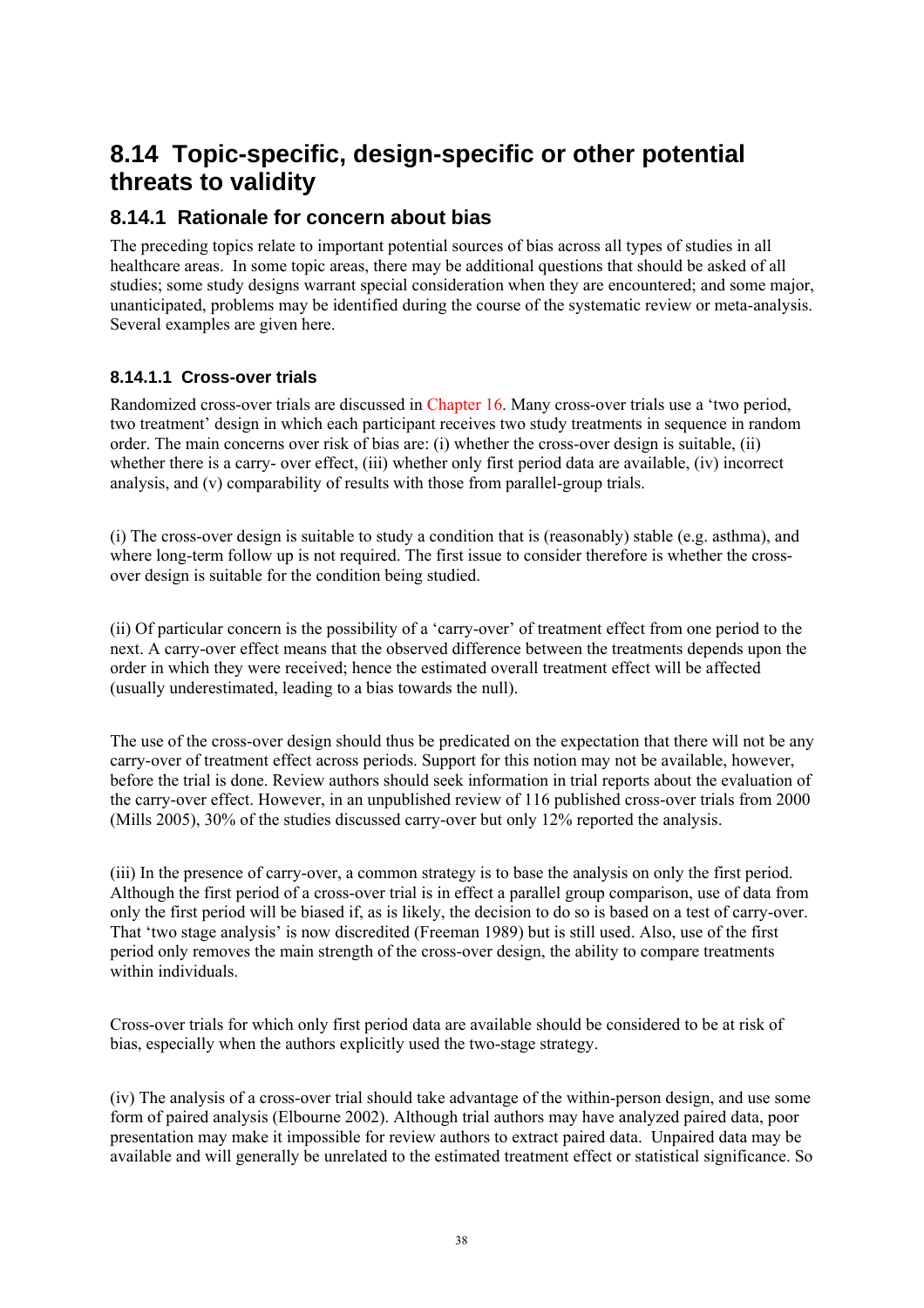## 8.14 Topic-specific, design-specific or other potential threats to validity

### 8.14.1 Rationale for concern about bias

The preceding topics relate to important potential sources of bias across all types of studies in all healthcare areas. In some topic areas, there may be additional questions that should be asked of all studies; some study designs warrant special consideration when they are encountered; and some major, unanticipated, problems may be identified during the course of the systematic review or meta-analysis. Several examples are given here.

#### 8.14.1.1 Cross-over trials

Randomized cross-over trials are discussed in Chapter 16. Many cross-over trials use a 'two period, two treatment' design in which each participant receives two study treatments in sequence in random order. The main concerns over risk of bias are: (i) whether the cross-over design is suitable, (ii) whether there is a carry- over effect, (iii) whether only first period data are available, (iv) incorrect analysis, and (v) comparability of results with those from parallel-group trials.

(i) The cross-over design is suitable to study a condition that is (reasonably) stable (e.g. asthma), and where long-term follow up is not required. The first issue to consider therefore is whether the cross-over design is suitable for the condition being studied.

(ii) Of particular concern is the possibility of a 'carry-over' of treatment effect from one period to the next. A carry-over effect means that the observed difference between the treatments depends upon the order in which they were received; hence the estimated overall treatment effect will be affected (usually underestimated, leading to a bias towards the null).

The use of the cross-over design should thus be predicated on the expectation that there will not be any carry-over of treatment effect across periods. Support for this notion may not be available, however, before the trial is done. Review authors should seek information in trial reports about the evaluation of the carry-over effect. However, in an unpublished review of 116 published cross-over trials from 2000 (Mills 2005), 30% of the studies discussed carry-over but only 12% reported the analysis.

(iii) In the presence of carry-over, a common strategy is to base the analysis on only the first period. Although the first period of a cross-over trial is in effect a parallel group comparison, use of data from only the first period will be biased if, as is likely, the decision to do so is based on a test of carry-over. That 'two stage analysis' is now discredited (Freeman 1989) but is still used. Also, use of the first period only removes the main strength of the cross-over design, the ability to compare treatments within individuals.

Cross-over trials for which only first period data are available should be considered to be at risk of bias, especially when the authors explicitly used the two-stage strategy.

(iv) The analysis of a cross-over trial should take advantage of the within-person design, and use some form of paired analysis (Elbourne 2002). Although trial authors may have analyzed paired data, poor presentation may make it impossible for review authors to extract paired data. Unpaired data may be available and will generally be unrelated to the estimated treatment effect or statistical significance. So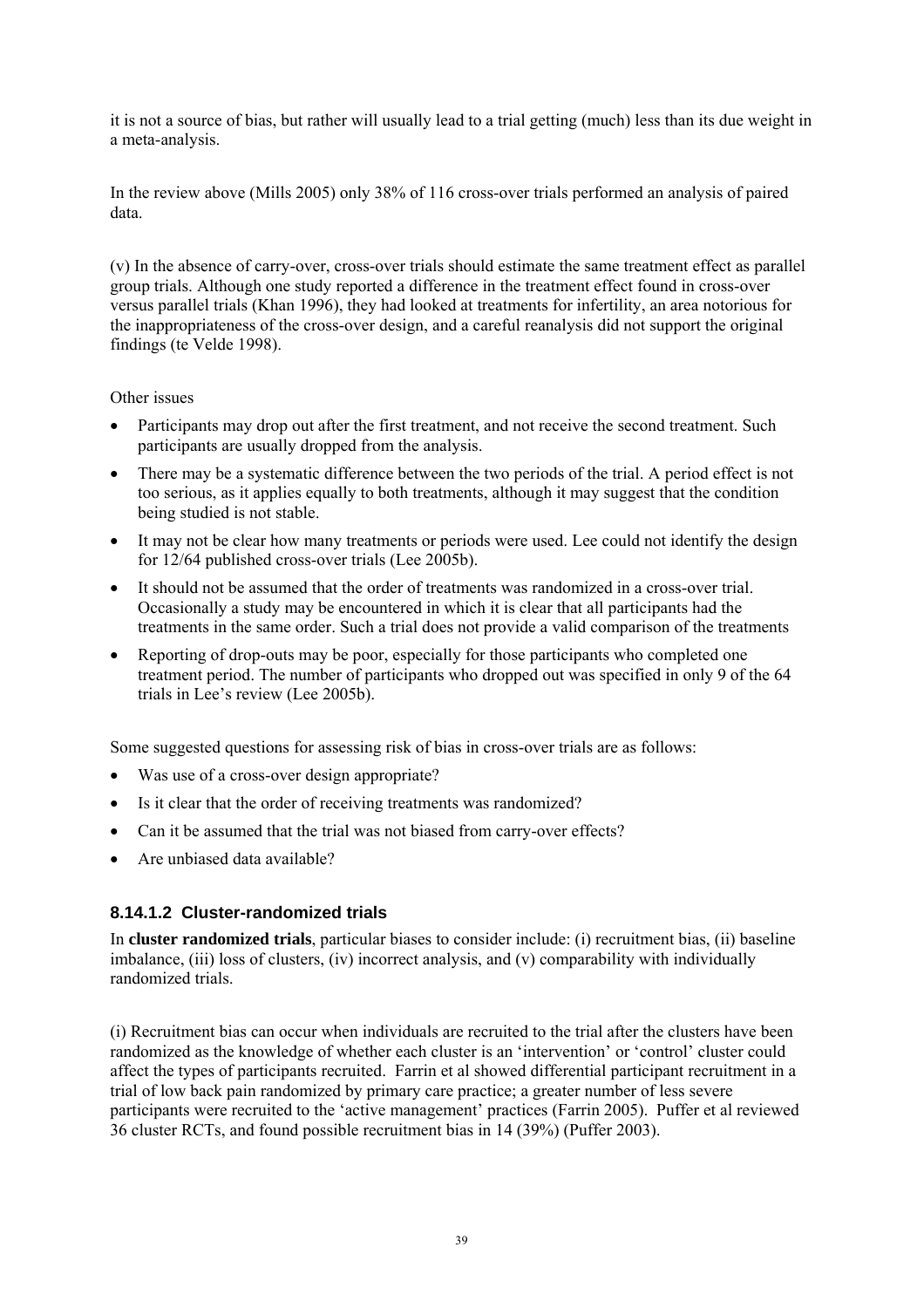it is not a source of bias, but rather will usually lead to a trial getting (much) less than its due weight in a meta-analysis.

In the review above (Mills 2005) only 38% of 116 cross-over trials performed an analysis of paired data.

(v) In the absence of carry-over, cross-over trials should estimate the same treatment effect as parallel group trials. Although one study reported a difference in the treatment effect found in cross-over versus parallel trials (Khan 1996), they had looked at treatments for infertility, an area notorious for the inappropriateness of the cross-over design, and a careful reanalysis did not support the original findings (te Velde 1998).

Other issues

- Participants may drop out after the first treatment, and not receive the second treatment. Such participants are usually dropped from the analysis.
- There may be a systematic difference between the two periods of the trial. A period effect is not too serious, as it applies equally to both treatments, although it may suggest that the condition being studied is not stable.
- It may not be clear how many treatments or periods were used. Lee could not identify the design for 12/64 published cross-over trials (Lee 2005b).
- It should not be assumed that the order of treatments was randomized in a cross-over trial. Occasionally a study may be encountered in which it is clear that all participants had the treatments in the same order. Such a trial does not provide a valid comparison of the treatments
- Reporting of drop-outs may be poor, especially for those participants who completed one treatment period. The number of participants who dropped out was specified in only 9 of the 64 trials in Lee's review (Lee 2005b).

Some suggested questions for assessing risk of bias in cross-over trials are as follows:

- Was use of a cross-over design appropriate?
- Is it clear that the order of receiving treatments was randomized?
- Can it be assumed that the trial was not biased from carry-over effects?
- Are unbiased data available?

#### 8.14.1.2 Cluster-randomized trials

In **cluster randomized trials**, particular biases to consider include: (i) recruitment bias, (ii) baseline imbalance, (iii) loss of clusters, (iv) incorrect analysis, and (v) comparability with individually randomized trials.

(i) Recruitment bias can occur when individuals are recruited to the trial after the clusters have been randomized as the knowledge of whether each cluster is an 'intervention' or 'control' cluster could affect the types of participants recruited. Farrin et al showed differential participant recruitment in a trial of low back pain randomized by primary care practice; a greater number of less severe participants were recruited to the 'active management' practices (Farrin 2005). Puffer et al reviewed 36 cluster RCTs, and found possible recruitment bias in 14 (39%) (Puffer 2003).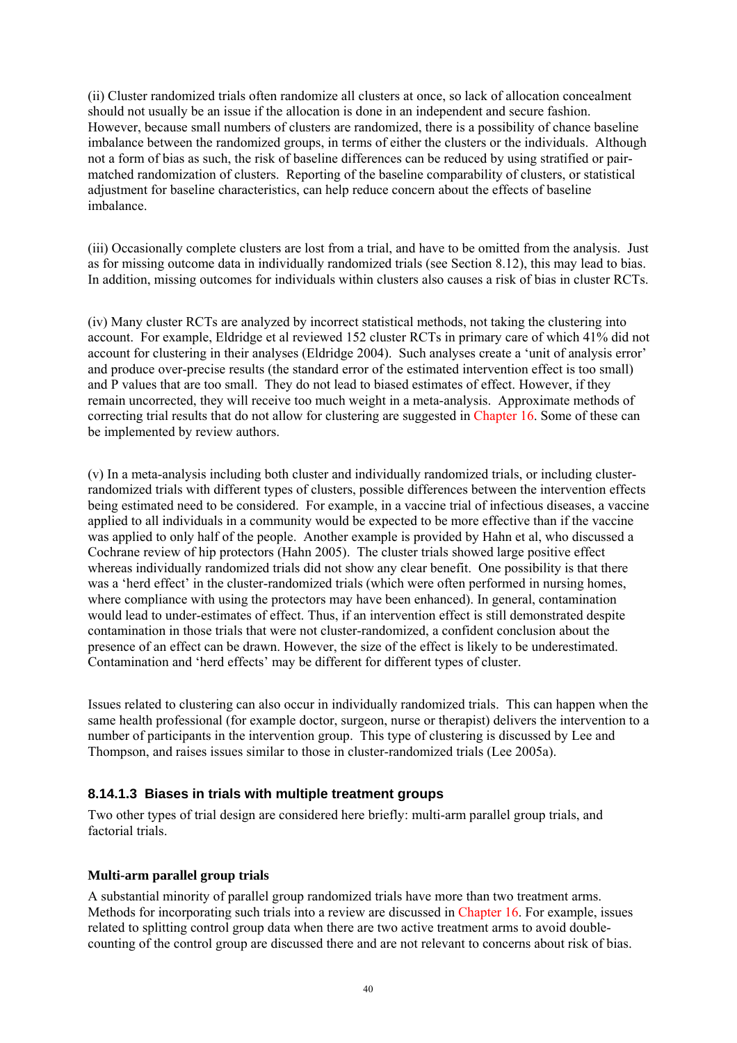(ii) Cluster randomized trials often randomize all clusters at once, so lack of allocation concealment should not usually be an issue if the allocation is done in an independent and secure fashion. However, because small numbers of clusters are randomized, there is a possibility of chance baseline imbalance between the randomized groups, in terms of either the clusters or the individuals. Although not a form of bias as such, the risk of baseline differences can be reduced by using stratified or pair-matched randomization of clusters. Reporting of the baseline comparability of clusters, or statistical adjustment for baseline characteristics, can help reduce concern about the effects of baseline imbalance.

(iii) Occasionally complete clusters are lost from a trial, and have to be omitted from the analysis. Just as for missing outcome data in individually randomized trials (see Section 8.12), this may lead to bias. In addition, missing outcomes for individuals within clusters also causes a risk of bias in cluster RCTs.

(iv) Many cluster RCTs are analyzed by incorrect statistical methods, not taking the clustering into account. For example, Eldridge et al reviewed 152 cluster RCTs in primary care of which 41% did not account for clustering in their analyses (Eldridge 2004). Such analyses create a 'unit of analysis error' and produce over-precise results (the standard error of the estimated intervention effect is too small) and P values that are too small. They do not lead to biased estimates of effect. However, if they remain uncorrected, they will receive too much weight in a meta-analysis. Approximate methods of correcting trial results that do not allow for clustering are suggested in Chapter 16. Some of these can be implemented by review authors.

(v) In a meta-analysis including both cluster and individually randomized trials, or including cluster-randomized trials with different types of clusters, possible differences between the intervention effects being estimated need to be considered. For example, in a vaccine trial of infectious diseases, a vaccine applied to all individuals in a community would be expected to be more effective than if the vaccine was applied to only half of the people. Another example is provided by Hahn et al, who discussed a Cochrane review of hip protectors (Hahn 2005). The cluster trials showed large positive effect whereas individually randomized trials did not show any clear benefit. One possibility is that there was a 'herd effect' in the cluster-randomized trials (which were often performed in nursing homes, where compliance with using the protectors may have been enhanced). In general, contamination would lead to under-estimates of effect. Thus, if an intervention effect is still demonstrated despite contamination in those trials that were not cluster-randomized, a confident conclusion about the presence of an effect can be drawn. However, the size of the effect is likely to be underestimated. Contamination and 'herd effects' may be different for different types of cluster.

Issues related to clustering can also occur in individually randomized trials. This can happen when the same health professional (for example doctor, surgeon, nurse or therapist) delivers the intervention to a number of participants in the intervention group. This type of clustering is discussed by Lee and Thompson, and raises issues similar to those in cluster-randomized trials (Lee 2005a).

### 8.14.1.3 Biases in trials with multiple treatment groups

Two other types of trial design are considered here briefly: multi-arm parallel group trials, and factorial trials.

**Multi-arm parallel group trials**

A substantial minority of parallel group randomized trials have more than two treatment arms. Methods for incorporating such trials into a review are discussed in Chapter 16. For example, issues related to splitting control group data when there are two active treatment arms to avoid double-counting of the control group are discussed there and are not relevant to concerns about risk of bias.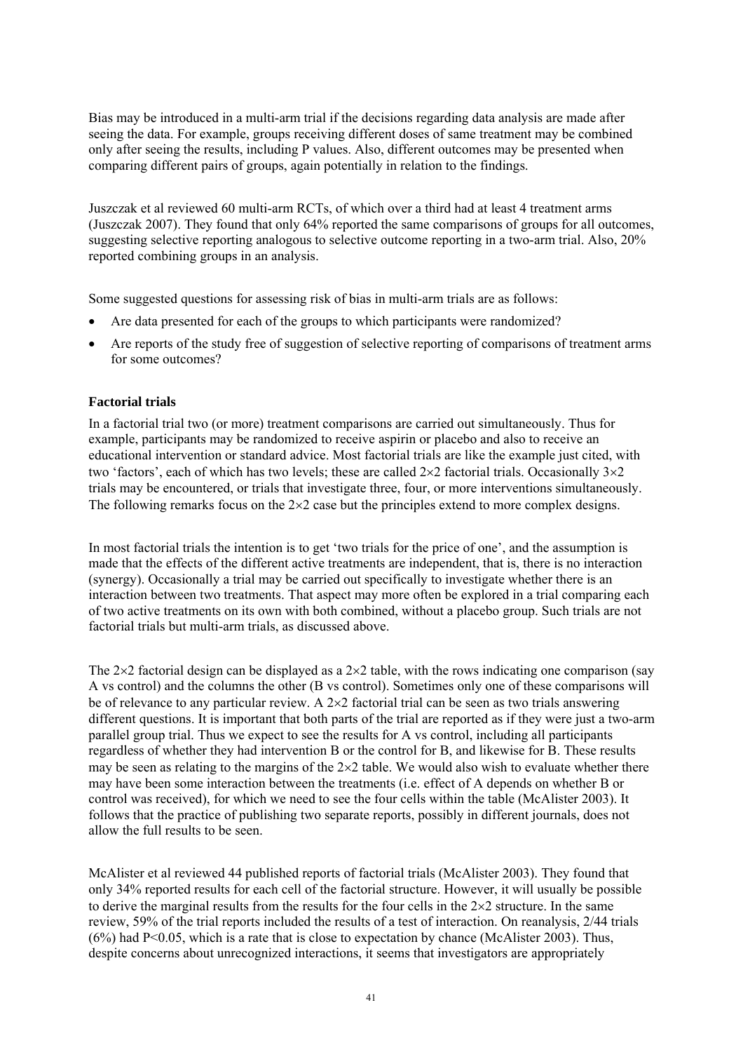Bias may be introduced in a multi-arm trial if the decisions regarding data analysis are made after seeing the data. For example, groups receiving different doses of same treatment may be combined only after seeing the results, including P values. Also, different outcomes may be presented when comparing different pairs of groups, again potentially in relation to the findings.

Juszczak et al reviewed 60 multi-arm RCTs, of which over a third had at least 4 treatment arms (Juszczak 2007). They found that only 64% reported the same comparisons of groups for all outcomes, suggesting selective reporting analogous to selective outcome reporting in a two-arm trial. Also, 20% reported combining groups in an analysis.

Some suggested questions for assessing risk of bias in multi-arm trials are as follows:

- Are data presented for each of the groups to which participants were randomized?
- Are reports of the study free of suggestion of selective reporting of comparisons of treatment arms for some outcomes?

### Factorial trials

In a factorial trial two (or more) treatment comparisons are carried out simultaneously. Thus for example, participants may be randomized to receive aspirin or placebo and also to receive an educational intervention or standard advice. Most factorial trials are like the example just cited, with two 'factors', each of which has two levels; these are called 2×2 factorial trials. Occasionally 3×2 trials may be encountered, or trials that investigate three, four, or more interventions simultaneously. The following remarks focus on the 2×2 case but the principles extend to more complex designs.

In most factorial trials the intention is to get 'two trials for the price of one', and the assumption is made that the effects of the different active treatments are independent, that is, there is no interaction (synergy). Occasionally a trial may be carried out specifically to investigate whether there is an interaction between two treatments. That aspect may more often be explored in a trial comparing each of two active treatments on its own with both combined, without a placebo group. Such trials are not factorial trials but multi-arm trials, as discussed above.

The 2×2 factorial design can be displayed as a 2×2 table, with the rows indicating one comparison (say A vs control) and the columns the other (B vs control). Sometimes only one of these comparisons will be of relevance to any particular review. A 2×2 factorial trial can be seen as two trials answering different questions. It is important that both parts of the trial are reported as if they were just a two-arm parallel group trial. Thus we expect to see the results for A vs control, including all participants regardless of whether they had intervention B or the control for B, and likewise for B. These results may be seen as relating to the margins of the 2×2 table. We would also wish to evaluate whether there may have been some interaction between the treatments (i.e. effect of A depends on whether B or control was received), for which we need to see the four cells within the table (McAlister 2003). It follows that the practice of publishing two separate reports, possibly in different journals, does not allow the full results to be seen.

McAlister et al reviewed 44 published reports of factorial trials (McAlister 2003). They found that only 34% reported results for each cell of the factorial structure. However, it will usually be possible to derive the marginal results from the results for the four cells in the 2×2 structure. In the same review, 59% of the trial reports included the results of a test of interaction. On reanalysis, 2/44 trials (6%) had $P<0.05$, which is a rate that is close to expectation by chance (McAlister 2003). Thus, despite concerns about unrecognized interactions, it seems that investigators are appropriately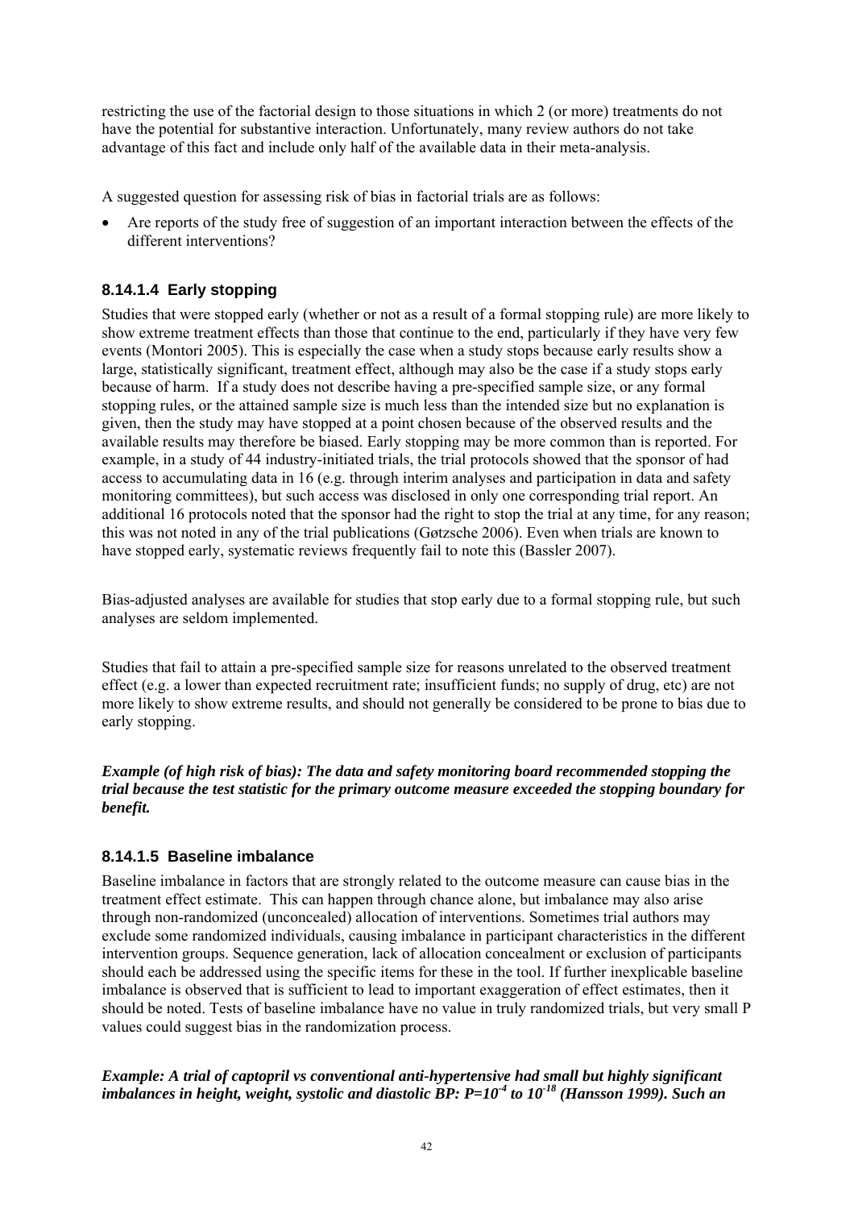restricting the use of the factorial design to those situations in which 2 (or more) treatments do not have the potential for substantive interaction. Unfortunately, many review authors do not take advantage of this fact and include only half of the available data in their meta-analysis.

A suggested question for assessing risk of bias in factorial trials are as follows:

- Are reports of the study free of suggestion of an important interaction between the effects of the different interventions?

### 8.14.1.4 Early stopping

Studies that were stopped early (whether or not as a result of a formal stopping rule) are more likely to show extreme treatment effects than those that continue to the end, particularly if they have very few events (Montori 2005). This is especially the case when a study stops because early results show a large, statistically significant, treatment effect, although may also be the case if a study stops early because of harm. If a study does not describe having a pre-specified sample size, or any formal stopping rules, or the attained sample size is much less than the intended size but no explanation is given, then the study may have stopped at a point chosen because of the observed results and the available results may therefore be biased. Early stopping may be more common than is reported. For example, in a study of 44 industry-initiated trials, the trial protocols showed that the sponsor of had access to accumulating data in 16 (e.g. through interim analyses and participation in data and safety monitoring committees), but such access was disclosed in only one corresponding trial report. An additional 16 protocols noted that the sponsor had the right to stop the trial at any time, for any reason; this was not noted in any of the trial publications (Gøtzsche 2006). Even when trials are known to have stopped early, systematic reviews frequently fail to note this (Bassler 2007).

Bias-adjusted analyses are available for studies that stop early due to a formal stopping rule, but such analyses are seldom implemented.

Studies that fail to attain a pre-specified sample size for reasons unrelated to the observed treatment effect (e.g. a lower than expected recruitment rate; insufficient funds; no supply of drug, etc) are not more likely to show extreme results, and should not generally be considered to be prone to bias due to early stopping.

***Example (of high risk of bias): The data and safety monitoring board recommended stopping the trial because the test statistic for the primary outcome measure exceeded the stopping boundary for benefit.***

### 8.14.1.5 Baseline imbalance

Baseline imbalance in factors that are strongly related to the outcome measure can cause bias in the treatment effect estimate. This can happen through chance alone, but imbalance may also arise through non-randomized (unconcealed) allocation of interventions. Sometimes trial authors may exclude some randomized individuals, causing imbalance in participant characteristics in the different intervention groups. Sequence generation, lack of allocation concealment or exclusion of participants should each be addressed using the specific items for these in the tool. If further inexplicable baseline imbalance is observed that is sufficient to lead to important exaggeration of effect estimates, then it should be noted. Tests of baseline imbalance have no value in truly randomized trials, but very small P values could suggest bias in the randomization process.

***Example: A trial of captopril vs conventional anti-hypertensive had small but highly significant imbalances in height, weight, systolic and diastolic BP: $P=10^{-4}$ to $10^{-18}$ (Hansson 1999). Such an***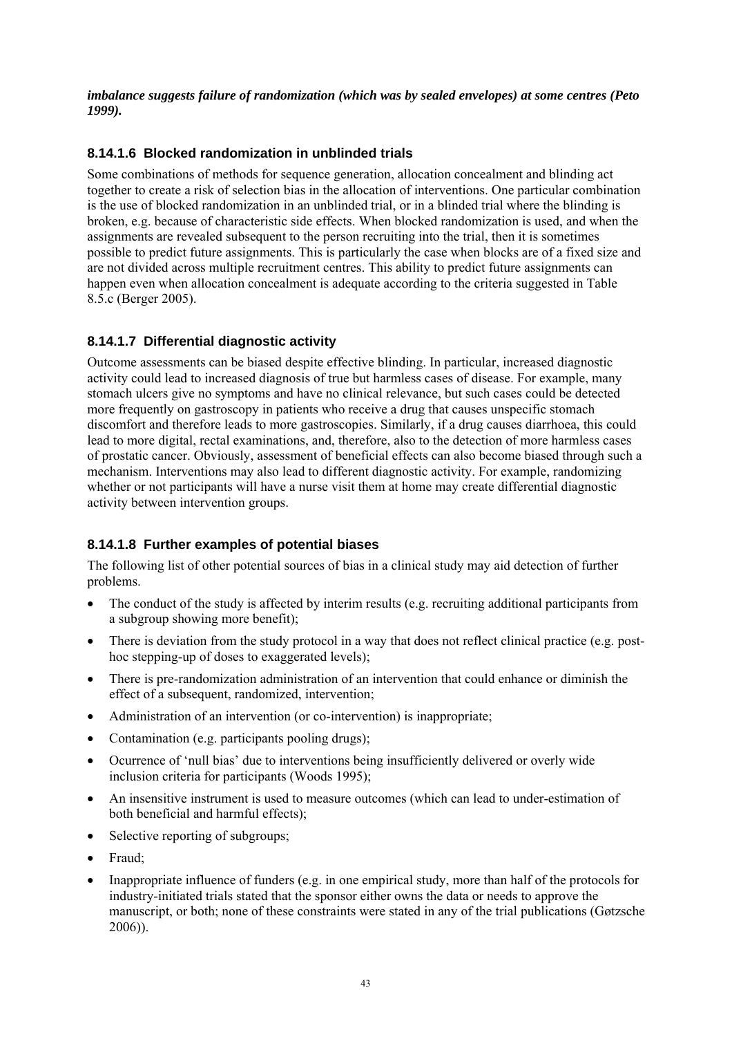***imbalance suggests failure of randomization (which was by sealed envelopes) at some centres (Peto 1999).***

### 8.14.1.6 Blocked randomization in unblinded trials

Some combinations of methods for sequence generation, allocation concealment and blinding act together to create a risk of selection bias in the allocation of interventions. One particular combination is the use of blocked randomization in an unblinded trial, or in a blinded trial where the blinding is broken, e.g. because of characteristic side effects. When blocked randomization is used, and when the assignments are revealed subsequent to the person recruiting into the trial, then it is sometimes possible to predict future assignments. This is particularly the case when blocks are of a fixed size and are not divided across multiple recruitment centres. This ability to predict future assignments can happen even when allocation concealment is adequate according to the criteria suggested in Table 8.5.c (Berger 2005).

### 8.14.1.7 Differential diagnostic activity

Outcome assessments can be biased despite effective blinding. In particular, increased diagnostic activity could lead to increased diagnosis of true but harmless cases of disease. For example, many stomach ulcers give no symptoms and have no clinical relevance, but such cases could be detected more frequently on gastroscopy in patients who receive a drug that causes unspecific stomach discomfort and therefore leads to more gastroscopies. Similarly, if a drug causes diarrhoea, this could lead to more digital, rectal examinations, and, therefore, also to the detection of more harmless cases of prostatic cancer. Obviously, assessment of beneficial effects can also become biased through such a mechanism. Interventions may also lead to different diagnostic activity. For example, randomizing whether or not participants will have a nurse visit them at home may create differential diagnostic activity between intervention groups.

### 8.14.1.8 Further examples of potential biases

The following list of other potential sources of bias in a clinical study may aid detection of further problems.

- The conduct of the study is affected by interim results (e.g. recruiting additional participants from a subgroup showing more benefit);
- There is deviation from the study protocol in a way that does not reflect clinical practice (e.g. post-hoc stepping-up of doses to exaggerated levels);
- There is pre-randomization administration of an intervention that could enhance or diminish the effect of a subsequent, randomized, intervention;
- Administration of an intervention (or co-intervention) is inappropriate;
- Contamination (e.g. participants pooling drugs);
- Ocurrence of 'null bias' due to interventions being insufficiently delivered or overly wide inclusion criteria for participants (Woods 1995);
- An insensitive instrument is used to measure outcomes (which can lead to under-estimation of both beneficial and harmful effects);
- Selective reporting of subgroups;
- Fraud;
- Inappropriate influence of funders (e.g. in one empirical study, more than half of the protocols for industry-initiated trials stated that the sponsor either owns the data or needs to approve the manuscript, or both; none of these constraints were stated in any of the trial publications (Gøtzsche 2006)).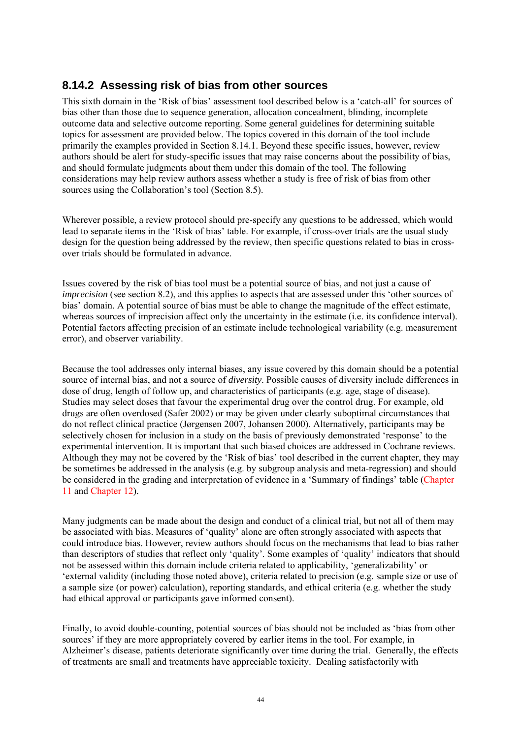## 8.14.2 Assessing risk of bias from other sources

This sixth domain in the 'Risk of bias' assessment tool described below is a 'catch-all' for sources of bias other than those due to sequence generation, allocation concealment, blinding, incomplete outcome data and selective outcome reporting. Some general guidelines for determining suitable topics for assessment are provided below. The topics covered in this domain of the tool include primarily the examples provided in Section 8.14.1. Beyond these specific issues, however, review authors should be alert for study-specific issues that may raise concerns about the possibility of bias, and should formulate judgments about them under this domain of the tool. The following considerations may help review authors assess whether a study is free of risk of bias from other sources using the Collaboration's tool (Section 8.5).

Wherever possible, a review protocol should pre-specify any questions to be addressed, which would lead to separate items in the 'Risk of bias' table. For example, if cross-over trials are the usual study design for the question being addressed by the review, then specific questions related to bias in cross-over trials should be formulated in advance.

Issues covered by the risk of bias tool must be a potential source of bias, and not just a cause of *imprecision* (see section 8.2), and this applies to aspects that are assessed under this 'other sources of bias' domain. A potential source of bias must be able to change the magnitude of the effect estimate, whereas sources of imprecision affect only the uncertainty in the estimate (i.e. its confidence interval). Potential factors affecting precision of an estimate include technological variability (e.g. measurement error), and observer variability.

Because the tool addresses only internal biases, any issue covered by this domain should be a potential source of internal bias, and not a source of *diversity*. Possible causes of diversity include differences in dose of drug, length of follow up, and characteristics of participants (e.g. age, stage of disease). Studies may select doses that favour the experimental drug over the control drug. For example, old drugs are often overdosed (Safer 2002) or may be given under clearly suboptimal circumstances that do not reflect clinical practice (Jørgensen 2007, Johansen 2000). Alternatively, participants may be selectively chosen for inclusion in a study on the basis of previously demonstrated 'response' to the experimental intervention. It is important that such biased choices are addressed in Cochrane reviews. Although they may not be covered by the 'Risk of bias' tool described in the current chapter, they may be sometimes be addressed in the analysis (e.g. by subgroup analysis and meta-regression) and should be considered in the grading and interpretation of evidence in a 'Summary of findings' table (Chapter 11 and Chapter 12).

Many judgments can be made about the design and conduct of a clinical trial, but not all of them may be associated with bias. Measures of 'quality' alone are often strongly associated with aspects that could introduce bias. However, review authors should focus on the mechanisms that lead to bias rather than descriptors of studies that reflect only 'quality'. Some examples of 'quality' indicators that should not be assessed within this domain include criteria related to applicability, 'generalizability' or 'external validity (including those noted above), criteria related to precision (e.g. sample size or use of a sample size (or power) calculation), reporting standards, and ethical criteria (e.g. whether the study had ethical approval or participants gave informed consent).

Finally, to avoid double-counting, potential sources of bias should not be included as 'bias from other sources' if they are more appropriately covered by earlier items in the tool. For example, in Alzheimer's disease, patients deteriorate significantly over time during the trial. Generally, the effects of treatments are small and treatments have appreciable toxicity. Dealing satisfactorily with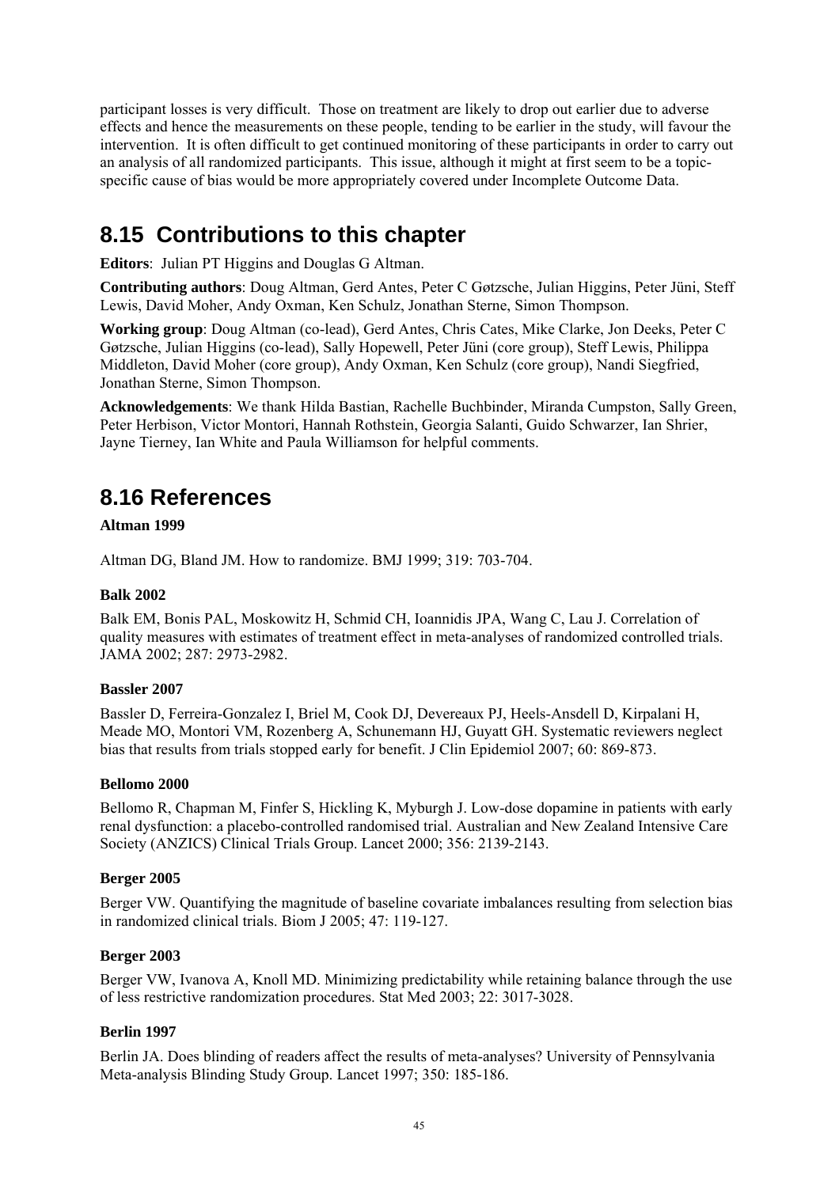participant losses is very difficult. Those on treatment are likely to drop out earlier due to adverse effects and hence the measurements on these people, tending to be earlier in the study, will favour the intervention. It is often difficult to get continued monitoring of these participants in order to carry out an analysis of all randomized participants. This issue, although it might at first seem to be a topic-specific cause of bias would be more appropriately covered under Incomplete Outcome Data.

## 8.15 Contributions to this chapter

**Editors**: Julian PT Higgins and Douglas G Altman.

**Contributing authors**: Doug Altman, Gerd Antes, Peter C Gøtzsche, Julian Higgins, Peter Jüni, Steff Lewis, David Moher, Andy Oxman, Ken Schulz, Jonathan Sterne, Simon Thompson.

**Working group**: Doug Altman (co-lead), Gerd Antes, Chris Cates, Mike Clarke, Jon Deeks, Peter C Gøtzsche, Julian Higgins (co-lead), Sally Hopewell, Peter Jüni (core group), Steff Lewis, Philippa Middleton, David Moher (core group), Andy Oxman, Ken Schulz (core group), Nandi Siegfried, Jonathan Sterne, Simon Thompson.

**Acknowledgements**: We thank Hilda Bastian, Rachelle Buchbinder, Miranda Cumpston, Sally Green, Peter Herbison, Victor Montori, Hannah Rothstein, Georgia Salanti, Guido Schwarzer, Ian Shrier, Jayne Tierney, Ian White and Paula Williamson for helpful comments.

## 8.16 References

**Altman 1999**

Altman DG, Bland JM. How to randomize. BMJ 1999; 319: 703-704.

**Balk 2002**

Balk EM, Bonis PAL, Moskowitz H, Schmid CH, Ioannidis JPA, Wang C, Lau J. Correlation of quality measures with estimates of treatment effect in meta-analyses of randomized controlled trials. JAMA 2002; 287: 2973-2982.

**Bassler 2007**

Bassler D, Ferreira-Gonzalez I, Briel M, Cook DJ, Devereaux PJ, Heels-Ansdell D, Kirpalani H, Meade MO, Montori VM, Rozenberg A, Schunemann HJ, Guyatt GH. Systematic reviewers neglect bias that results from trials stopped early for benefit. J Clin Epidemiol 2007; 60: 869-873.

**Bellomo 2000**

Bellomo R, Chapman M, Finfer S, Hickling K, Myburgh J. Low-dose dopamine in patients with early renal dysfunction: a placebo-controlled randomised trial. Australian and New Zealand Intensive Care Society (ANZICS) Clinical Trials Group. Lancet 2000; 356: 2139-2143.

**Berger 2005**

Berger VW. Quantifying the magnitude of baseline covariate imbalances resulting from selection bias in randomized clinical trials. Biom J 2005; 47: 119-127.

**Berger 2003**

Berger VW, Ivanova A, Knoll MD. Minimizing predictability while retaining balance through the use of less restrictive randomization procedures. Stat Med 2003; 22: 3017-3028.

**Berlin 1997**

Berlin JA. Does blinding of readers affect the results of meta-analyses? University of Pennsylvania Meta-analysis Blinding Study Group. Lancet 1997; 350: 185-186.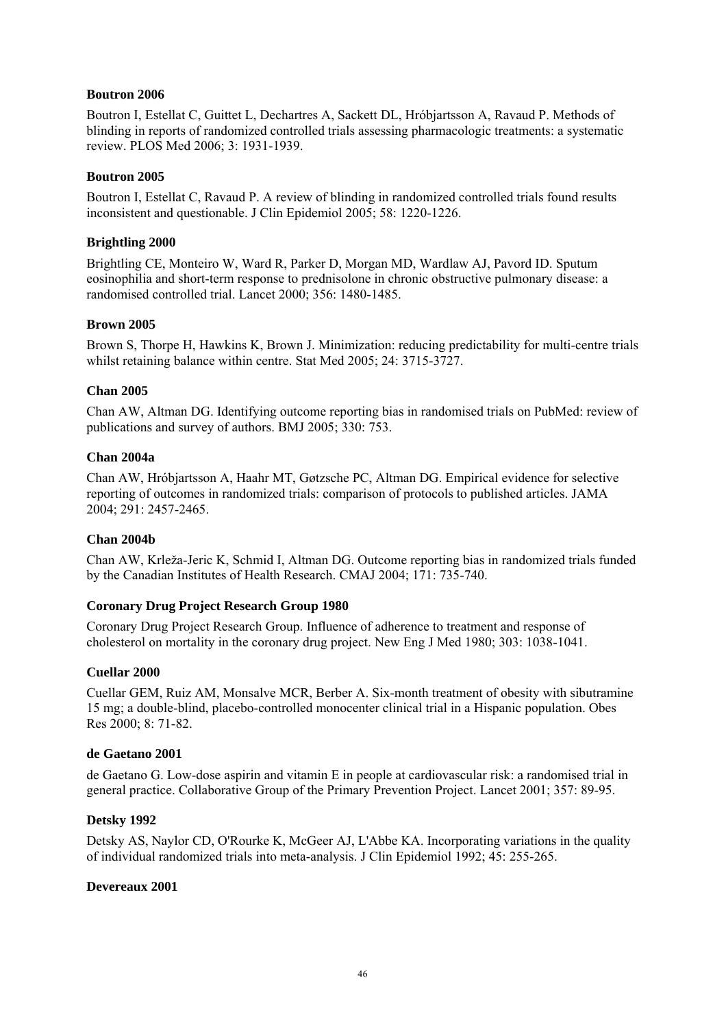**Boutron 2006**

Boutron I, Estellat C, Guittet L, Dechartres A, Sackett DL, Hróbjartsson A, Ravaud P. Methods of blinding in reports of randomized controlled trials assessing pharmacologic treatments: a systematic review. PLOS Med 2006; 3: 1931-1939.

**Boutron 2005**

Boutron I, Estellat C, Ravaud P. A review of blinding in randomized controlled trials found results inconsistent and questionable. J Clin Epidemiol 2005; 58: 1220-1226.

**Brightling 2000**

Brightling CE, Monteiro W, Ward R, Parker D, Morgan MD, Wardlaw AJ, Pavord ID. Sputum eosinophilia and short-term response to prednisolone in chronic obstructive pulmonary disease: a randomised controlled trial. Lancet 2000; 356: 1480-1485.

**Brown 2005**

Brown S, Thorpe H, Hawkins K, Brown J. Minimization: reducing predictability for multi-centre trials whilst retaining balance within centre. Stat Med 2005; 24: 3715-3727.

**Chan 2005**

Chan AW, Altman DG. Identifying outcome reporting bias in randomised trials on PubMed: review of publications and survey of authors. BMJ 2005; 330: 753.

**Chan 2004a**

Chan AW, Hróbjartsson A, Haahr MT, Gøtzsche PC, Altman DG. Empirical evidence for selective reporting of outcomes in randomized trials: comparison of protocols to published articles. JAMA 2004; 291: 2457-2465.

**Chan 2004b**

Chan AW, Krleža-Jeric K, Schmid I, Altman DG. Outcome reporting bias in randomized trials funded by the Canadian Institutes of Health Research. CMAJ 2004; 171: 735-740.

**Coronary Drug Project Research Group 1980**

Coronary Drug Project Research Group. Influence of adherence to treatment and response of cholesterol on mortality in the coronary drug project. New Eng J Med 1980; 303: 1038-1041.

**Cuellar 2000**

Cuellar GEM, Ruiz AM, Monsalve MCR, Berber A. Six-month treatment of obesity with sibutramine 15 mg; a double-blind, placebo-controlled monocenter clinical trial in a Hispanic population. Obes Res 2000; 8: 71-82.

**de Gaetano 2001**

de Gaetano G. Low-dose aspirin and vitamin E in people at cardiovascular risk: a randomised trial in general practice. Collaborative Group of the Primary Prevention Project. Lancet 2001; 357: 89-95.

**Detsky 1992**

Detsky AS, Naylor CD, O'Rourke K, McGeer AJ, L'Abbe KA. Incorporating variations in the quality of individual randomized trials into meta-analysis. J Clin Epidemiol 1992; 45: 255-265.

**Devereaux 2001**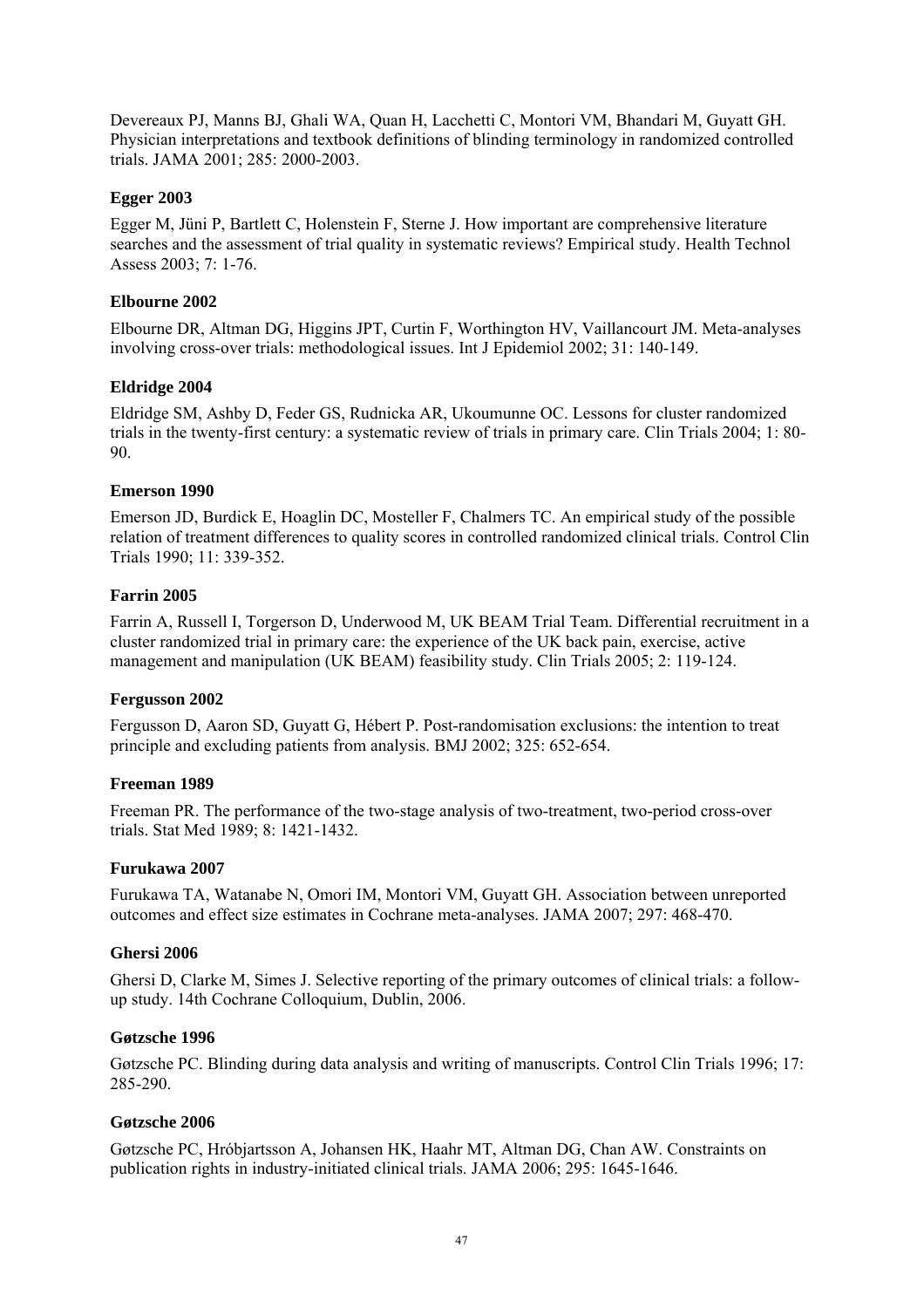Devereaux PJ, Manns BJ, Ghali WA, Quan H, Lacchetti C, Montori VM, Bhandari M, Guyatt GH. Physician interpretations and textbook definitions of blinding terminology in randomized controlled trials. JAMA 2001; 285: 2000-2003.

**Egger 2003**

Egger M, Jüni P, Bartlett C, Holenstein F, Sterne J. How important are comprehensive literature searches and the assessment of trial quality in systematic reviews? Empirical study. Health Technol Assess 2003; 7: 1-76.

**Elbourne 2002**

Elbourne DR, Altman DG, Higgins JPT, Curtin F, Worthington HV, Vaillancourt JM. Meta-analyses involving cross-over trials: methodological issues. Int J Epidemiol 2002; 31: 140-149.

**Eldridge 2004**

Eldridge SM, Ashby D, Feder GS, Rudnicka AR, Ukoumunne OC. Lessons for cluster randomized trials in the twenty-first century: a systematic review of trials in primary care. Clin Trials 2004; 1: 80-90.

**Emerson 1990**

Emerson JD, Burdick E, Hoaglin DC, Mosteller F, Chalmers TC. An empirical study of the possible relation of treatment differences to quality scores in controlled randomized clinical trials. Control Clin Trials 1990; 11: 339-352.

**Farrin 2005**

Farrin A, Russell I, Torgerson D, Underwood M, UK BEAM Trial Team. Differential recruitment in a cluster randomized trial in primary care: the experience of the UK back pain, exercise, active management and manipulation (UK BEAM) feasibility study. Clin Trials 2005; 2: 119-124.

**Fergusson 2002**

Fergusson D, Aaron SD, Guyatt G, Hébert P. Post-randomisation exclusions: the intention to treat principle and excluding patients from analysis. BMJ 2002; 325: 652-654.

**Freeman 1989**

Freeman PR. The performance of the two-stage analysis of two-treatment, two-period cross-over trials. Stat Med 1989; 8: 1421-1432.

**Furukawa 2007**

Furukawa TA, Watanabe N, Omori IM, Montori VM, Guyatt GH. Association between unreported outcomes and effect size estimates in Cochrane meta-analyses. JAMA 2007; 297: 468-470.

**Ghersi 2006**

Ghersi D, Clarke M, Simes J. Selective reporting of the primary outcomes of clinical trials: a follow-up study. 14th Cochrane Colloquium, Dublin, 2006.

**Gøtzsche 1996**

Gøtzsche PC. Blinding during data analysis and writing of manuscripts. Control Clin Trials 1996; 17: 285-290.

**Gøtzsche 2006**

Gøtzsche PC, Hróbjartsson A, Johansen HK, Haahr MT, Altman DG, Chan AW. Constraints on publication rights in industry-initiated clinical trials. JAMA 2006; 295: 1645-1646.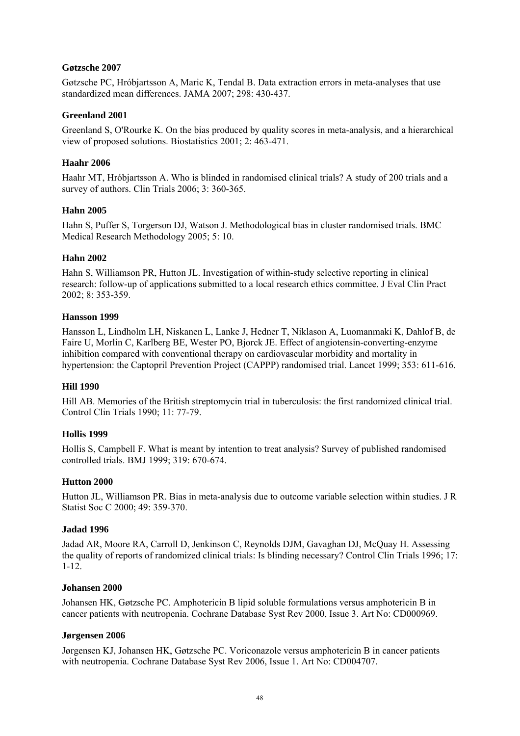**Gøtzsche 2007**

Gøtzsche PC, Hróbjartsson A, Maric K, Tendal B. Data extraction errors in meta-analyses that use standardized mean differences. JAMA 2007; 298: 430-437.

**Greenland 2001**

Greenland S, O'Rourke K. On the bias produced by quality scores in meta-analysis, and a hierarchical view of proposed solutions. Biostatistics 2001; 2: 463-471.

**Haahr 2006**

Haahr MT, Hróbjartsson A. Who is blinded in randomised clinical trials? A study of 200 trials and a survey of authors. Clin Trials 2006; 3: 360-365.

**Hahn 2005**

Hahn S, Puffer S, Torgerson DJ, Watson J. Methodological bias in cluster randomised trials. BMC Medical Research Methodology 2005; 5: 10.

**Hahn 2002**

Hahn S, Williamson PR, Hutton JL. Investigation of within-study selective reporting in clinical research: follow-up of applications submitted to a local research ethics committee. J Eval Clin Pract 2002; 8: 353-359.

**Hansson 1999**

Hansson L, Lindholm LH, Niskanen L, Lanke J, Hedner T, Niklason A, Luomanmaki K, Dahlof B, de Faire U, Morlin C, Karlberg BE, Wester PO, Bjorck JE. Effect of angiotensin-converting-enzyme inhibition compared with conventional therapy on cardiovascular morbidity and mortality in hypertension: the Captopril Prevention Project (CAPPP) randomised trial. Lancet 1999; 353: 611-616.

**Hill 1990**

Hill AB. Memories of the British streptomycin trial in tuberculosis: the first randomized clinical trial. Control Clin Trials 1990; 11: 77-79.

**Hollis 1999**

Hollis S, Campbell F. What is meant by intention to treat analysis? Survey of published randomised controlled trials. BMJ 1999; 319: 670-674.

**Hutton 2000**

Hutton JL, Williamson PR. Bias in meta-analysis due to outcome variable selection within studies. J R Statist Soc C 2000; 49: 359-370.

**Jadad 1996**

Jadad AR, Moore RA, Carroll D, Jenkinson C, Reynolds DJM, Gavaghan DJ, McQuay H. Assessing the quality of reports of randomized clinical trials: Is blinding necessary? Control Clin Trials 1996; 17: 1-12.

**Johansen 2000**

Johansen HK, Gøtzsche PC. Amphotericin B lipid soluble formulations versus amphotericin B in cancer patients with neutropenia. Cochrane Database Syst Rev 2000, Issue 3. Art No: CD000969.

**Jørgensen 2006**

Jørgensen KJ, Johansen HK, Gøtzsche PC. Voriconazole versus amphotericin B in cancer patients with neutropenia. Cochrane Database Syst Rev 2006, Issue 1. Art No: CD004707.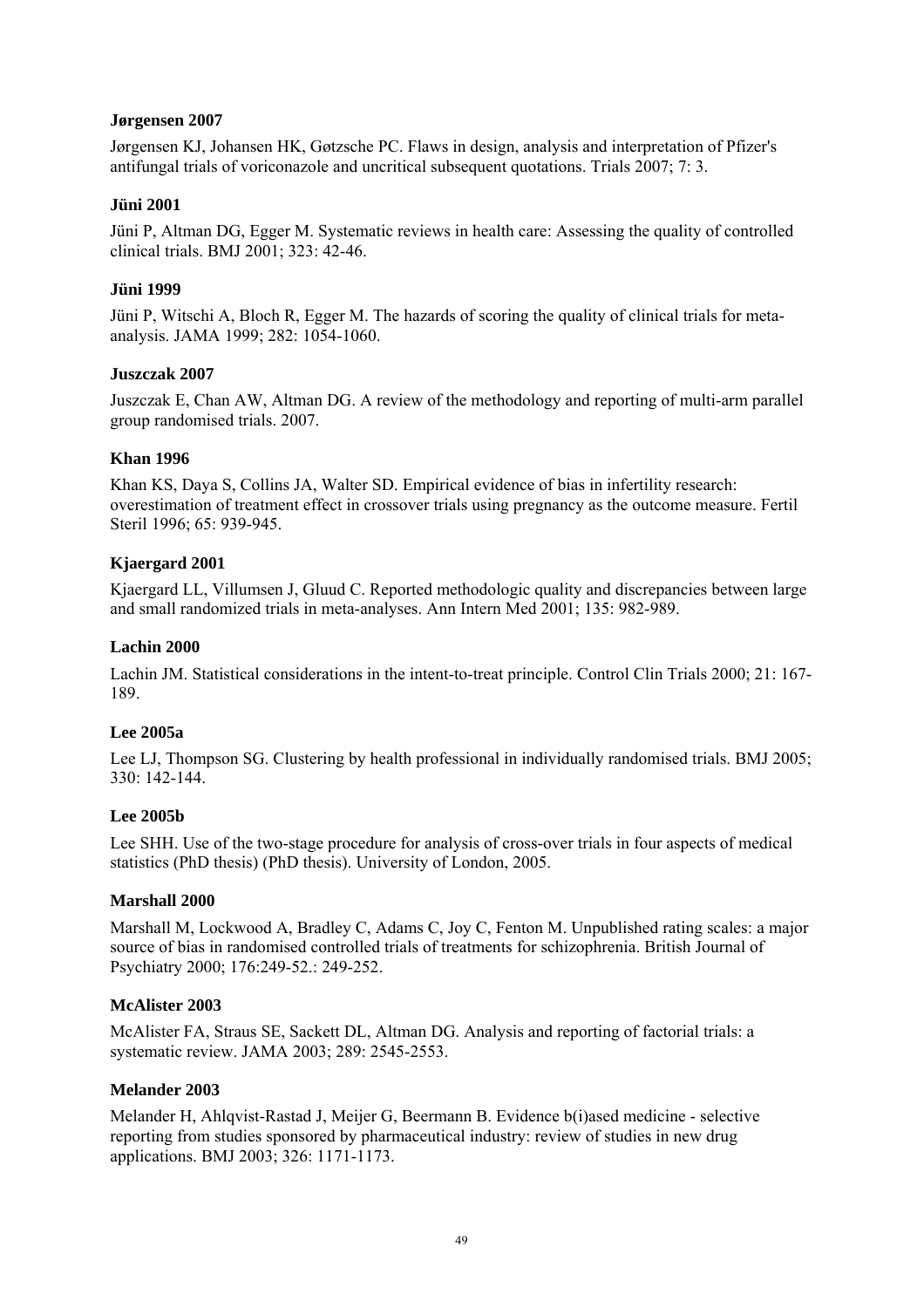**Jørgensen 2007**

Jørgensen KJ, Johansen HK, Gøtzsche PC. Flaws in design, analysis and interpretation of Pfizer's antifungal trials of voriconazole and uncritical subsequent quotations. Trials 2007; 7: 3.

**Jüni 2001**

Jüni P, Altman DG, Egger M. Systematic reviews in health care: Assessing the quality of controlled clinical trials. BMJ 2001; 323: 42-46.

**Jüni 1999**

Jüni P, Witschi A, Bloch R, Egger M. The hazards of scoring the quality of clinical trials for meta-analysis. JAMA 1999; 282: 1054-1060.

**Juszczak 2007**

Juszczak E, Chan AW, Altman DG. A review of the methodology and reporting of multi-arm parallel group randomised trials. 2007.

**Khan 1996**

Khan KS, Daya S, Collins JA, Walter SD. Empirical evidence of bias in infertility research: overestimation of treatment effect in crossover trials using pregnancy as the outcome measure. Fertil Steril 1996; 65: 939-945.

**Kjaergard 2001**

Kjaergard LL, Villumsen J, Gluud C. Reported methodologic quality and discrepancies between large and small randomized trials in meta-analyses. Ann Intern Med 2001; 135: 982-989.

**Lachin 2000**

Lachin JM. Statistical considerations in the intent-to-treat principle. Control Clin Trials 2000; 21: 167-189.

**Lee 2005a**

Lee LJ, Thompson SG. Clustering by health professional in individually randomised trials. BMJ 2005; 330: 142-144.

**Lee 2005b**

Lee SHH. Use of the two-stage procedure for analysis of cross-over trials in four aspects of medical statistics (PhD thesis) (PhD thesis). University of London, 2005.

**Marshall 2000**

Marshall M, Lockwood A, Bradley C, Adams C, Joy C, Fenton M. Unpublished rating scales: a major source of bias in randomised controlled trials of treatments for schizophrenia. British Journal of Psychiatry 2000; 176:249-52.: 249-252.

**McAlister 2003**

McAlister FA, Straus SE, Sackett DL, Altman DG. Analysis and reporting of factorial trials: a systematic review. JAMA 2003; 289: 2545-2553.

**Melander 2003**

Melander H, Ahlqvist-Rastad J, Meijer G, Beermann B. Evidence b(i)ased medicine - selective reporting from studies sponsored by pharmaceutical industry: review of studies in new drug applications. BMJ 2003; 326: 1171-1173.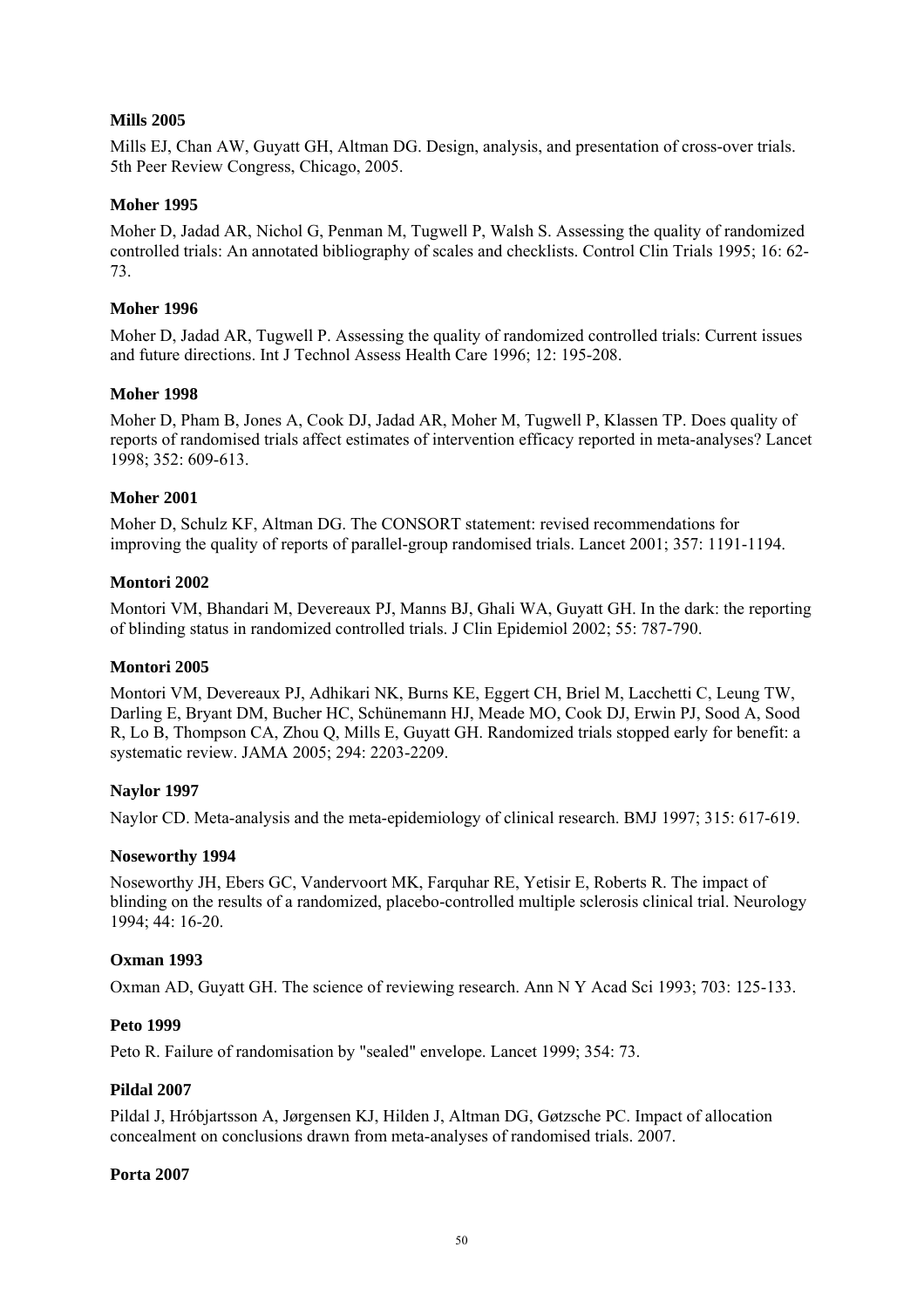**Mills 2005**

Mills EJ, Chan AW, Guyatt GH, Altman DG. Design, analysis, and presentation of cross-over trials. 5th Peer Review Congress, Chicago, 2005.

**Moher 1995**

Moher D, Jadad AR, Nichol G, Penman M, Tugwell P, Walsh S. Assessing the quality of randomized controlled trials: An annotated bibliography of scales and checklists. Control Clin Trials 1995; 16: 62-73.

**Moher 1996**

Moher D, Jadad AR, Tugwell P. Assessing the quality of randomized controlled trials: Current issues and future directions. Int J Technol Assess Health Care 1996; 12: 195-208.

**Moher 1998**

Moher D, Pham B, Jones A, Cook DJ, Jadad AR, Moher M, Tugwell P, Klassen TP. Does quality of reports of randomised trials affect estimates of intervention efficacy reported in meta-analyses? Lancet 1998; 352: 609-613.

**Moher 2001**

Moher D, Schulz KF, Altman DG. The CONSORT statement: revised recommendations for improving the quality of reports of parallel-group randomised trials. Lancet 2001; 357: 1191-1194.

**Montori 2002**

Montori VM, Bhandari M, Devereaux PJ, Manns BJ, Ghali WA, Guyatt GH. In the dark: the reporting of blinding status in randomized controlled trials. J Clin Epidemiol 2002; 55: 787-790.

**Montori 2005**

Montori VM, Devereaux PJ, Adhikari NK, Burns KE, Eggert CH, Briel M, Lacchetti C, Leung TW, Darling E, Bryant DM, Bucher HC, Schünemann HJ, Meade MO, Cook DJ, Erwin PJ, Sood A, Sood R, Lo B, Thompson CA, Zhou Q, Mills E, Guyatt GH. Randomized trials stopped early for benefit: a systematic review. JAMA 2005; 294: 2203-2209.

**Naylor 1997**

Naylor CD. Meta-analysis and the meta-epidemiology of clinical research. BMJ 1997; 315: 617-619.

**Noseworthy 1994**

Noseworthy JH, Ebers GC, Vandervoort MK, Farquhar RE, Yetisir E, Roberts R. The impact of blinding on the results of a randomized, placebo-controlled multiple sclerosis clinical trial. Neurology 1994; 44: 16-20.

**Oxman 1993**

Oxman AD, Guyatt GH. The science of reviewing research. Ann N Y Acad Sci 1993; 703: 125-133.

**Peto 1999**

Peto R. Failure of randomisation by "sealed" envelope. Lancet 1999; 354: 73.

**Pildal 2007**

Pildal J, Hróbjartsson A, Jørgensen KJ, Hilden J, Altman DG, Gøtzsche PC. Impact of allocation concealment on conclusions drawn from meta-analyses of randomised trials. 2007.

**Porta 2007**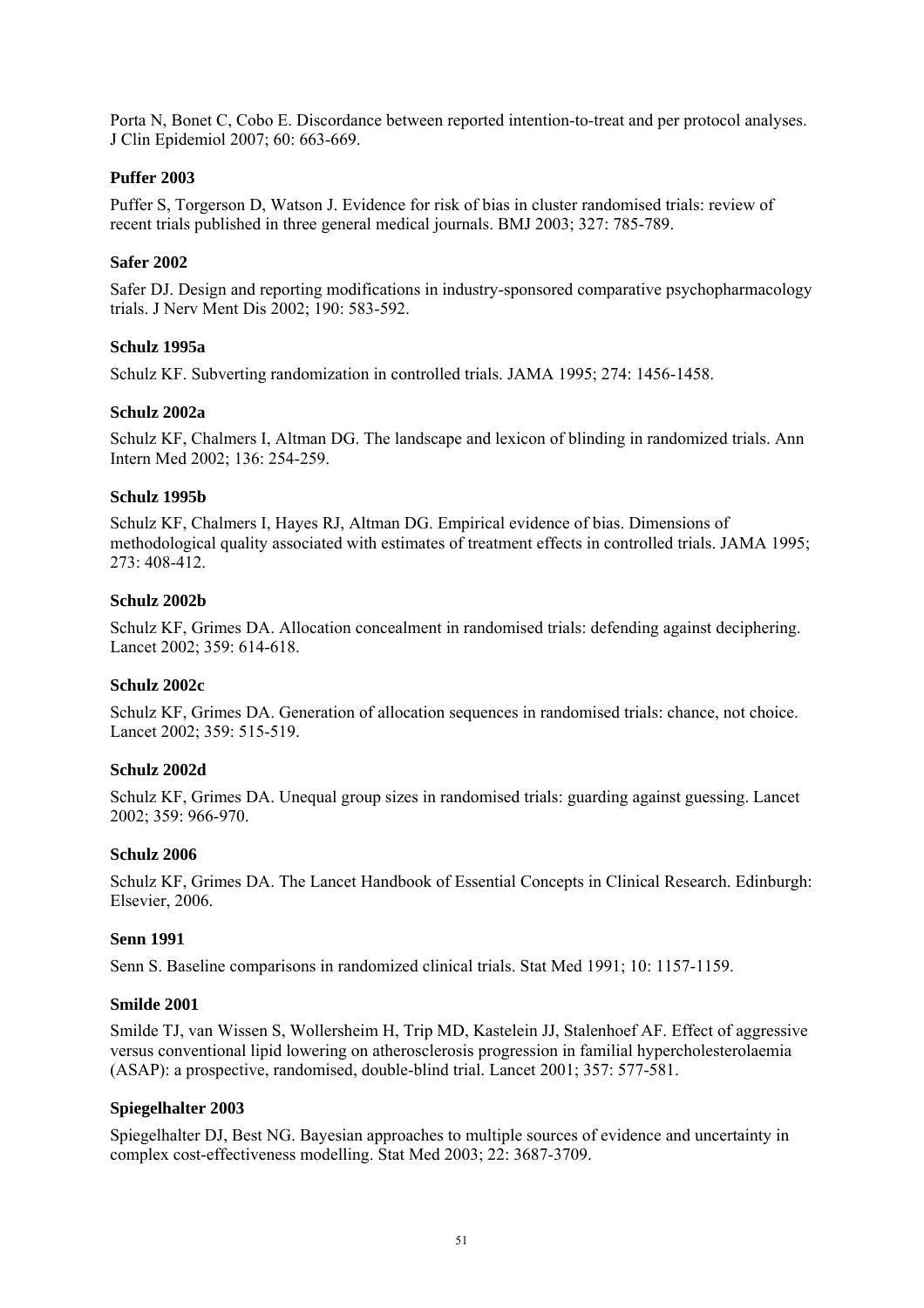Porta N, Bonet C, Cobo E. Discordance between reported intention-to-treat and per protocol analyses. J Clin Epidemiol 2007; 60: 663-669.

**Puffer 2003**

Puffer S, Torgerson D, Watson J. Evidence for risk of bias in cluster randomised trials: review of recent trials published in three general medical journals. BMJ 2003; 327: 785-789.

**Safer 2002**

Safer DJ. Design and reporting modifications in industry-sponsored comparative psychopharmacology trials. J Nerv Ment Dis 2002; 190: 583-592.

**Schulz 1995a**

Schulz KF. Subverting randomization in controlled trials. JAMA 1995; 274: 1456-1458.

**Schulz 2002a**

Schulz KF, Chalmers I, Altman DG. The landscape and lexicon of blinding in randomized trials. Ann Intern Med 2002; 136: 254-259.

**Schulz 1995b**

Schulz KF, Chalmers I, Hayes RJ, Altman DG. Empirical evidence of bias. Dimensions of methodological quality associated with estimates of treatment effects in controlled trials. JAMA 1995; 273: 408-412.

**Schulz 2002b**

Schulz KF, Grimes DA. Allocation concealment in randomised trials: defending against deciphering. Lancet 2002; 359: 614-618.

**Schulz 2002c**

Schulz KF, Grimes DA. Generation of allocation sequences in randomised trials: chance, not choice. Lancet 2002; 359: 515-519.

**Schulz 2002d**

Schulz KF, Grimes DA. Unequal group sizes in randomised trials: guarding against guessing. Lancet 2002; 359: 966-970.

**Schulz 2006**

Schulz KF, Grimes DA. The Lancet Handbook of Essential Concepts in Clinical Research. Edinburgh: Elsevier, 2006.

**Senn 1991**

Senn S. Baseline comparisons in randomized clinical trials. Stat Med 1991; 10: 1157-1159.

**Smilde 2001**

Smilde TJ, van Wissen S, Wollersheim H, Trip MD, Kastelein JJ, Stalenhoef AF. Effect of aggressive versus conventional lipid lowering on atherosclerosis progression in familial hypercholesterolaemia (ASAP): a prospective, randomised, double-blind trial. Lancet 2001; 357: 577-581.

**Spiegelhalter 2003**

Spiegelhalter DJ, Best NG. Bayesian approaches to multiple sources of evidence and uncertainty in complex cost-effectiveness modelling. Stat Med 2003; 22: 3687-3709.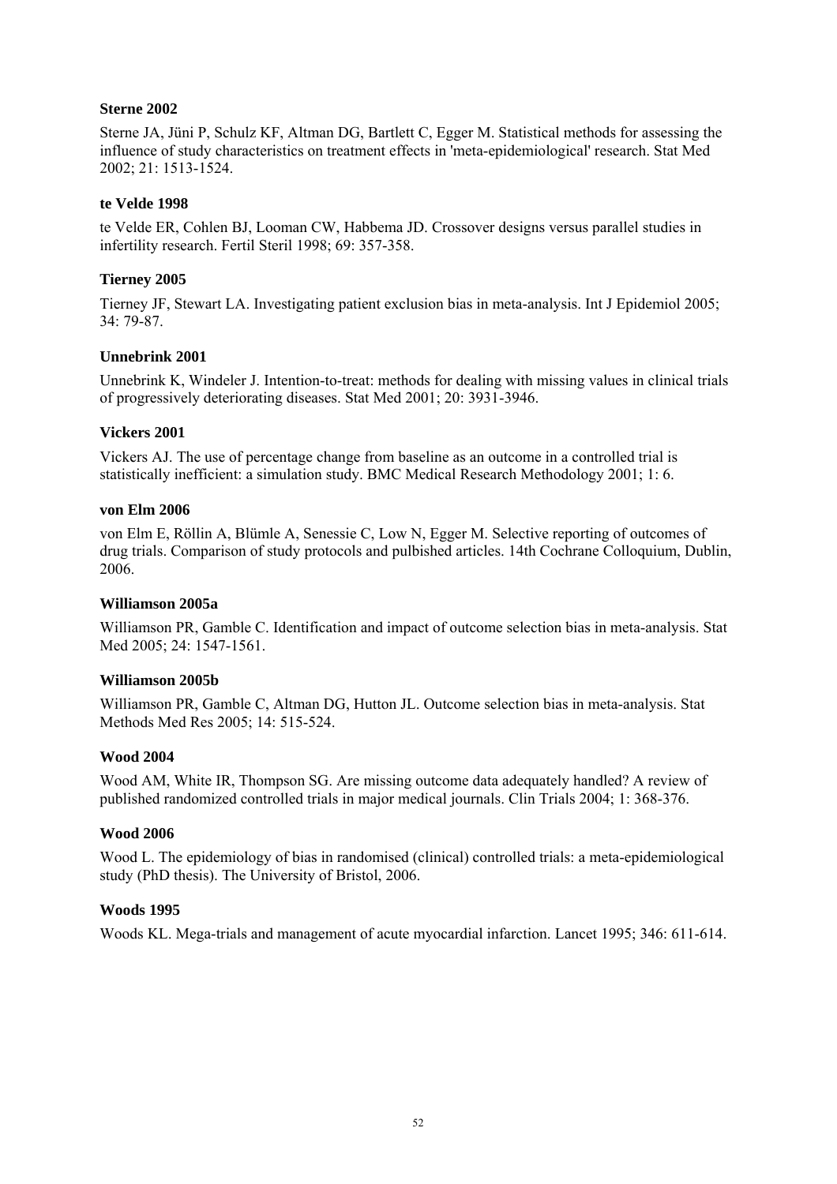**Sterne 2002**

Sterne JA, Jüni P, Schulz KF, Altman DG, Bartlett C, Egger M. Statistical methods for assessing the influence of study characteristics on treatment effects in 'meta-epidemiological' research. Stat Med 2002; 21: 1513-1524.

**te Velde 1998**

te Velde ER, Cohlen BJ, Looman CW, Habbema JD. Crossover designs versus parallel studies in infertility research. Fertil Steril 1998; 69: 357-358.

**Tierney 2005**

Tierney JF, Stewart LA. Investigating patient exclusion bias in meta-analysis. Int J Epidemiol 2005; 34: 79-87.

**Unnebrink 2001**

Unnebrink K, Windeler J. Intention-to-treat: methods for dealing with missing values in clinical trials of progressively deteriorating diseases. Stat Med 2001; 20: 3931-3946.

**Vickers 2001**

Vickers AJ. The use of percentage change from baseline as an outcome in a controlled trial is statistically inefficient: a simulation study. BMC Medical Research Methodology 2001; 1: 6.

**von Elm 2006**

von Elm E, Röllin A, Blümle A, Senessie C, Low N, Egger M. Selective reporting of outcomes of drug trials. Comparison of study protocols and pulbished articles. 14th Cochrane Colloquium, Dublin, 2006.

**Williamson 2005a**

Williamson PR, Gamble C. Identification and impact of outcome selection bias in meta-analysis. Stat Med 2005; 24: 1547-1561.

**Williamson 2005b**

Williamson PR, Gamble C, Altman DG, Hutton JL. Outcome selection bias in meta-analysis. Stat Methods Med Res 2005; 14: 515-524.

**Wood 2004**

Wood AM, White IR, Thompson SG. Are missing outcome data adequately handled? A review of published randomized controlled trials in major medical journals. Clin Trials 2004; 1: 368-376.

**Wood 2006**

Wood L. The epidemiology of bias in randomised (clinical) controlled trials: a meta-epidemiological study (PhD thesis). The University of Bristol, 2006.

**Woods 1995**

Woods KL. Mega-trials and management of acute myocardial infarction. Lancet 1995; 346: 611-614.